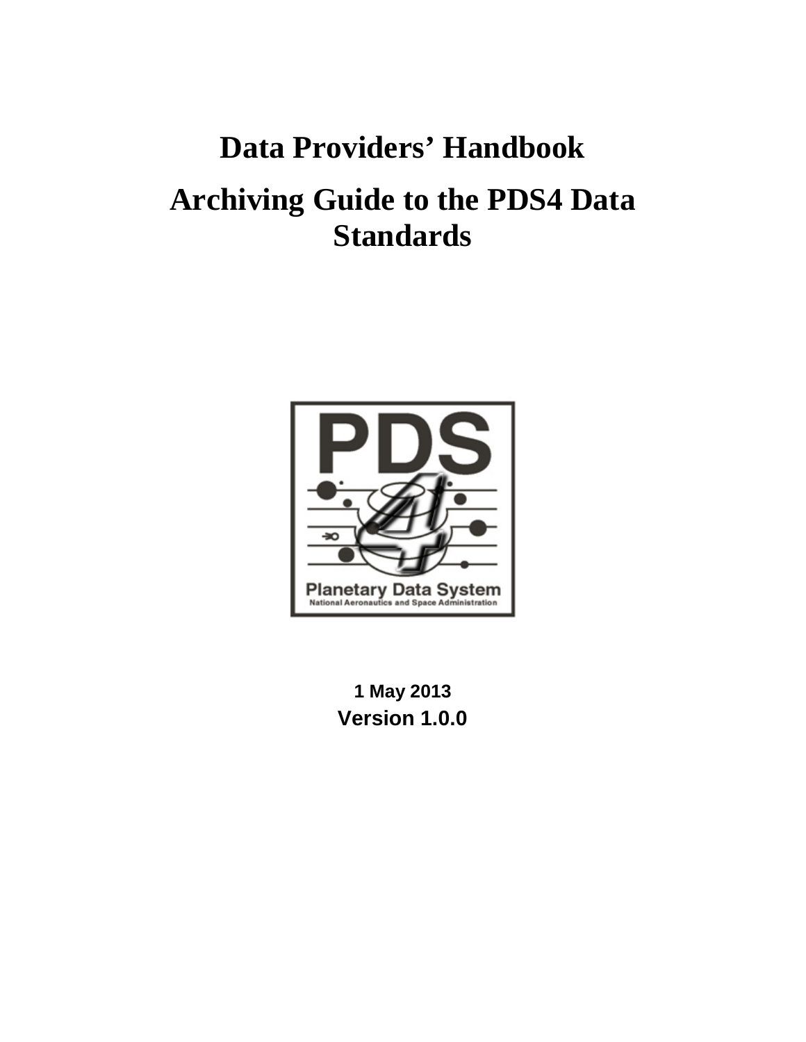# Data Providers' Handbook

# Archiving Guide to the PDS4 Data Standards

**1 May 2013**

**Version 1.0.0**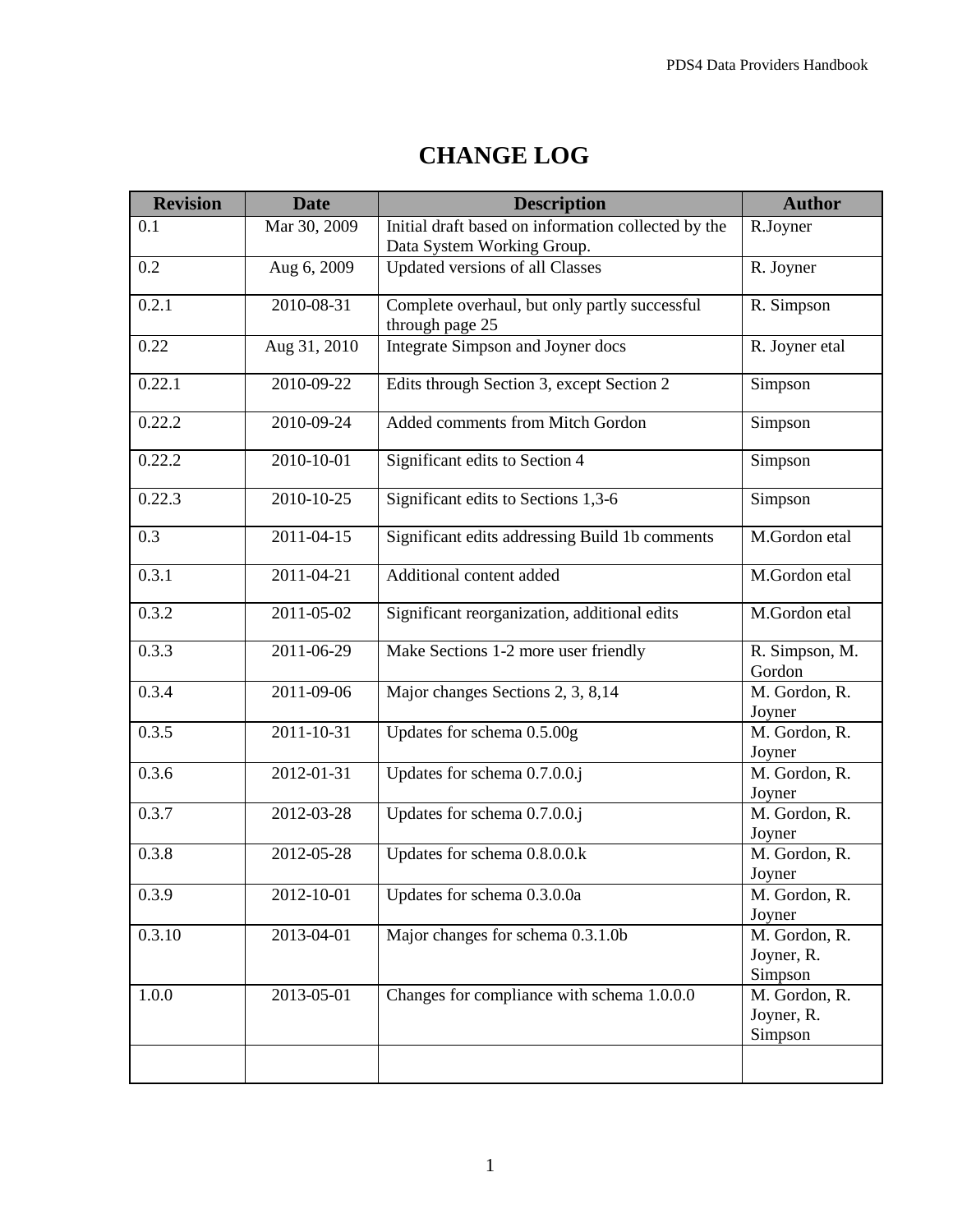# CHANGE LOG

| Revision | Date | Description | Author |
|---|---|---|---|
| 0.1 | Mar 30, 2009 | Initial draft based on information collected by the Data System Working Group. | R.Joyner |
| 0.2 | Aug 6, 2009 | Updated versions of all Classes | R. Joyner |
| 0.2.1 | 2010-08-31 | Complete overhaul, but only partly successful through page 25 | R. Simpson |
| 0.22 | Aug 31, 2010 | Integrate Simpson and Joyner docs | R. Joyner etal |
| 0.22.1 | 2010-09-22 | Edits through Section 3, except Section 2 | Simpson |
| 0.22.2 | 2010-09-24 | Added comments from Mitch Gordon | Simpson |
| 0.22.2 | 2010-10-01 | Significant edits to Section 4 | Simpson |
| 0.22.3 | 2010-10-25 | Significant edits to Sections 1,3-6 | Simpson |
| 0.3 | 2011-04-15 | Significant edits addressing Build 1b comments | M.Gordon etal |
| 0.3.1 | 2011-04-21 | Additional content added | M.Gordon etal |
| 0.3.2 | 2011-05-02 | Significant reorganization, additional edits | M.Gordon etal |
| 0.3.3 | 2011-06-29 | Make Sections 1-2 more user friendly | R. Simpson, M. Gordon |
| 0.3.4 | 2011-09-06 | Major changes Sections 2, 3, 8,14 | M. Gordon, R. Joyner |
| 0.3.5 | 2011-10-31 | Updates for schema 0.5.00g | M. Gordon, R. Joyner |
| 0.3.6 | 2012-01-31 | Updates for schema 0.7.0.0.j | M. Gordon, R. Joyner |
| 0.3.7 | 2012-03-28 | Updates for schema 0.7.0.0.j | M. Gordon, R. Joyner |
| 0.3.8 | 2012-05-28 | Updates for schema 0.8.0.0.k | M. Gordon, R. Joyner |
| 0.3.9 | 2012-10-01 | Updates for schema 0.3.0.0a | M. Gordon, R. Joyner |
| 0.3.10 | 2013-04-01 | Major changes for schema 0.3.1.0b | M. Gordon, R. Joyner, R. Simpson |
| 1.0.0 | 2013-05-01 | Changes for compliance with schema 1.0.0.0 | M. Gordon, R. Joyner, R. Simpson |
| | | | |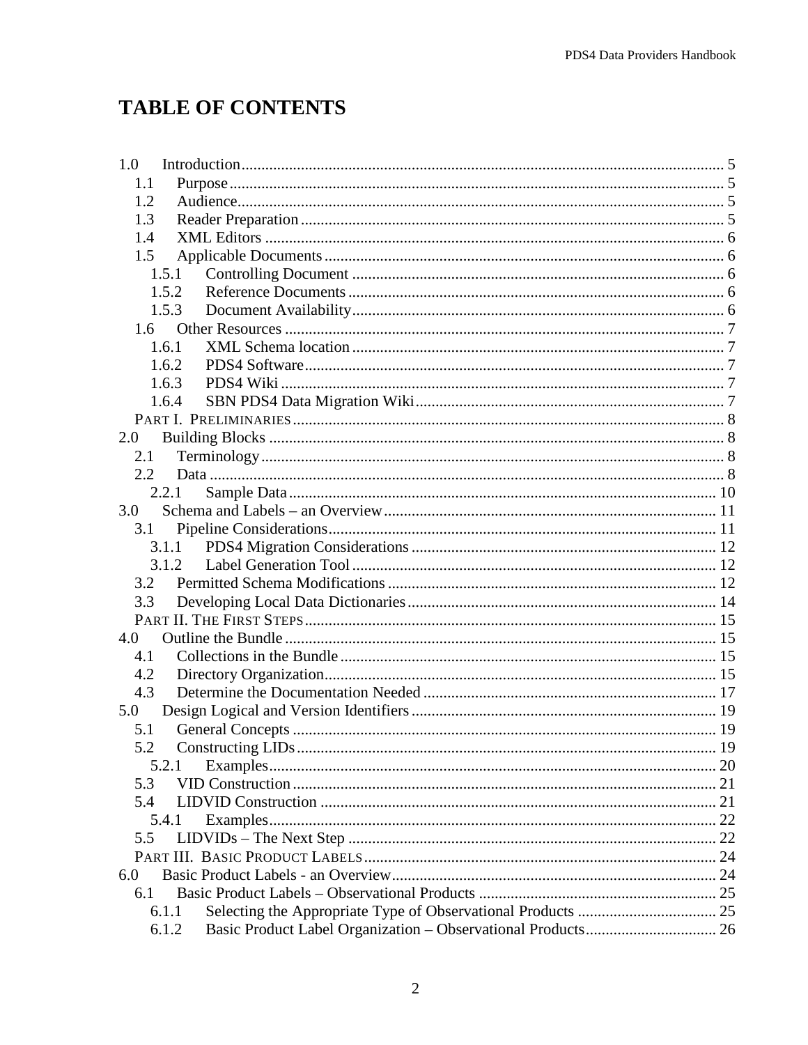# TABLE OF CONTENTS

1.0 Introduction ........................................................................................................ 5
- 1.1 Purpose ........................................................................................................ 5
- 1.2 Audience ...................................................................................................... 5
- 1.3 Reader Preparation ....................................................................................... 5
- 1.4 XML Editors ................................................................................................ 6
- 1.5 Applicable Documents ................................................................................. 6
  - 1.5.1 Controlling Document ........................................................................... 6
  - 1.5.2 Reference Documents ............................................................................ 6
  - 1.5.3 Document Availability ........................................................................... 6
- 1.6 Other Resources ........................................................................................... 7
  - 1.6.1 XML Schema location ........................................................................... 7
  - 1.6.2 PDS4 Software ....................................................................................... 7
  - 1.6.3 PDS4 Wiki ............................................................................................. 7
  - 1.6.4 SBN PDS4 Data Migration Wiki ........................................................... 7

PART I. PRELIMINARIES ........................................................................................ 8

2.0 Building Blocks .................................................................................................. 8
- 2.1 Terminology ................................................................................................. 8
- 2.2 Data ............................................................................................................. 8
  - 2.2.1 Sample Data ......................................................................................... 10

3.0 Schema and Labels – an Overview .................................................................... 11
- 3.1 Pipeline Considerations ............................................................................... 11
  - 3.1.1 PDS4 Migration Considerations ............................................................ 12
  - 3.1.2 Label Generation Tool .......................................................................... 12
- 3.2 Permitted Schema Modifications ................................................................. 12
- 3.3 Developing Local Data Dictionaries ............................................................ 14

PART II. THE FIRST STEPS .................................................................................... 15

4.0 Outline the Bundle ............................................................................................ 15
- 4.1 Collections in the Bundle ............................................................................. 15
- 4.2 Directory Organization ................................................................................. 15
- 4.3 Determine the Documentation Needed ........................................................ 17

5.0 Design Logical and Version Identifiers ............................................................. 19
- 5.1 General Concepts ......................................................................................... 19
- 5.2 Constructing LIDs ........................................................................................ 19
  - 5.2.1 Examples .............................................................................................. 20
- 5.3 VID Construction ......................................................................................... 21
- 5.4 LIDVID Construction .................................................................................. 21
  - 5.4.1 Examples .............................................................................................. 22
- 5.5 LIDVIDs – The Next Step ............................................................................ 22

PART III. BASIC PRODUCT LABELS ...................................................................... 24

6.0 Basic Product Labels - an Overview .................................................................. 24
- 6.1 Basic Product Labels – Observational Products ........................................... 25
  - 6.1.1 Selecting the Appropriate Type of Observational Products ................... 25
  - 6.1.2 Basic Product Label Organization – Observational Products ................. 26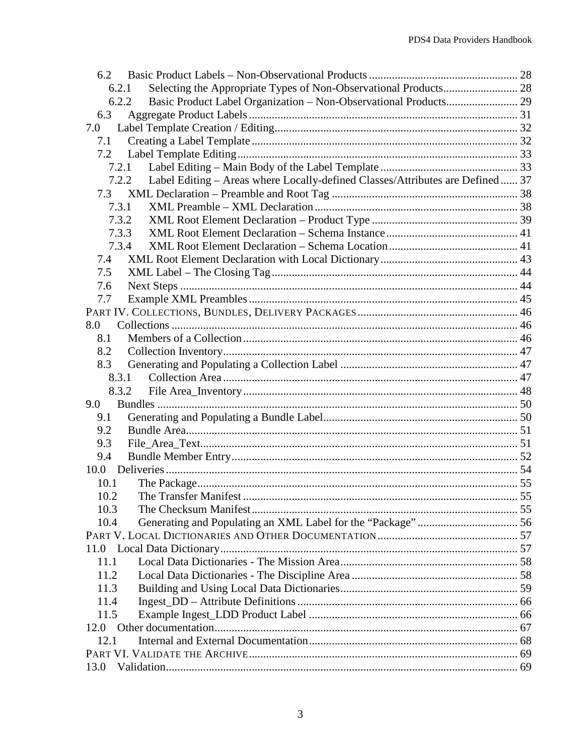- 6.2 Basic Product Labels – Non-Observational Products .................................................... 28
  - 6.2.1 Selecting the Appropriate Types of Non-Observational Products.......................... 28
  - 6.2.2 Basic Product Label Organization – Non-Observational Products......................... 29
- 6.3 Aggregate Product Labels ............................................................................................. 31

7.0 Label Template Creation / Editing.................................................................................... 32
- 7.1 Creating a Label Template ............................................................................................ 32
- 7.2 Label Template Editing................................................................................................. 33
  - 7.2.1 Label Editing – Main Body of the Label Template ................................................ 33
  - 7.2.2 Label Editing – Areas where Locally-defined Classes/Attributes are Defined ...... 37
- 7.3 XML Declaration – Preamble and Root Tag ................................................................. 38
  - 7.3.1 XML Preamble – XML Declaration ....................................................................... 38
  - 7.3.2 XML Root Element Declaration – Product Type ................................................... 39
  - 7.3.3 XML Root Element Declaration – Schema Instance............................................. 41
  - 7.3.4 XML Root Element Declaration – Schema Location............................................ 41
- 7.4 XML Root Element Declaration with Local Dictionary................................................ 43
- 7.5 XML Label – The Closing Tag..................................................................................... 44
- 7.6 Next Steps ..................................................................................................................... 44
- 7.7 Example XML Preambles ............................................................................................. 45

PART IV. COLLECTIONS, BUNDLES, DELIVERY PACKAGES........................................................ 46

8.0 Collections ........................................................................................................................ 46
- 8.1 Members of a Collection ............................................................................................... 46
- 8.2 Collection Inventory...................................................................................................... 47
- 8.3 Generating and Populating a Collection Label ............................................................. 47
  - 8.3.1 Collection Area ...................................................................................................... 47
  - 8.3.2 File Area_Inventory............................................................................................... 48

9.0 Bundles ............................................................................................................................. 50
- 9.1 Generating and Populating a Bundle Label................................................................... 50
- 9.2 Bundle Area................................................................................................................... 51
- 9.3 File_Area_Text.............................................................................................................. 51
- 9.4 Bundle Member Entry................................................................................................... 52

10.0 Deliveries .......................................................................................................................... 54
- 10.1 The Package................................................................................................................... 55
- 10.2 The Transfer Manifest ................................................................................................... 55
- 10.3 The Checksum Manifest ................................................................................................ 55
- 10.4 Generating and Populating an XML Label for the “Package” ................................... 56

PART V. LOCAL DICTIONARIES AND OTHER DOCUMENTATION................................................ 57

11.0 Local Data Dictionary....................................................................................................... 57
- 11.1 Local Data Dictionaries - The Mission Area.................................................................. 58
- 11.2 Local Data Dictionaries - The Discipline Area ............................................................. 58
- 11.3 Building and Using Local Data Dictionaries................................................................. 59
- 11.4 Ingest_DD – Attribute Definitions ................................................................................ 66
- 11.5 Example Ingest_LDD Product Label ............................................................................ 66

12.0 Other documentation......................................................................................................... 67
- 12.1 Internal and External Documentation........................................................................... 68

PART VI. VALIDATE THE ARCHIVE............................................................................................ 69

13.0 Validation.......................................................................................................................... 69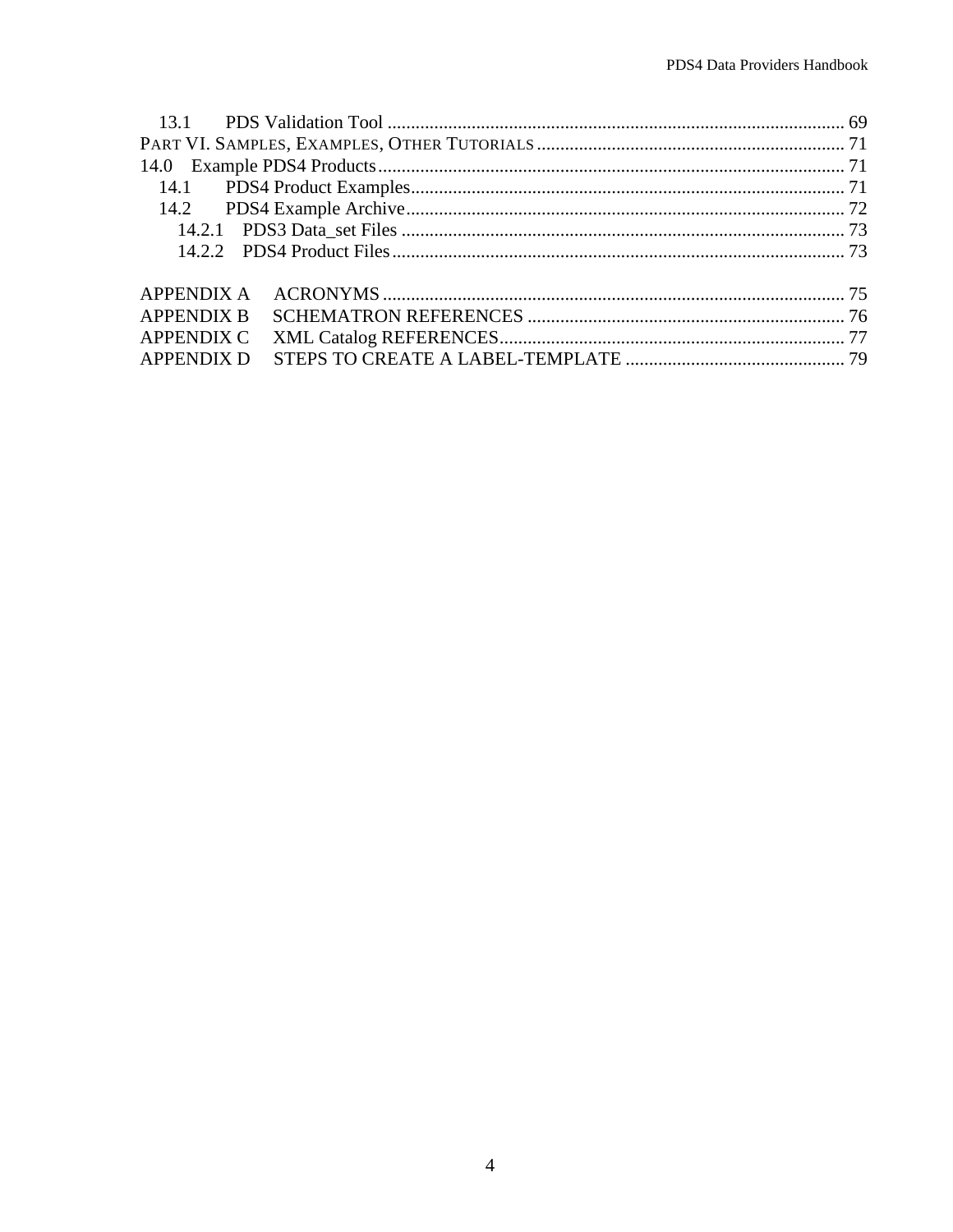13.1 PDS Validation Tool ................................................................................................ 69

PART VI. SAMPLES, EXAMPLES, OTHER TUTORIALS ................................................................. 71

14.0 Example PDS4 Products.................................................................................................... 71

14.1 PDS4 Product Examples............................................................................................. 71

14.2 PDS4 Example Archive............................................................................................. 72

14.2.1 PDS3 Data_set Files ............................................................................................... 73

14.2.2 PDS4 Product Files................................................................................................. 73

APPENDIX A ACRONYMS ................................................................................................... 75

APPENDIX B SCHEMATRON REFERENCES ................................................................... 76

APPENDIX C XML Catalog REFERENCES......................................................................... 77

APPENDIX D STEPS TO CREATE A LABEL-TEMPLATE ............................................... 79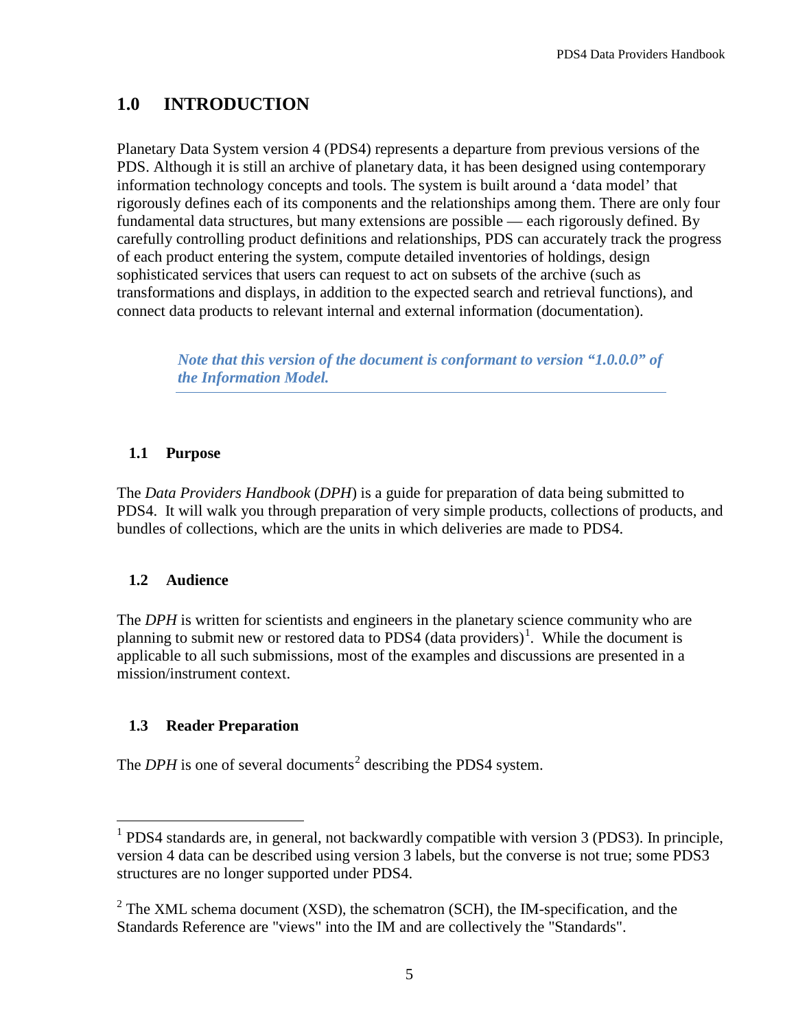# 1.0 INTRODUCTION

Planetary Data System version 4 (PDS4) represents a departure from previous versions of the PDS. Although it is still an archive of planetary data, it has been designed using contemporary information technology concepts and tools. The system is built around a 'data model' that rigorously defines each of its components and the relationships among them. There are only four fundamental data structures, but many extensions are possible — each rigorously defined. By carefully controlling product definitions and relationships, PDS can accurately track the progress of each product entering the system, compute detailed inventories of holdings, design sophisticated services that users can request to act on subsets of the archive (such as transformations and displays, in addition to the expected search and retrieval functions), and connect data products to relevant internal and external information (documentation).

> ***Note that this version of the document is conformant to version "1.0.0.0" of the Information Model.***

## 1.1 Purpose

The *Data Providers Handbook* (*DPH*) is a guide for preparation of data being submitted to PDS4. It will walk you through preparation of very simple products, collections of products, and bundles of collections, which are the units in which deliveries are made to PDS4.

## 1.2 Audience

The *DPH* is written for scientists and engineers in the planetary science community who are planning to submit new or restored data to PDS4 (data providers)[1]. While the document is applicable to all such submissions, most of the examples and discussions are presented in a mission/instrument context.

## 1.3 Reader Preparation

The *DPH* is one of several documents[2] describing the PDS4 system.

---

[1] PDS4 standards are, in general, not backwardly compatible with version 3 (PDS3). In principle, version 4 data can be described using version 3 labels, but the converse is not true; some PDS3 structures are no longer supported under PDS4.

[2] The XML schema document (XSD), the schematron (SCH), the IM-specification, and the Standards Reference are "views" into the IM and are collectively the "Standards".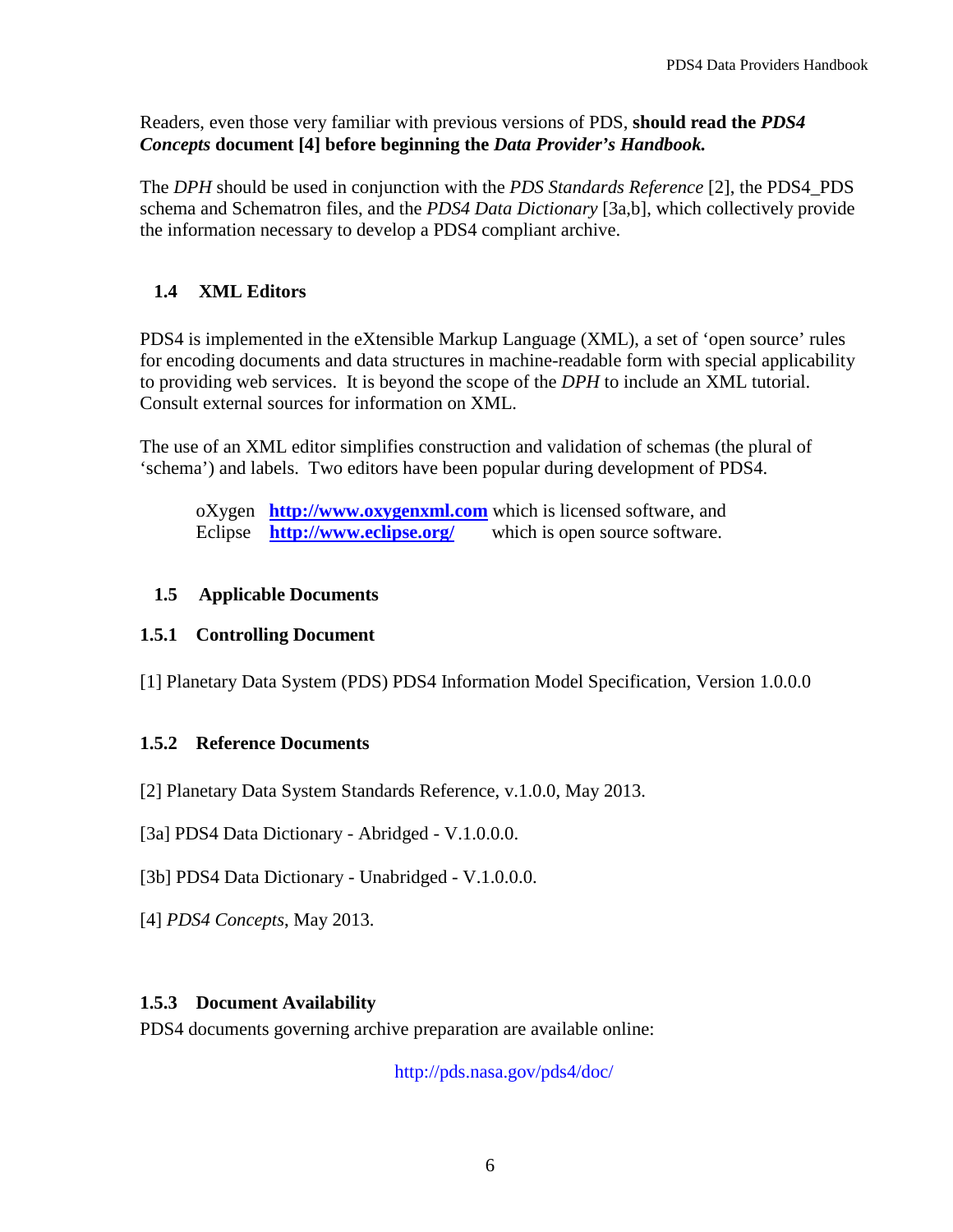Readers, even those very familiar with previous versions of PDS, **should read the *PDS4 Concepts* document [4] before beginning the *Data Provider's Handbook.***

The *DPH* should be used in conjunction with the *PDS Standards Reference* [2], the PDS4_PDS schema and Schematron files, and the *PDS4 Data Dictionary* [3a,b], which collectively provide the information necessary to develop a PDS4 compliant archive.

## 1.4 XML Editors

PDS4 is implemented in the eXtensible Markup Language (XML), a set of 'open source' rules for encoding documents and data structures in machine-readable form with special applicability to providing web services. It is beyond the scope of the *DPH* to include an XML tutorial. Consult external sources for information on XML.

The use of an XML editor simplifies construction and validation of schemas (the plural of 'schema') and labels. Two editors have been popular during development of PDS4.

oXygen **http://www.oxygenxml.com** which is licensed software, and
Eclipse **http://www.eclipse.org/** which is open source software.

## 1.5 Applicable Documents

### 1.5.1 Controlling Document

[1] Planetary Data System (PDS) PDS4 Information Model Specification, Version 1.0.0.0

### 1.5.2 Reference Documents

[2] Planetary Data System Standards Reference, v.1.0.0, May 2013.

[3a] PDS4 Data Dictionary - Abridged - V.1.0.0.0.

[3b] PDS4 Data Dictionary - Unabridged - V.1.0.0.0.

[4] *PDS4 Concepts*, May 2013.

### 1.5.3 Document Availability

PDS4 documents governing archive preparation are available online:

http://pds.nasa.gov/pds4/doc/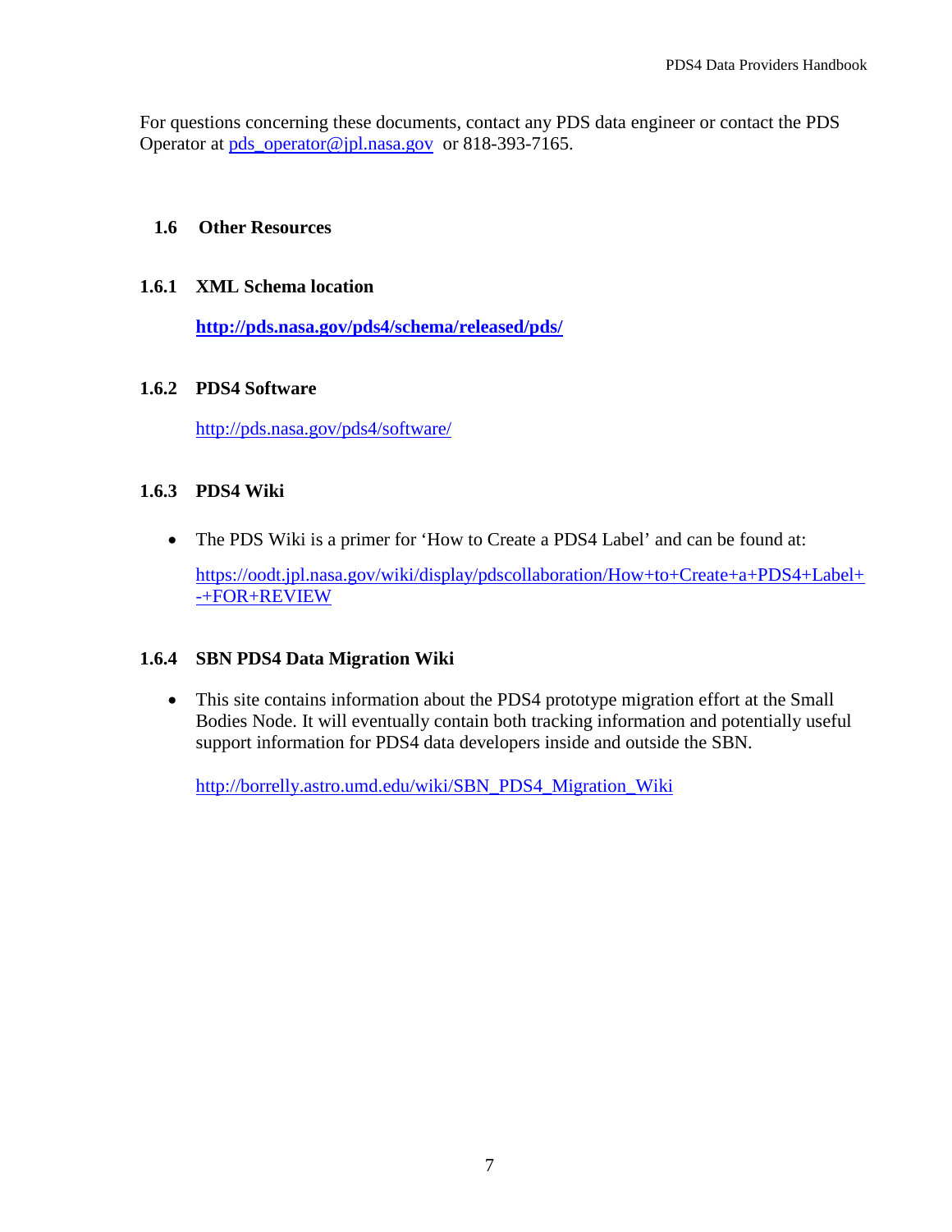For questions concerning these documents, contact any PDS data engineer or contact the PDS Operator at pds_operator@jpl.nasa.gov or 818-393-7165.

## 1.6 Other Resources

### 1.6.1 XML Schema location

**http://pds.nasa.gov/pds4/schema/released/pds/**

### 1.6.2 PDS4 Software

http://pds.nasa.gov/pds4/software/

### 1.6.3 PDS4 Wiki

- The PDS Wiki is a primer for 'How to Create a PDS4 Label' and can be found at:

  https://oodt.jpl.nasa.gov/wiki/display/pdscollaboration/How+to+Create+a+PDS4+Label+-+FOR+REVIEW

### 1.6.4 SBN PDS4 Data Migration Wiki

- This site contains information about the PDS4 prototype migration effort at the Small Bodies Node. It will eventually contain both tracking information and potentially useful support information for PDS4 data developers inside and outside the SBN.

  http://borrelly.astro.umd.edu/wiki/SBN_PDS4_Migration_Wiki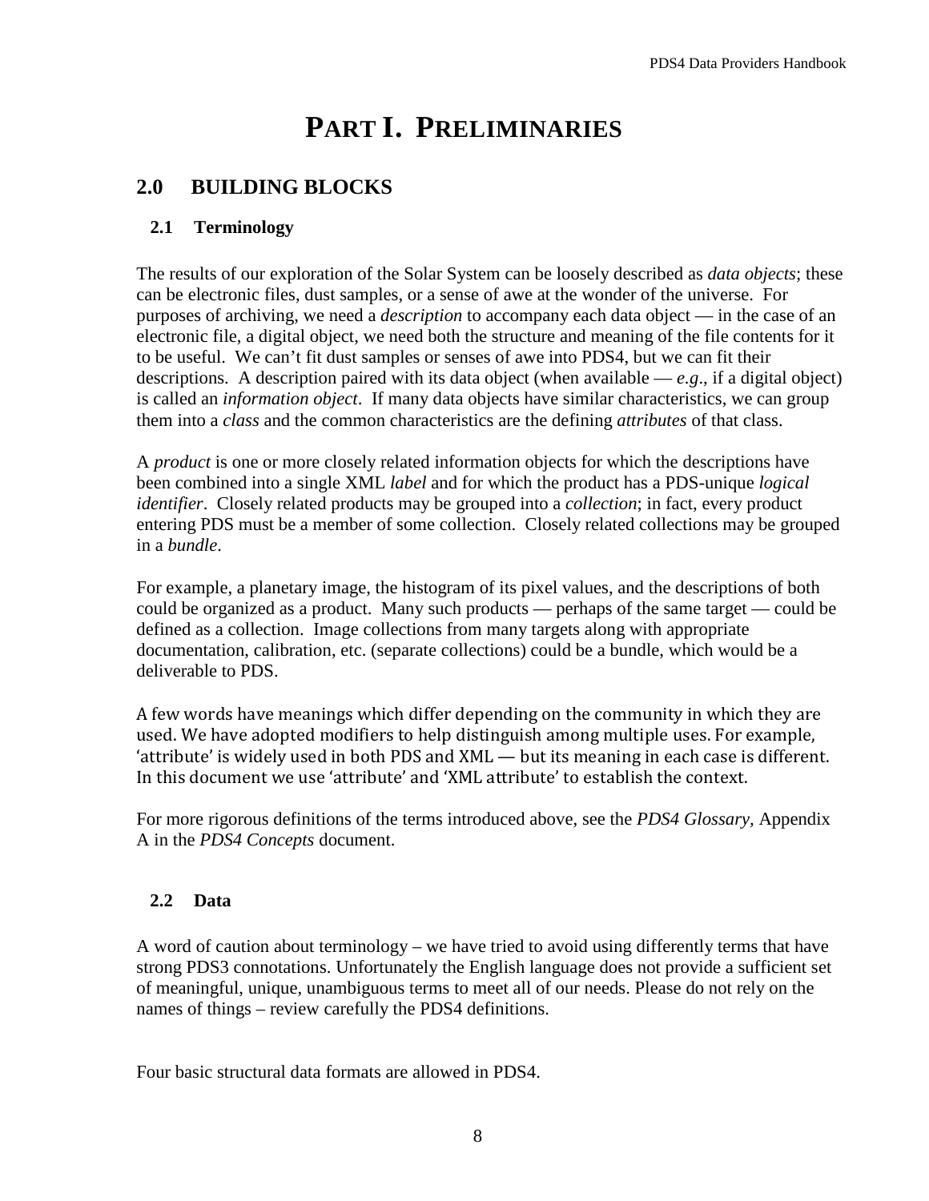# PART I. PRELIMINARIES

## 2.0 BUILDING BLOCKS

### 2.1 Terminology

The results of our exploration of the Solar System can be loosely described as *data objects*; these can be electronic files, dust samples, or a sense of awe at the wonder of the universe. For purposes of archiving, we need a *description* to accompany each data object — in the case of an electronic file, a digital object, we need both the structure and meaning of the file contents for it to be useful. We can't fit dust samples or senses of awe into PDS4, but we can fit their descriptions. A description paired with its data object (when available — *e.g*., if a digital object) is called an *information object*. If many data objects have similar characteristics, we can group them into a *class* and the common characteristics are the defining *attributes* of that class.

A *product* is one or more closely related information objects for which the descriptions have been combined into a single XML *label* and for which the product has a PDS-unique *logical identifier*. Closely related products may be grouped into a *collection*; in fact, every product entering PDS must be a member of some collection. Closely related collections may be grouped in a *bundle*.

For example, a planetary image, the histogram of its pixel values, and the descriptions of both could be organized as a product. Many such products — perhaps of the same target — could be defined as a collection. Image collections from many targets along with appropriate documentation, calibration, etc. (separate collections) could be a bundle, which would be a deliverable to PDS.

A few words have meanings which differ depending on the community in which they are used. We have adopted modifiers to help distinguish among multiple uses. For example, 'attribute' is widely used in both PDS and XML — but its meaning in each case is different. In this document we use 'attribute' and 'XML attribute' to establish the context.

For more rigorous definitions of the terms introduced above, see the *PDS4 Glossary*, Appendix A in the *PDS4 Concepts* document.

### 2.2 Data

A word of caution about terminology – we have tried to avoid using differently terms that have strong PDS3 connotations. Unfortunately the English language does not provide a sufficient set of meaningful, unique, unambiguous terms to meet all of our needs. Please do not rely on the names of things – review carefully the PDS4 definitions.

Four basic structural data formats are allowed in PDS4.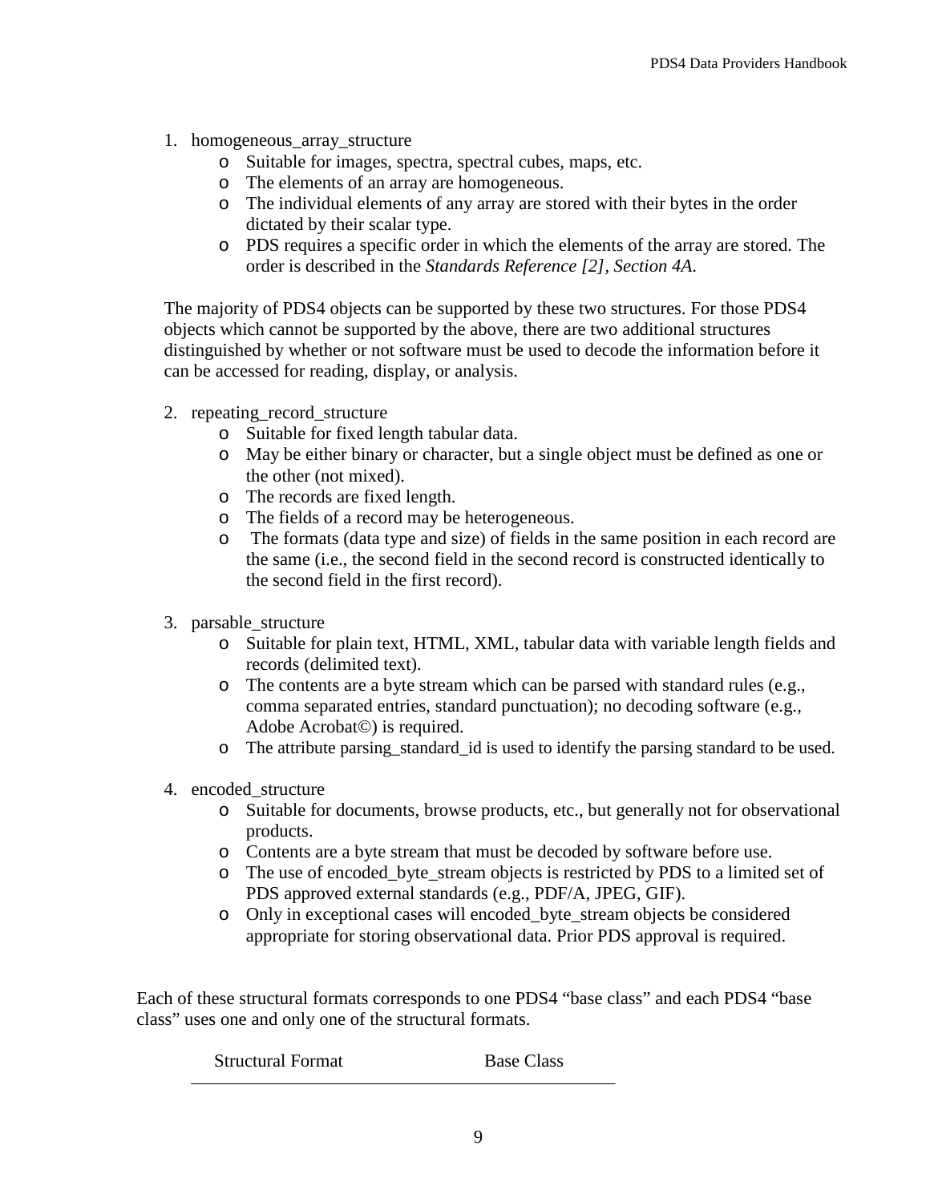1. homogeneous_array_structure
    - Suitable for images, spectra, spectral cubes, maps, etc.
    - The elements of an array are homogeneous.
    - The individual elements of any array are stored with their bytes in the order dictated by their scalar type.
    - PDS requires a specific order in which the elements of the array are stored. The order is described in the *Standards Reference [2], Section 4A.*

The majority of PDS4 objects can be supported by these two structures. For those PDS4 objects which cannot be supported by the above, there are two additional structures distinguished by whether or not software must be used to decode the information before it can be accessed for reading, display, or analysis.

2. repeating_record_structure
    - Suitable for fixed length tabular data.
    - May be either binary or character, but a single object must be defined as one or the other (not mixed).
    - The records are fixed length.
    - The fields of a record may be heterogeneous.
    - The formats (data type and size) of fields in the same position in each record are the same (i.e., the second field in the second record is constructed identically to the second field in the first record).

3. parsable_structure
    - Suitable for plain text, HTML, XML, tabular data with variable length fields and records (delimited text).
    - The contents are a byte stream which can be parsed with standard rules (e.g., comma separated entries, standard punctuation); no decoding software (e.g., Adobe Acrobat©) is required.
    - The attribute parsing_standard_id is used to identify the parsing standard to be used.

4. encoded_structure
    - Suitable for documents, browse products, etc., but generally not for observational products.
    - Contents are a byte stream that must be decoded by software before use.
    - The use of encoded_byte_stream objects is restricted by PDS to a limited set of PDS approved external standards (e.g., PDF/A, JPEG, GIF).
    - Only in exceptional cases will encoded_byte_stream objects be considered appropriate for storing observational data. Prior PDS approval is required.

Each of these structural formats corresponds to one PDS4 "base class" and each PDS4 "base class" uses one and only one of the structural formats.

| Structural Format | Base Class |
| --- | --- |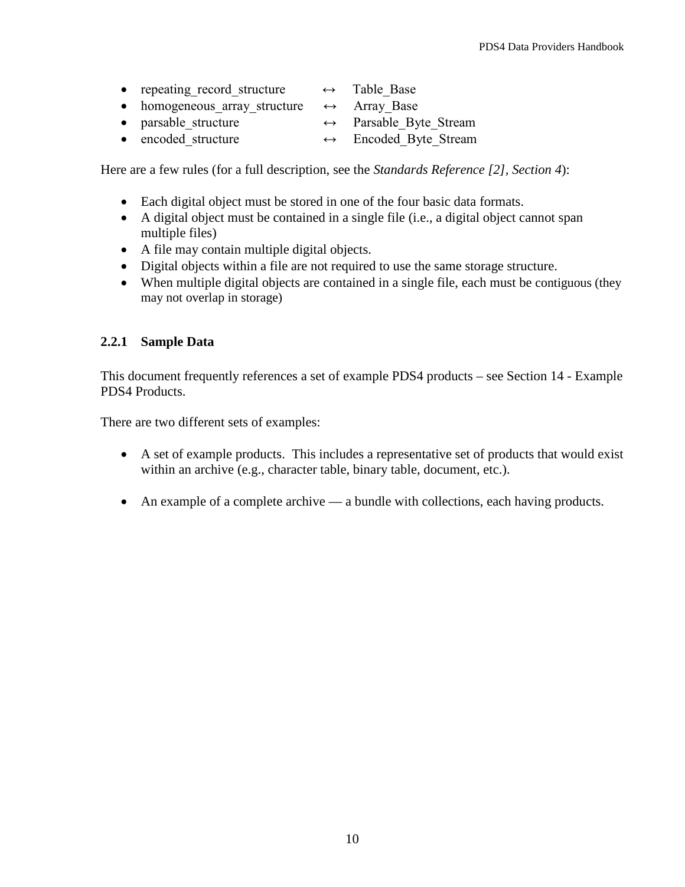- repeating_record_structure ↔ Table_Base
- homogeneous_array_structure ↔ Array_Base
- parsable_structure ↔ Parsable_Byte_Stream
- encoded_structure ↔ Encoded_Byte_Stream

Here are a few rules (for a full description, see the *Standards Reference [2], Section 4*):

- Each digital object must be stored in one of the four basic data formats.
- A digital object must be contained in a single file (i.e., a digital object cannot span multiple files)
- A file may contain multiple digital objects.
- Digital objects within a file are not required to use the same storage structure.
- When multiple digital objects are contained in a single file, each must be contiguous (they may not overlap in storage)

### 2.2.1 Sample Data

This document frequently references a set of example PDS4 products – see Section 14 - Example PDS4 Products.

There are two different sets of examples:

- A set of example products. This includes a representative set of products that would exist within an archive (e.g., character table, binary table, document, etc.).

- An example of a complete archive — a bundle with collections, each having products.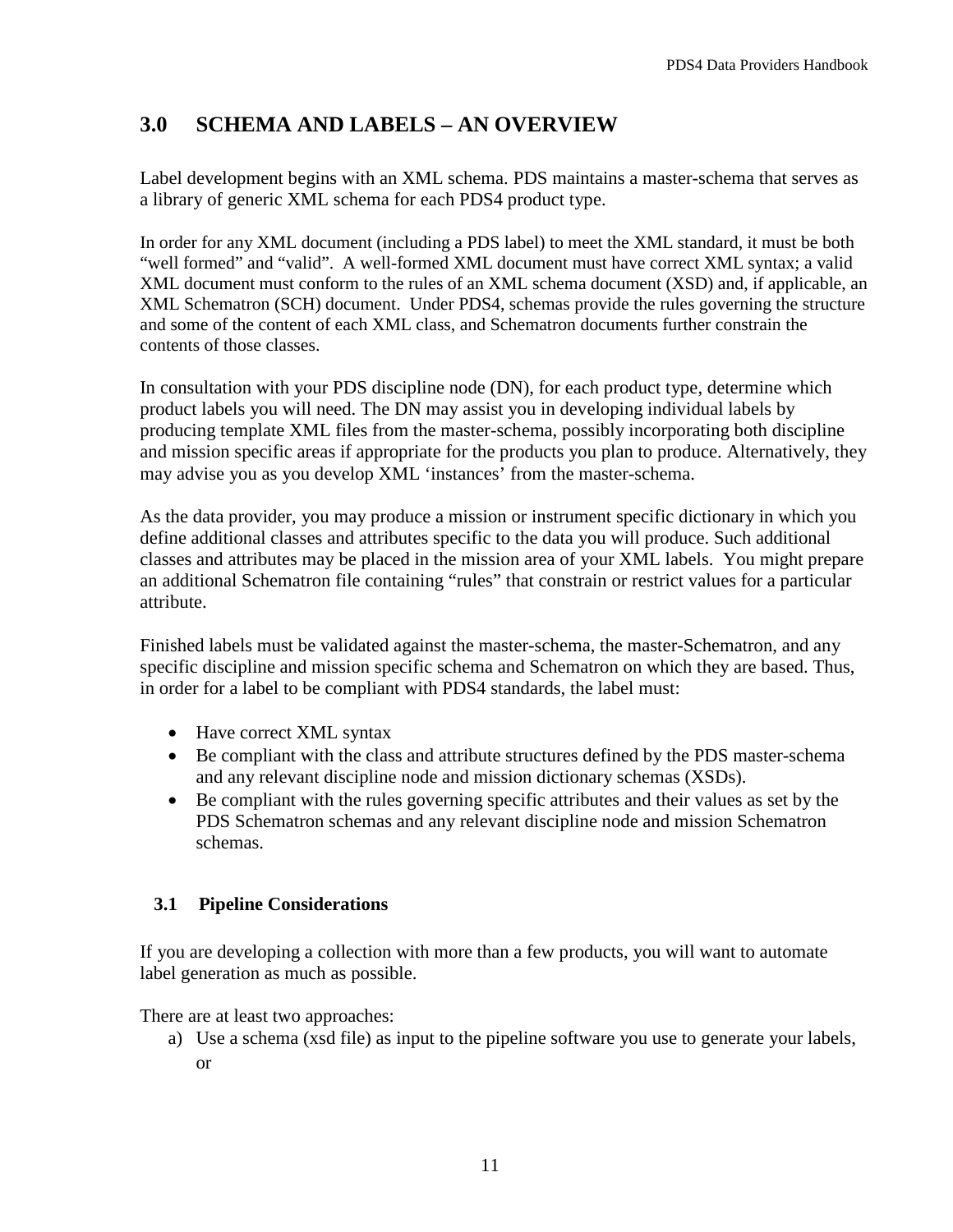# 3.0 SCHEMA AND LABELS – AN OVERVIEW

Label development begins with an XML schema. PDS maintains a master-schema that serves as a library of generic XML schema for each PDS4 product type.

In order for any XML document (including a PDS label) to meet the XML standard, it must be both "well formed" and "valid". A well-formed XML document must have correct XML syntax; a valid XML document must conform to the rules of an XML schema document (XSD) and, if applicable, an XML Schematron (SCH) document. Under PDS4, schemas provide the rules governing the structure and some of the content of each XML class, and Schematron documents further constrain the contents of those classes.

In consultation with your PDS discipline node (DN), for each product type, determine which product labels you will need. The DN may assist you in developing individual labels by producing template XML files from the master-schema, possibly incorporating both discipline and mission specific areas if appropriate for the products you plan to produce. Alternatively, they may advise you as you develop XML 'instances' from the master-schema.

As the data provider, you may produce a mission or instrument specific dictionary in which you define additional classes and attributes specific to the data you will produce. Such additional classes and attributes may be placed in the mission area of your XML labels. You might prepare an additional Schematron file containing "rules" that constrain or restrict values for a particular attribute.

Finished labels must be validated against the master-schema, the master-Schematron, and any specific discipline and mission specific schema and Schematron on which they are based. Thus, in order for a label to be compliant with PDS4 standards, the label must:

- Have correct XML syntax
- Be compliant with the class and attribute structures defined by the PDS master-schema and any relevant discipline node and mission dictionary schemas (XSDs).
- Be compliant with the rules governing specific attributes and their values as set by the PDS Schematron schemas and any relevant discipline node and mission Schematron schemas.

## 3.1 Pipeline Considerations

If you are developing a collection with more than a few products, you will want to automate label generation as much as possible.

There are at least two approaches:

a) Use a schema (xsd file) as input to the pipeline software you use to generate your labels, or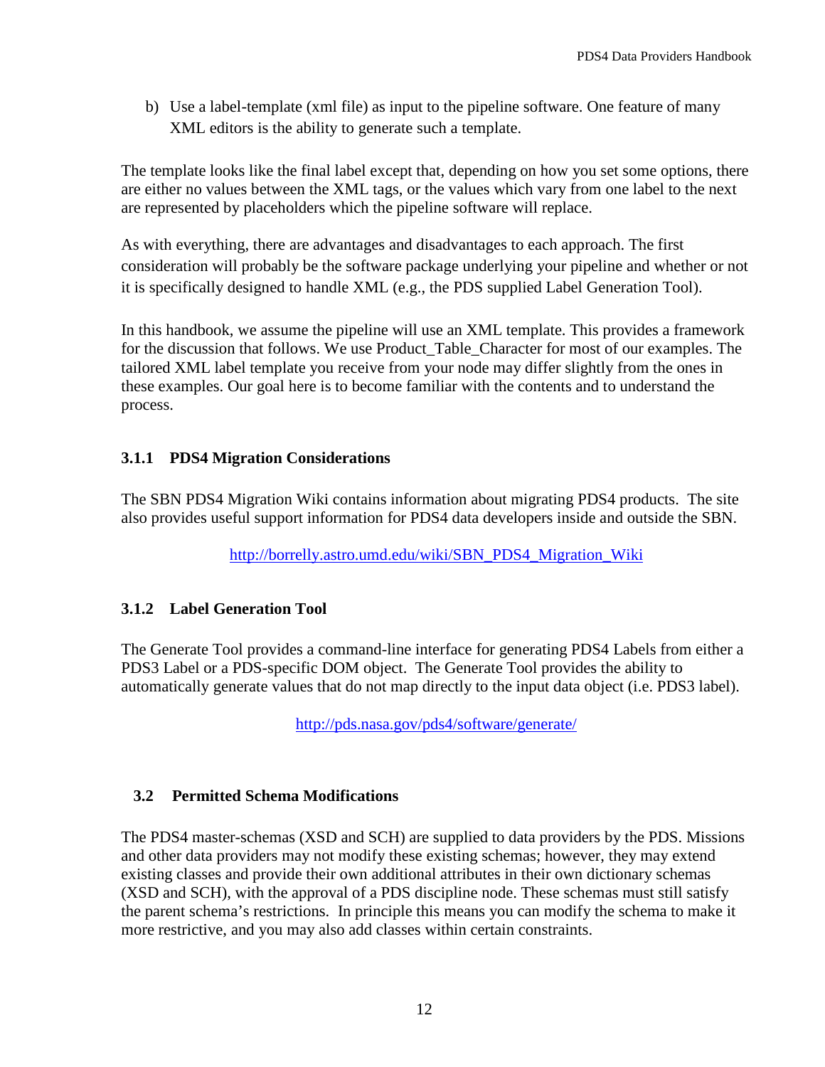b) Use a label-template (xml file) as input to the pipeline software. One feature of many XML editors is the ability to generate such a template.

The template looks like the final label except that, depending on how you set some options, there are either no values between the XML tags, or the values which vary from one label to the next are represented by placeholders which the pipeline software will replace.

As with everything, there are advantages and disadvantages to each approach. The first consideration will probably be the software package underlying your pipeline and whether or not it is specifically designed to handle XML (e.g., the PDS supplied Label Generation Tool).

In this handbook, we assume the pipeline will use an XML template. This provides a framework for the discussion that follows. We use Product_Table_Character for most of our examples. The tailored XML label template you receive from your node may differ slightly from the ones in these examples. Our goal here is to become familiar with the contents and to understand the process.

### 3.1.1 PDS4 Migration Considerations

The SBN PDS4 Migration Wiki contains information about migrating PDS4 products. The site also provides useful support information for PDS4 data developers inside and outside the SBN.

http://borrelly.astro.umd.edu/wiki/SBN_PDS4_Migration_Wiki

### 3.1.2 Label Generation Tool

The Generate Tool provides a command-line interface for generating PDS4 Labels from either a PDS3 Label or a PDS-specific DOM object. The Generate Tool provides the ability to automatically generate values that do not map directly to the input data object (i.e. PDS3 label).

http://pds.nasa.gov/pds4/software/generate/

## 3.2 Permitted Schema Modifications

The PDS4 master-schemas (XSD and SCH) are supplied to data providers by the PDS. Missions and other data providers may not modify these existing schemas; however, they may extend existing classes and provide their own additional attributes in their own dictionary schemas (XSD and SCH), with the approval of a PDS discipline node. These schemas must still satisfy the parent schema's restrictions. In principle this means you can modify the schema to make it more restrictive, and you may also add classes within certain constraints.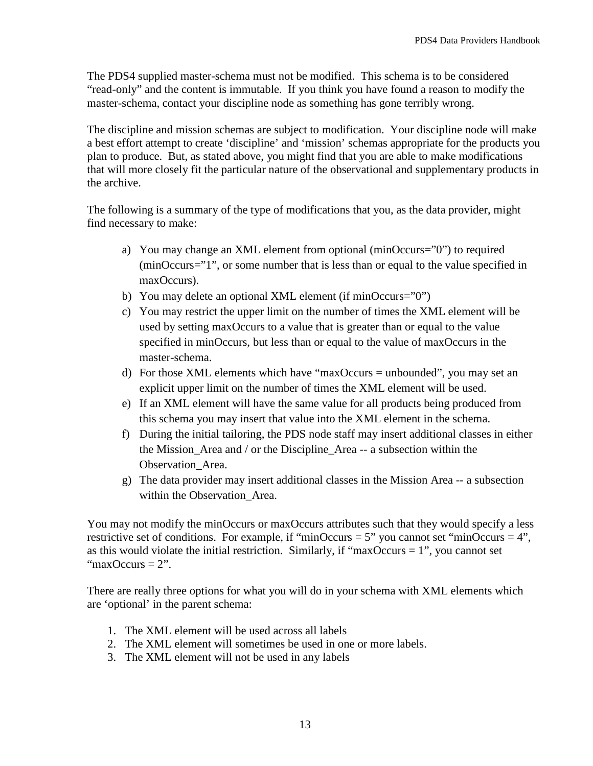The PDS4 supplied master-schema must not be modified. This schema is to be considered “read-only” and the content is immutable. If you think you have found a reason to modify the master-schema, contact your discipline node as something has gone terribly wrong.

The discipline and mission schemas are subject to modification. Your discipline node will make a best effort attempt to create ‘discipline’ and ‘mission’ schemas appropriate for the products you plan to produce. But, as stated above, you might find that you are able to make modifications that will more closely fit the particular nature of the observational and supplementary products in the archive.

The following is a summary of the type of modifications that you, as the data provider, might find necessary to make:

a) You may change an XML element from optional (minOccurs=”0”) to required (minOccurs=”1”, or some number that is less than or equal to the value specified in maxOccurs).
b) You may delete an optional XML element (if minOccurs=”0”)
c) You may restrict the upper limit on the number of times the XML element will be used by setting maxOccurs to a value that is greater than or equal to the value specified in minOccurs, but less than or equal to the value of maxOccurs in the master-schema.
d) For those XML elements which have “maxOccurs = unbounded”, you may set an explicit upper limit on the number of times the XML element will be used.
e) If an XML element will have the same value for all products being produced from this schema you may insert that value into the XML element in the schema.
f) During the initial tailoring, the PDS node staff may insert additional classes in either the Mission_Area and / or the Discipline_Area -- a subsection within the Observation_Area.
g) The data provider may insert additional classes in the Mission Area -- a subsection within the Observation_Area.

You may not modify the minOccurs or maxOccurs attributes such that they would specify a less restrictive set of conditions. For example, if “minOccurs = 5” you cannot set “minOccurs = 4”, as this would violate the initial restriction. Similarly, if “maxOccurs = 1”, you cannot set “maxOccurs = 2”.

There are really three options for what you will do in your schema with XML elements which are ‘optional’ in the parent schema:

1. The XML element will be used across all labels
2. The XML element will sometimes be used in one or more labels.
3. The XML element will not be used in any labels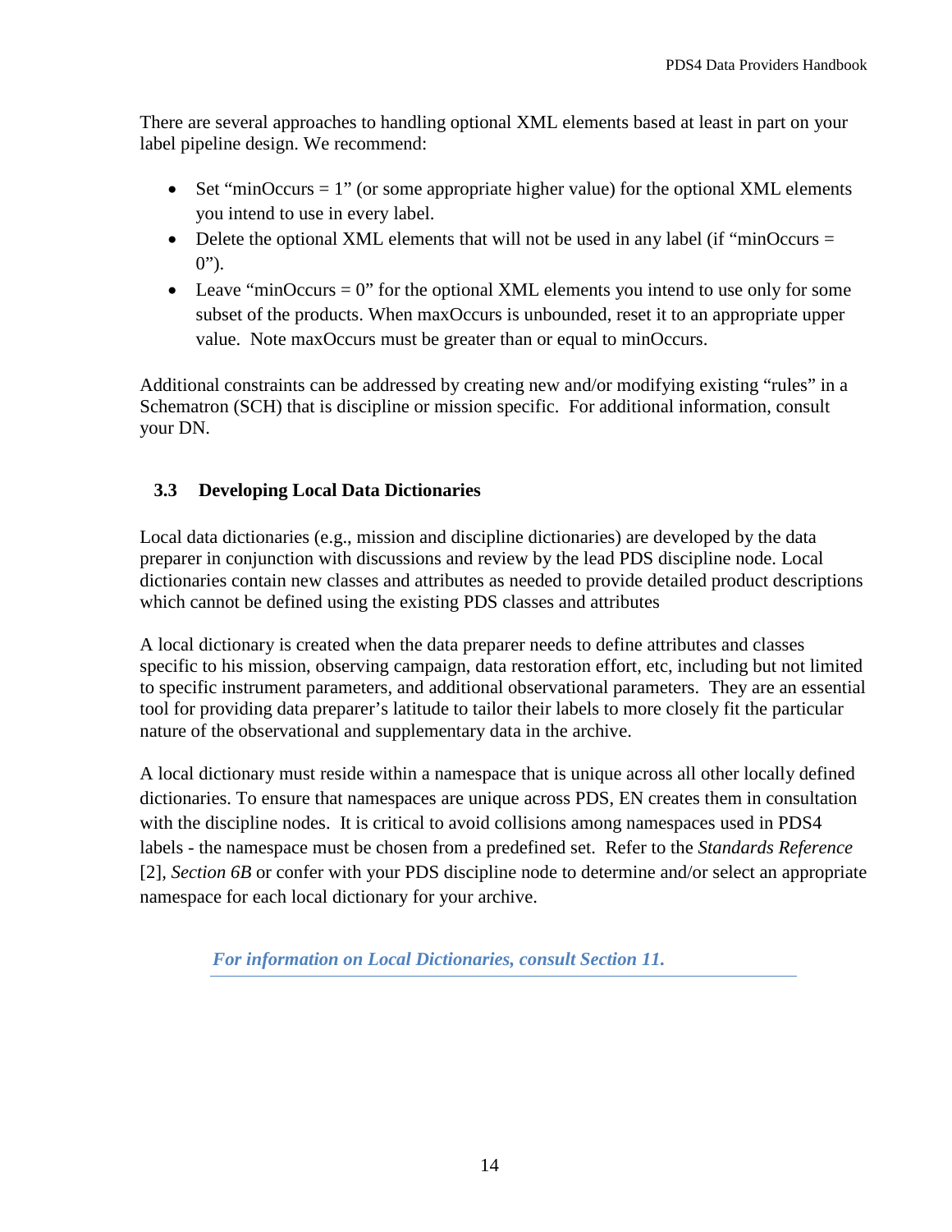There are several approaches to handling optional XML elements based at least in part on your label pipeline design. We recommend:

- Set “minOccurs = 1” (or some appropriate higher value) for the optional XML elements you intend to use in every label.
- Delete the optional XML elements that will not be used in any label (if “minOccurs = 0”).
- Leave “minOccurs = 0” for the optional XML elements you intend to use only for some subset of the products. When maxOccurs is unbounded, reset it to an appropriate upper value. Note maxOccurs must be greater than or equal to minOccurs.

Additional constraints can be addressed by creating new and/or modifying existing “rules” in a Schematron (SCH) that is discipline or mission specific. For additional information, consult your DN.

## 3.3 Developing Local Data Dictionaries

Local data dictionaries (e.g., mission and discipline dictionaries) are developed by the data preparer in conjunction with discussions and review by the lead PDS discipline node. Local dictionaries contain new classes and attributes as needed to provide detailed product descriptions which cannot be defined using the existing PDS classes and attributes

A local dictionary is created when the data preparer needs to define attributes and classes specific to his mission, observing campaign, data restoration effort, etc, including but not limited to specific instrument parameters, and additional observational parameters. They are an essential tool for providing data preparer’s latitude to tailor their labels to more closely fit the particular nature of the observational and supplementary data in the archive.

A local dictionary must reside within a namespace that is unique across all other locally defined dictionaries. To ensure that namespaces are unique across PDS, EN creates them in consultation with the discipline nodes. It is critical to avoid collisions among namespaces used in PDS4 labels - the namespace must be chosen from a predefined set. Refer to the *Standards Reference* [2], *Section 6B* or confer with your PDS discipline node to determine and/or select an appropriate namespace for each local dictionary for your archive.

***For information on Local Dictionaries, consult Section 11.***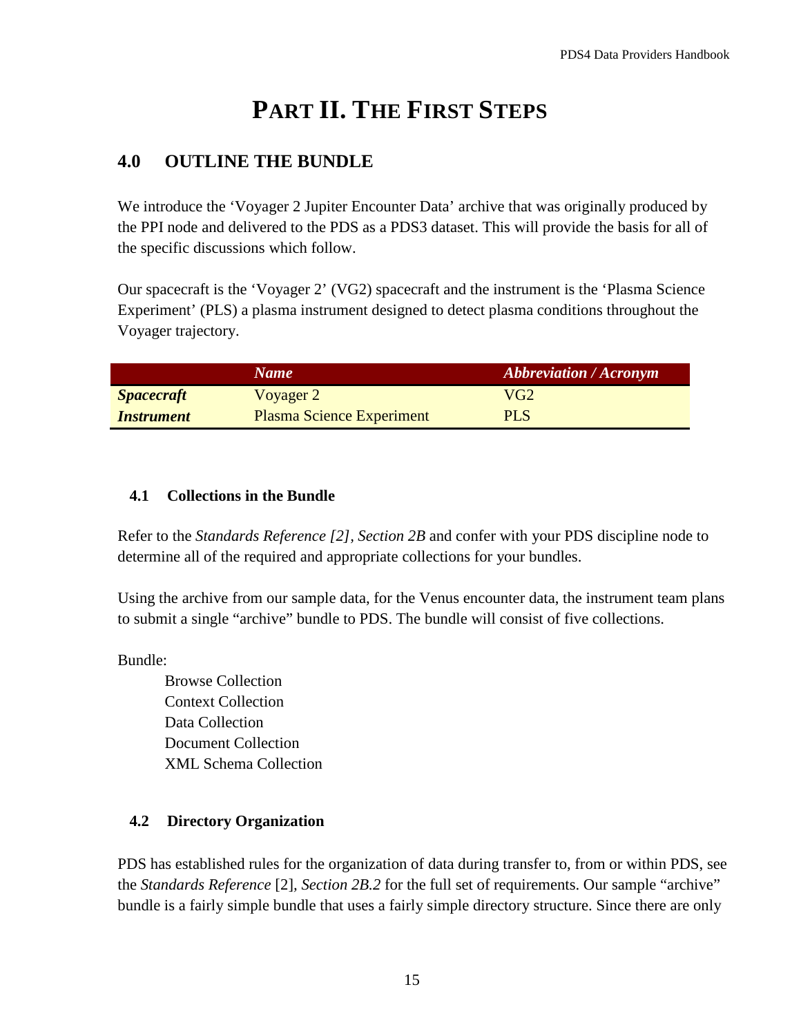# PART II. THE FIRST STEPS

## 4.0 OUTLINE THE BUNDLE

We introduce the 'Voyager 2 Jupiter Encounter Data' archive that was originally produced by the PPI node and delivered to the PDS as a PDS3 dataset. This will provide the basis for all of the specific discussions which follow.

Our spacecraft is the 'Voyager 2' (VG2) spacecraft and the instrument is the 'Plasma Science Experiment' (PLS) a plasma instrument designed to detect plasma conditions throughout the Voyager trajectory.

| | *Name* | *Abbreviation / Acronym* |
|---|---|---|
| ***Spacecraft*** | Voyager 2 | VG2 |
| ***Instrument*** | Plasma Science Experiment | PLS |

### 4.1 Collections in the Bundle

Refer to the *Standards Reference [2], Section 2B* and confer with your PDS discipline node to determine all of the required and appropriate collections for your bundles.

Using the archive from our sample data, for the Venus encounter data, the instrument team plans to submit a single "archive" bundle to PDS. The bundle will consist of five collections.

Bundle:

- Browse Collection
- Context Collection
- Data Collection
- Document Collection
- XML Schema Collection

### 4.2 Directory Organization

PDS has established rules for the organization of data during transfer to, from or within PDS, see the *Standards Reference* [2], *Section 2B.2* for the full set of requirements. Our sample "archive" bundle is a fairly simple bundle that uses a fairly simple directory structure. Since there are only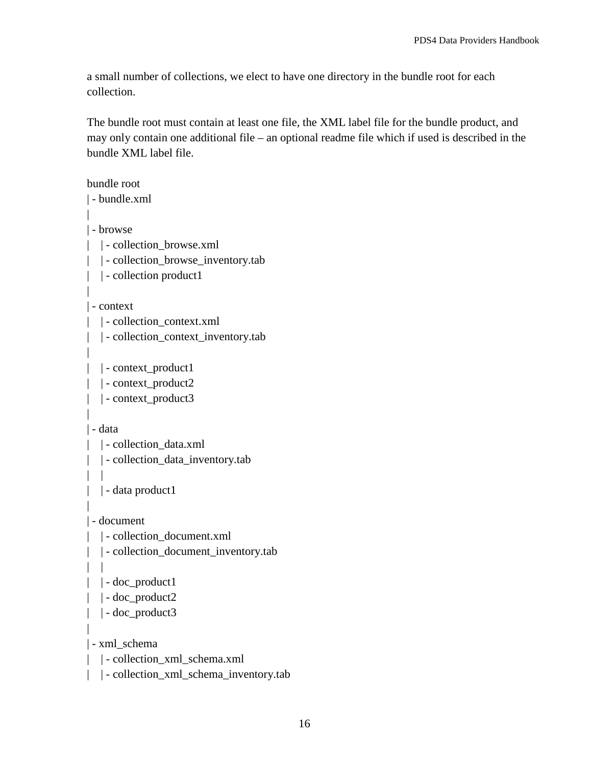a small number of collections, we elect to have one directory in the bundle root for each collection.

The bundle root must contain at least one file, the XML label file for the bundle product, and may only contain one additional file – an optional readme file which if used is described in the bundle XML label file.

```
bundle root
| - bundle.xml
|
| - browse
|    | - collection_browse.xml
|    | - collection_browse_inventory.tab
|    | - collection product1
|
| - context
|    | - collection_context.xml
|    | - collection_context_inventory.tab
|
|    | - context_product1
|    | - context_product2
|    | - context_product3
|
| - data
|    | - collection_data.xml
|    | - collection_data_inventory.tab
|    |
|    | - data product1
|
| - document
|    | - collection_document.xml
|    | - collection_document_inventory.tab
|    |
|    | - doc_product1
|    | - doc_product2
|    | - doc_product3
|
| - xml_schema
|    | - collection_xml_schema.xml
|    | - collection_xml_schema_inventory.tab
```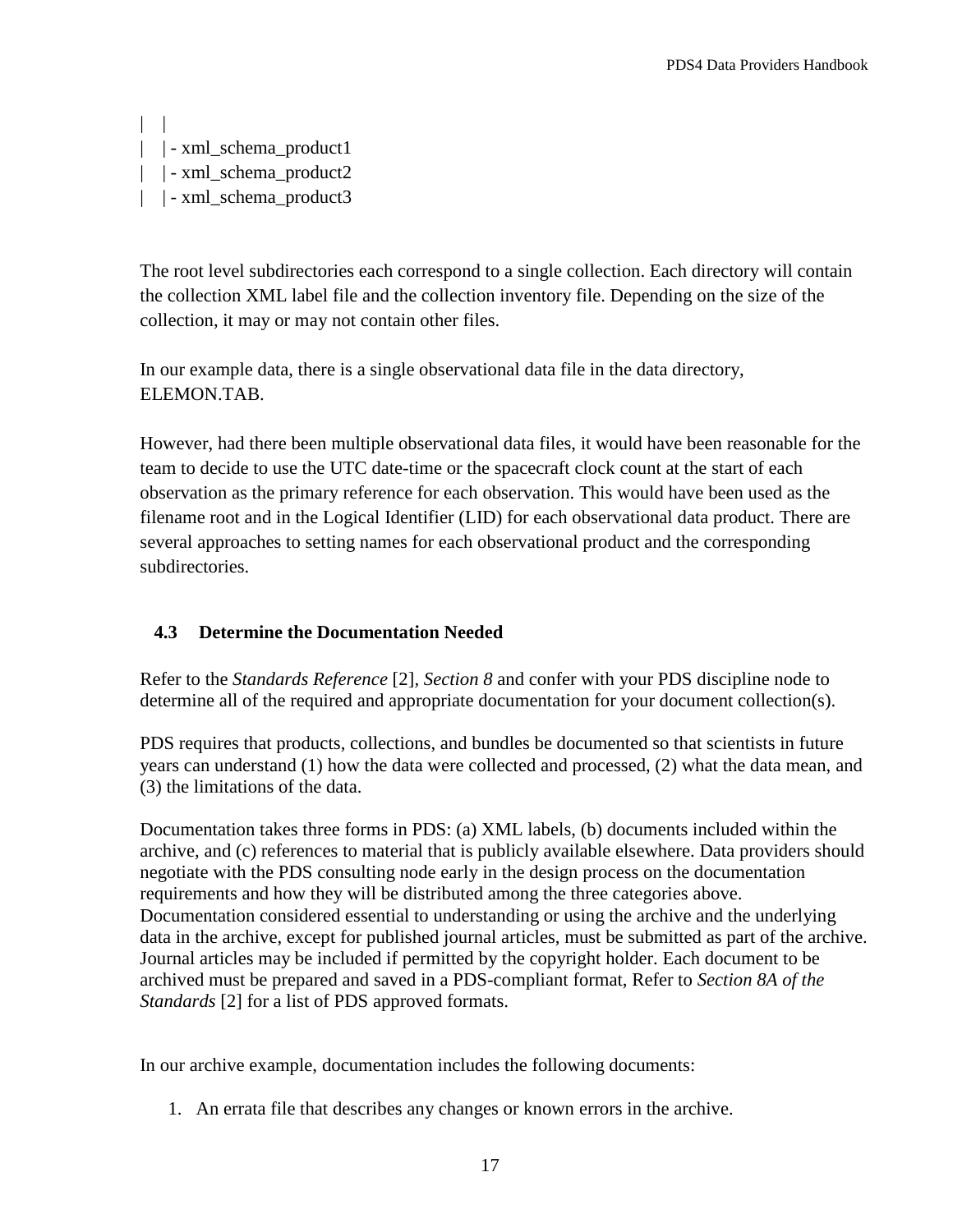```
|    |
|    | - xml_schema_product1
|    | - xml_schema_product2
|    | - xml_schema_product3
```

The root level subdirectories each correspond to a single collection. Each directory will contain the collection XML label file and the collection inventory file. Depending on the size of the collection, it may or may not contain other files.

In our example data, there is a single observational data file in the data directory, ELEMON.TAB.

However, had there been multiple observational data files, it would have been reasonable for the team to decide to use the UTC date-time or the spacecraft clock count at the start of each observation as the primary reference for each observation. This would have been used as the filename root and in the Logical Identifier (LID) for each observational data product. There are several approaches to setting names for each observational product and the corresponding subdirectories.

### 4.3 Determine the Documentation Needed

Refer to the *Standards Reference* [2], *Section 8* and confer with your PDS discipline node to determine all of the required and appropriate documentation for your document collection(s).

PDS requires that products, collections, and bundles be documented so that scientists in future years can understand (1) how the data were collected and processed, (2) what the data mean, and (3) the limitations of the data.

Documentation takes three forms in PDS: (a) XML labels, (b) documents included within the archive, and (c) references to material that is publicly available elsewhere. Data providers should negotiate with the PDS consulting node early in the design process on the documentation requirements and how they will be distributed among the three categories above. Documentation considered essential to understanding or using the archive and the underlying data in the archive, except for published journal articles, must be submitted as part of the archive. Journal articles may be included if permitted by the copyright holder. Each document to be archived must be prepared and saved in a PDS-compliant format, Refer to *Section 8A of the Standards* [2] for a list of PDS approved formats.

In our archive example, documentation includes the following documents:

1. An errata file that describes any changes or known errors in the archive.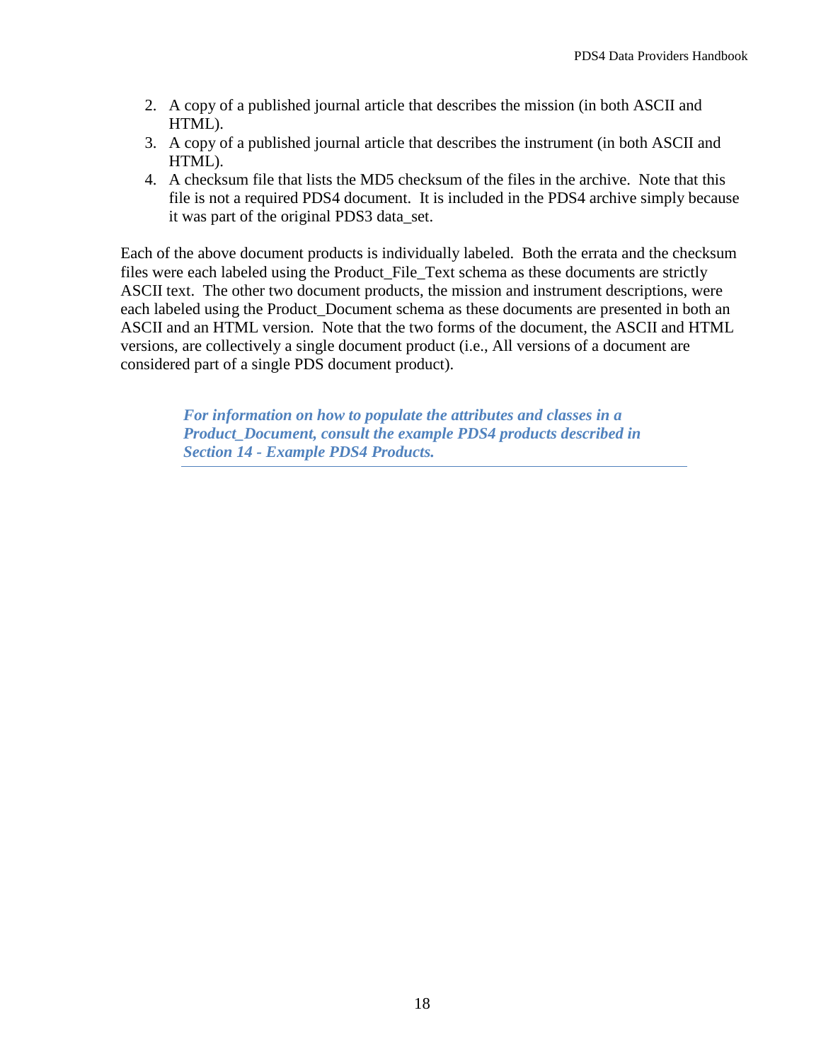2. A copy of a published journal article that describes the mission (in both ASCII and HTML).
3. A copy of a published journal article that describes the instrument (in both ASCII and HTML).
4. A checksum file that lists the MD5 checksum of the files in the archive. Note that this file is not a required PDS4 document. It is included in the PDS4 archive simply because it was part of the original PDS3 data_set.

Each of the above document products is individually labeled. Both the errata and the checksum files were each labeled using the Product_File_Text schema as these documents are strictly ASCII text. The other two document products, the mission and instrument descriptions, were each labeled using the Product_Document schema as these documents are presented in both an ASCII and an HTML version. Note that the two forms of the document, the ASCII and HTML versions, are collectively a single document product (i.e., All versions of a document are considered part of a single PDS document product).

> ***For information on how to populate the attributes and classes in a Product_Document, consult the example PDS4 products described in Section 14 - Example PDS4 Products.***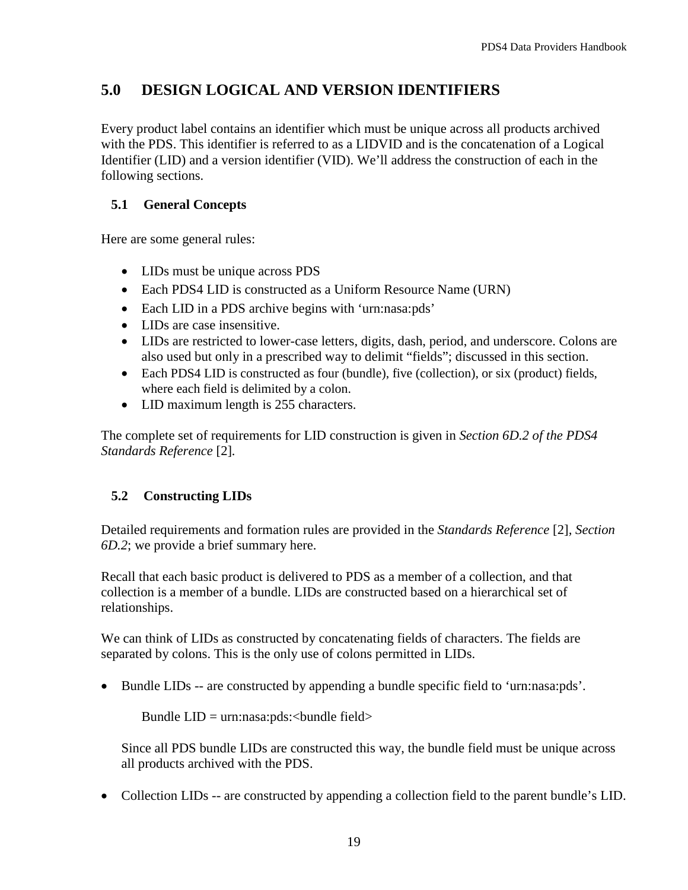# 5.0 DESIGN LOGICAL AND VERSION IDENTIFIERS

Every product label contains an identifier which must be unique across all products archived with the PDS. This identifier is referred to as a LIDVID and is the concatenation of a Logical Identifier (LID) and a version identifier (VID). We'll address the construction of each in the following sections.

## 5.1 General Concepts

Here are some general rules:

- LIDs must be unique across PDS
- Each PDS4 LID is constructed as a Uniform Resource Name (URN)
- Each LID in a PDS archive begins with 'urn:nasa:pds'
- LIDs are case insensitive.
- LIDs are restricted to lower-case letters, digits, dash, period, and underscore. Colons are also used but only in a prescribed way to delimit "fields"; discussed in this section.
- Each PDS4 LID is constructed as four (bundle), five (collection), or six (product) fields, where each field is delimited by a colon.
- LID maximum length is 255 characters.

The complete set of requirements for LID construction is given in *Section 6D.2 of the PDS4 Standards Reference* [2].

## 5.2 Constructing LIDs

Detailed requirements and formation rules are provided in the *Standards Reference* [2], *Section 6D.2*; we provide a brief summary here.

Recall that each basic product is delivered to PDS as a member of a collection, and that collection is a member of a bundle. LIDs are constructed based on a hierarchical set of relationships.

We can think of LIDs as constructed by concatenating fields of characters. The fields are separated by colons. This is the only use of colons permitted in LIDs.

- Bundle LIDs -- are constructed by appending a bundle specific field to 'urn:nasa:pds'.

  Bundle LID = urn:nasa:pds:<bundle field>

  Since all PDS bundle LIDs are constructed this way, the bundle field must be unique across all products archived with the PDS.

- Collection LIDs -- are constructed by appending a collection field to the parent bundle's LID.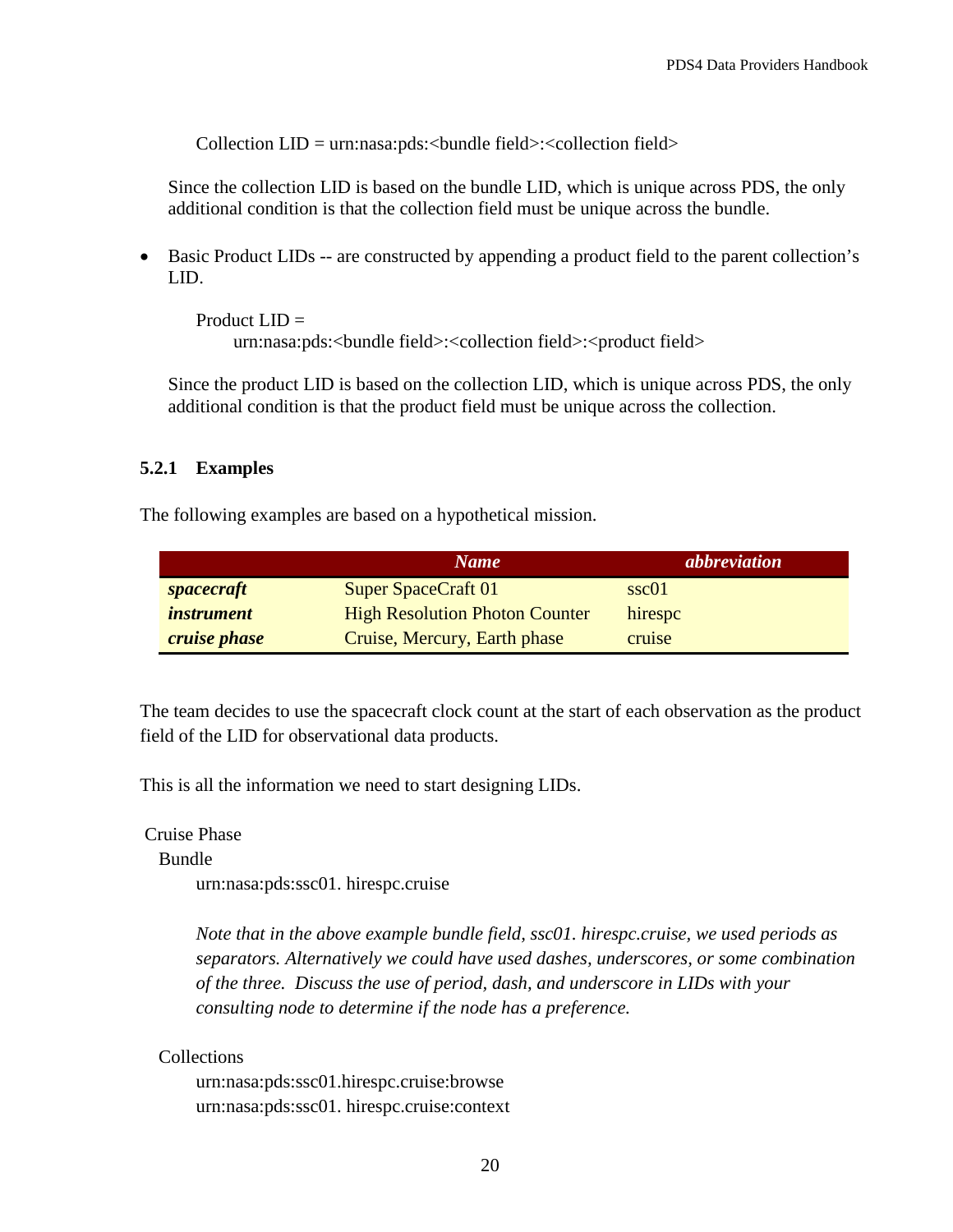Collection LID = urn:nasa:pds:<bundle field>:<collection field>

Since the collection LID is based on the bundle LID, which is unique across PDS, the only additional condition is that the collection field must be unique across the bundle.

- Basic Product LIDs -- are constructed by appending a product field to the parent collection's LID.

  Product LID =
  urn:nasa:pds:<bundle field>:<collection field>:<product field>

  Since the product LID is based on the collection LID, which is unique across PDS, the only additional condition is that the product field must be unique across the collection.

### 5.2.1 Examples

The following examples are based on a hypothetical mission.

| | ***Name*** | ***abbreviation*** |
|---|---|---|
| ***spacecraft*** | Super SpaceCraft 01 | ssc01 |
| ***instrument*** | High Resolution Photon Counter | hirespc |
| ***cruise phase*** | Cruise, Mercury, Earth phase | cruise |

The team decides to use the spacecraft clock count at the start of each observation as the product field of the LID for observational data products.

This is all the information we need to start designing LIDs.

Cruise Phase

Bundle

urn:nasa:pds:ssc01. hirespc.cruise

*Note that in the above example bundle field, ssc01. hirespc.cruise, we used periods as separators. Alternatively we could have used dashes, underscores, or some combination of the three. Discuss the use of period, dash, and underscore in LIDs with your consulting node to determine if the node has a preference.*

Collections

urn:nasa:pds:ssc01.hirespc.cruise:browse
urn:nasa:pds:ssc01. hirespc.cruise:context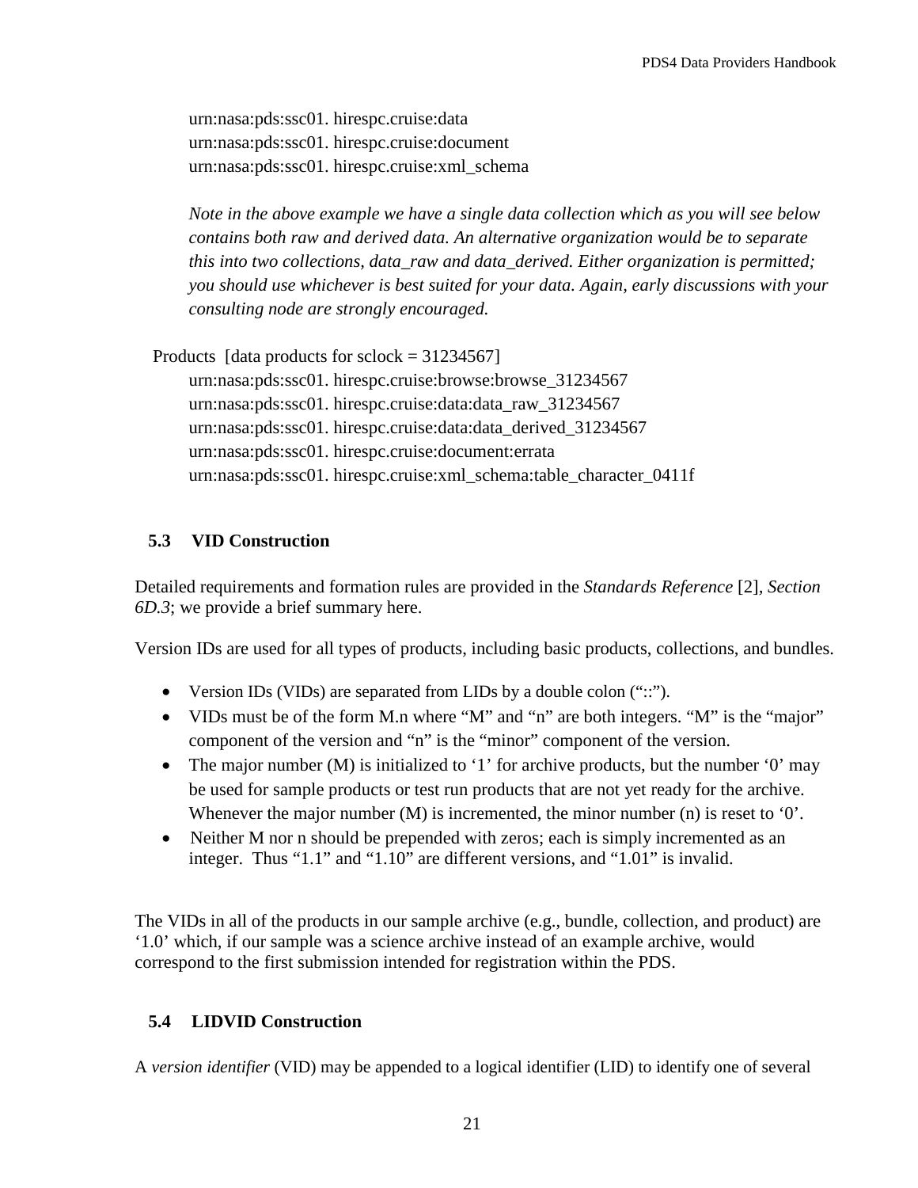urn:nasa:pds:ssc01. hirespc.cruise:data
urn:nasa:pds:ssc01. hirespc.cruise:document
urn:nasa:pds:ssc01. hirespc.cruise:xml_schema

*Note in the above example we have a single data collection which as you will see below contains both raw and derived data. An alternative organization would be to separate this into two collections, data_raw and data_derived. Either organization is permitted; you should use whichever is best suited for your data. Again, early discussions with your consulting node are strongly encouraged.*

Products [data products for sclock = 31234567]
urn:nasa:pds:ssc01. hirespc.cruise:browse:browse_31234567
urn:nasa:pds:ssc01. hirespc.cruise:data:data_raw_31234567
urn:nasa:pds:ssc01. hirespc.cruise:data:data_derived_31234567
urn:nasa:pds:ssc01. hirespc.cruise:document:errata
urn:nasa:pds:ssc01. hirespc.cruise:xml_schema:table_character_0411f

## 5.3 VID Construction

Detailed requirements and formation rules are provided in the *Standards Reference* [2], *Section 6D.3*; we provide a brief summary here.

Version IDs are used for all types of products, including basic products, collections, and bundles.

- Version IDs (VIDs) are separated from LIDs by a double colon ("::").
- VIDs must be of the form M.n where "M" and "n" are both integers. "M" is the "major" component of the version and "n" is the "minor" component of the version.
- The major number (M) is initialized to '1' for archive products, but the number '0' may be used for sample products or test run products that are not yet ready for the archive. Whenever the major number (M) is incremented, the minor number (n) is reset to '0'.
- Neither M nor n should be prepended with zeros; each is simply incremented as an integer. Thus "1.1" and "1.10" are different versions, and "1.01" is invalid.

The VIDs in all of the products in our sample archive (e.g., bundle, collection, and product) are '1.0' which, if our sample was a science archive instead of an example archive, would correspond to the first submission intended for registration within the PDS.

## 5.4 LIDVID Construction

A *version identifier* (VID) may be appended to a logical identifier (LID) to identify one of several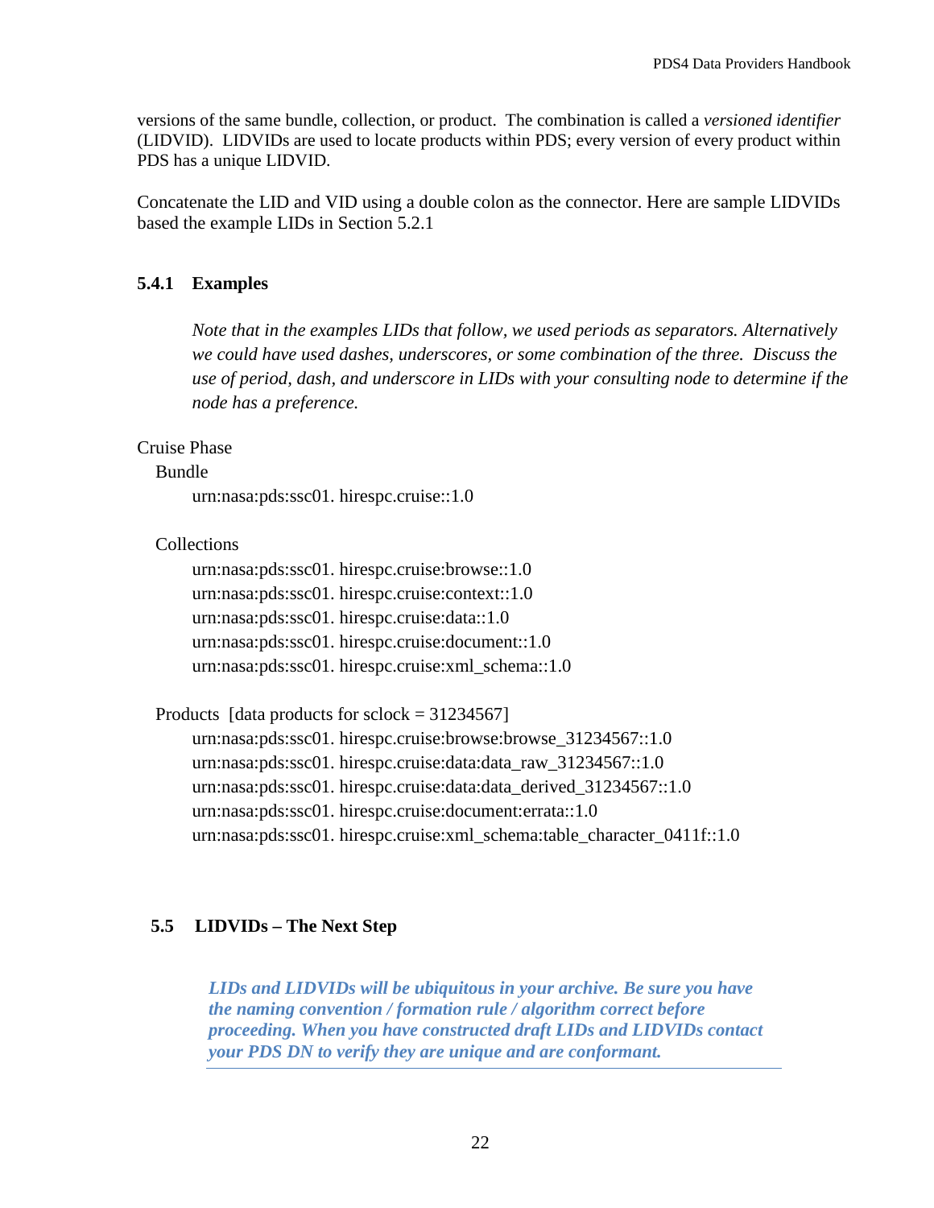versions of the same bundle, collection, or product. The combination is called a *versioned identifier* (LIDVID). LIDVIDs are used to locate products within PDS; every version of every product within PDS has a unique LIDVID.

Concatenate the LID and VID using a double colon as the connector. Here are sample LIDVIDs based the example LIDs in Section 5.2.1

### 5.4.1 Examples

> *Note that in the examples LIDs that follow, we used periods as separators. Alternatively we could have used dashes, underscores, or some combination of the three. Discuss the use of period, dash, and underscore in LIDs with your consulting node to determine if the node has a preference.*

Cruise Phase

Bundle

urn:nasa:pds:ssc01. hirespc.cruise::1.0

Collections

urn:nasa:pds:ssc01. hirespc.cruise:browse::1.0
urn:nasa:pds:ssc01. hirespc.cruise:context::1.0
urn:nasa:pds:ssc01. hirespc.cruise:data::1.0
urn:nasa:pds:ssc01. hirespc.cruise:document::1.0
urn:nasa:pds:ssc01. hirespc.cruise:xml_schema::1.0

Products [data products for sclock = 31234567]

urn:nasa:pds:ssc01. hirespc.cruise:browse:browse_31234567::1.0
urn:nasa:pds:ssc01. hirespc.cruise:data:data_raw_31234567::1.0
urn:nasa:pds:ssc01. hirespc.cruise:data:data_derived_31234567::1.0
urn:nasa:pds:ssc01. hirespc.cruise:document:errata::1.0
urn:nasa:pds:ssc01. hirespc.cruise:xml_schema:table_character_0411f::1.0

## 5.5 LIDVIDs – The Next Step

***LIDs and LIDVIDs will be ubiquitous in your archive. Be sure you have the naming convention / formation rule / algorithm correct before proceeding. When you have constructed draft LIDs and LIDVIDs contact your PDS DN to verify they are unique and are conformant.***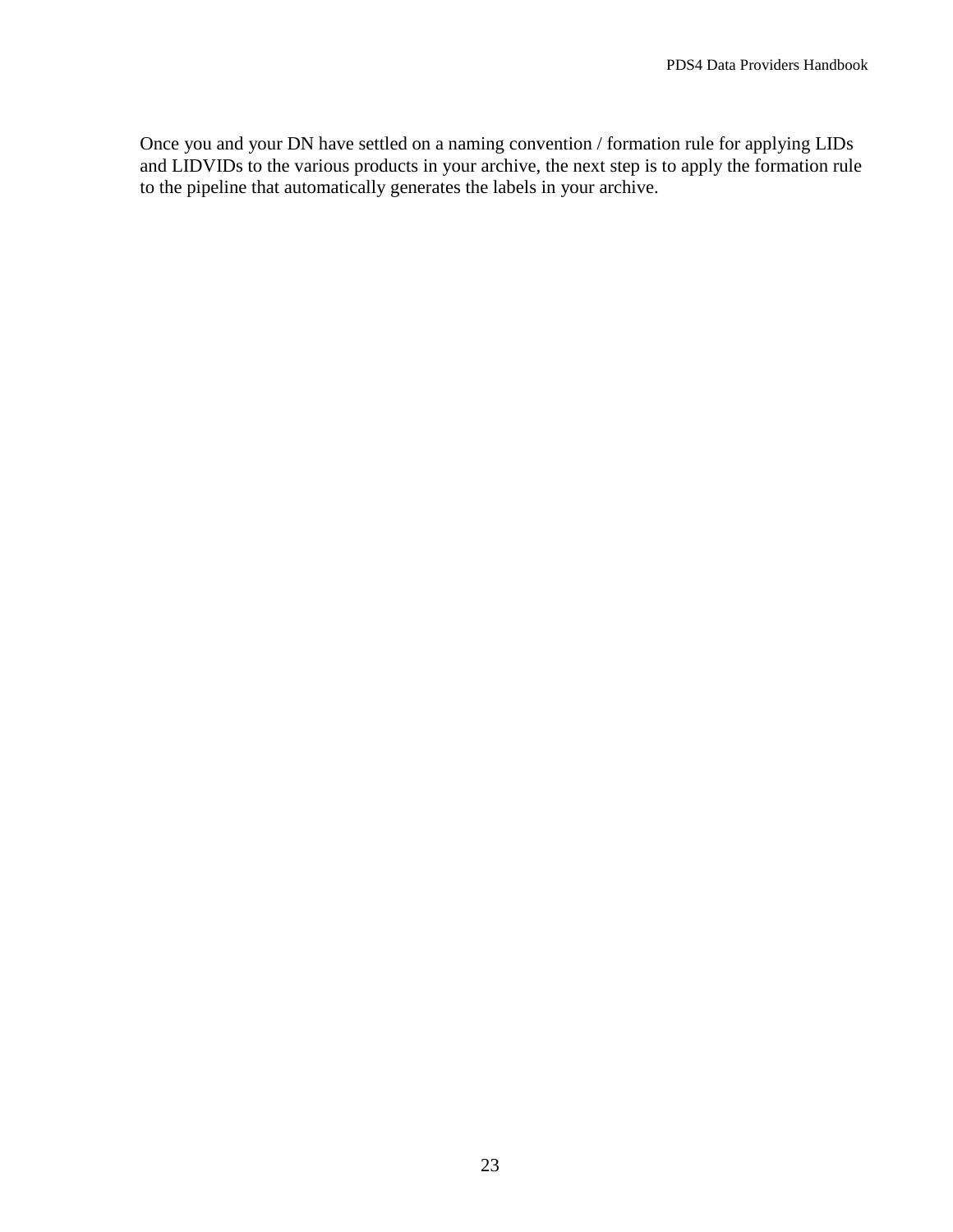Once you and your DN have settled on a naming convention / formation rule for applying LIDs and LIDVIDs to the various products in your archive, the next step is to apply the formation rule to the pipeline that automatically generates the labels in your archive.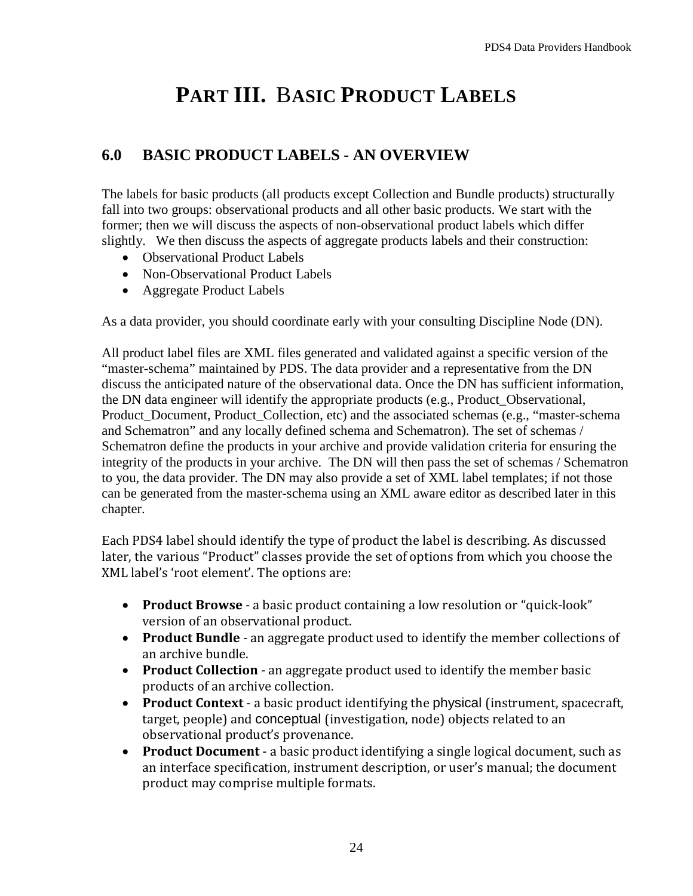# PART III. BASIC PRODUCT LABELS

## 6.0 BASIC PRODUCT LABELS - AN OVERVIEW

The labels for basic products (all products except Collection and Bundle products) structurally fall into two groups: observational products and all other basic products. We start with the former; then we will discuss the aspects of non-observational product labels which differ slightly. We then discuss the aspects of aggregate products labels and their construction:

- Observational Product Labels
- Non-Observational Product Labels
- Aggregate Product Labels

As a data provider, you should coordinate early with your consulting Discipline Node (DN).

All product label files are XML files generated and validated against a specific version of the "master-schema" maintained by PDS. The data provider and a representative from the DN discuss the anticipated nature of the observational data. Once the DN has sufficient information, the DN data engineer will identify the appropriate products (e.g., Product_Observational, Product_Document, Product_Collection, etc) and the associated schemas (e.g., "master-schema and Schematron" and any locally defined schema and Schematron). The set of schemas / Schematron define the products in your archive and provide validation criteria for ensuring the integrity of the products in your archive. The DN will then pass the set of schemas / Schematron to you, the data provider. The DN may also provide a set of XML label templates; if not those can be generated from the master-schema using an XML aware editor as described later in this chapter.

Each PDS4 label should identify the type of product the label is describing. As discussed later, the various "Product" classes provide the set of options from which you choose the XML label's 'root element'. The options are:

- **Product Browse** - a basic product containing a low resolution or "quick-look" version of an observational product.
- **Product Bundle** - an aggregate product used to identify the member collections of an archive bundle.
- **Product Collection** - an aggregate product used to identify the member basic products of an archive collection.
- **Product Context** - a basic product identifying the physical (instrument, spacecraft, target, people) and conceptual (investigation, node) objects related to an observational product's provenance.
- **Product Document** - a basic product identifying a single logical document, such as an interface specification, instrument description, or user's manual; the document product may comprise multiple formats.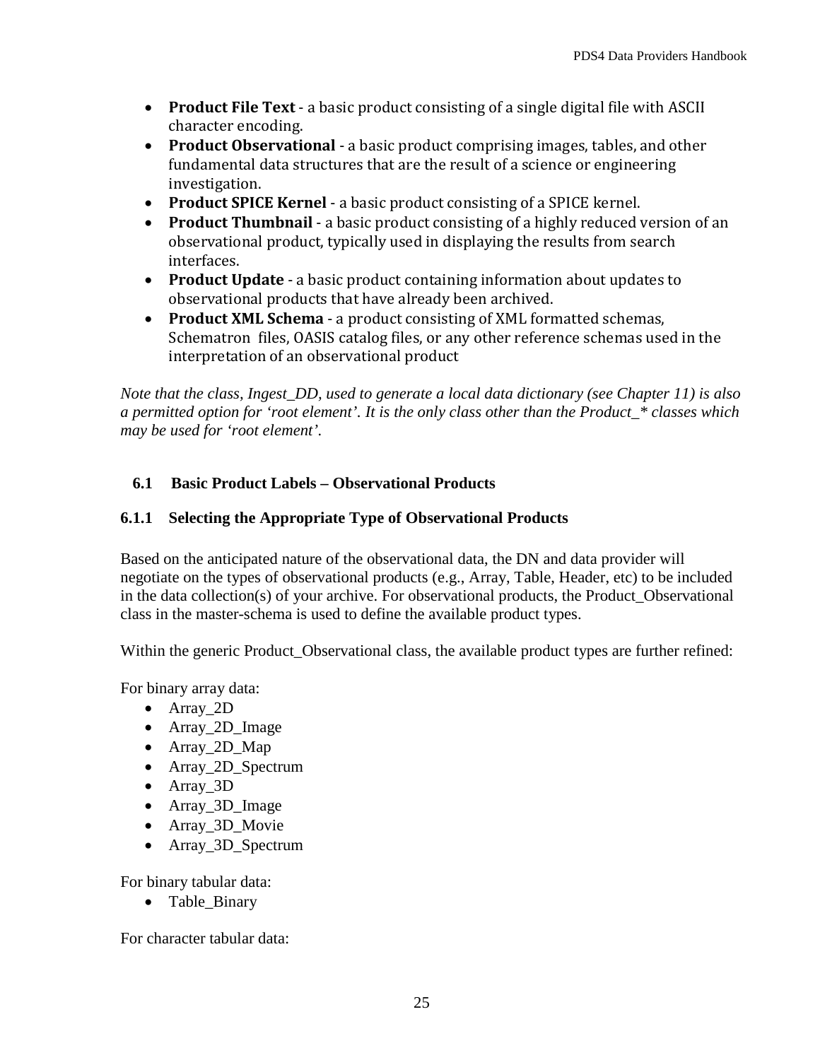- **Product File Text** - a basic product consisting of a single digital file with ASCII character encoding.
- **Product Observational** - a basic product comprising images, tables, and other fundamental data structures that are the result of a science or engineering investigation.
- **Product SPICE Kernel** - a basic product consisting of a SPICE kernel.
- **Product Thumbnail** - a basic product consisting of a highly reduced version of an observational product, typically used in displaying the results from search interfaces.
- **Product Update** - a basic product containing information about updates to observational products that have already been archived.
- **Product XML Schema** - a product consisting of XML formatted schemas, Schematron files, OASIS catalog files, or any other reference schemas used in the interpretation of an observational product

*Note that the class, Ingest_DD, used to generate a local data dictionary (see Chapter 11) is also a permitted option for 'root element'. It is the only class other than the Product_* classes which may be used for 'root element'.*

## 6.1 Basic Product Labels – Observational Products

### 6.1.1 Selecting the Appropriate Type of Observational Products

Based on the anticipated nature of the observational data, the DN and data provider will negotiate on the types of observational products (e.g., Array, Table, Header, etc) to be included in the data collection(s) of your archive. For observational products, the Product_Observational class in the master-schema is used to define the available product types.

Within the generic Product_Observational class, the available product types are further refined:

For binary array data:

- Array_2D
- Array_2D_Image
- Array_2D_Map
- Array_2D_Spectrum
- Array_3D
- Array_3D_Image
- Array_3D_Movie
- Array_3D_Spectrum

For binary tabular data:

- Table_Binary

For character tabular data: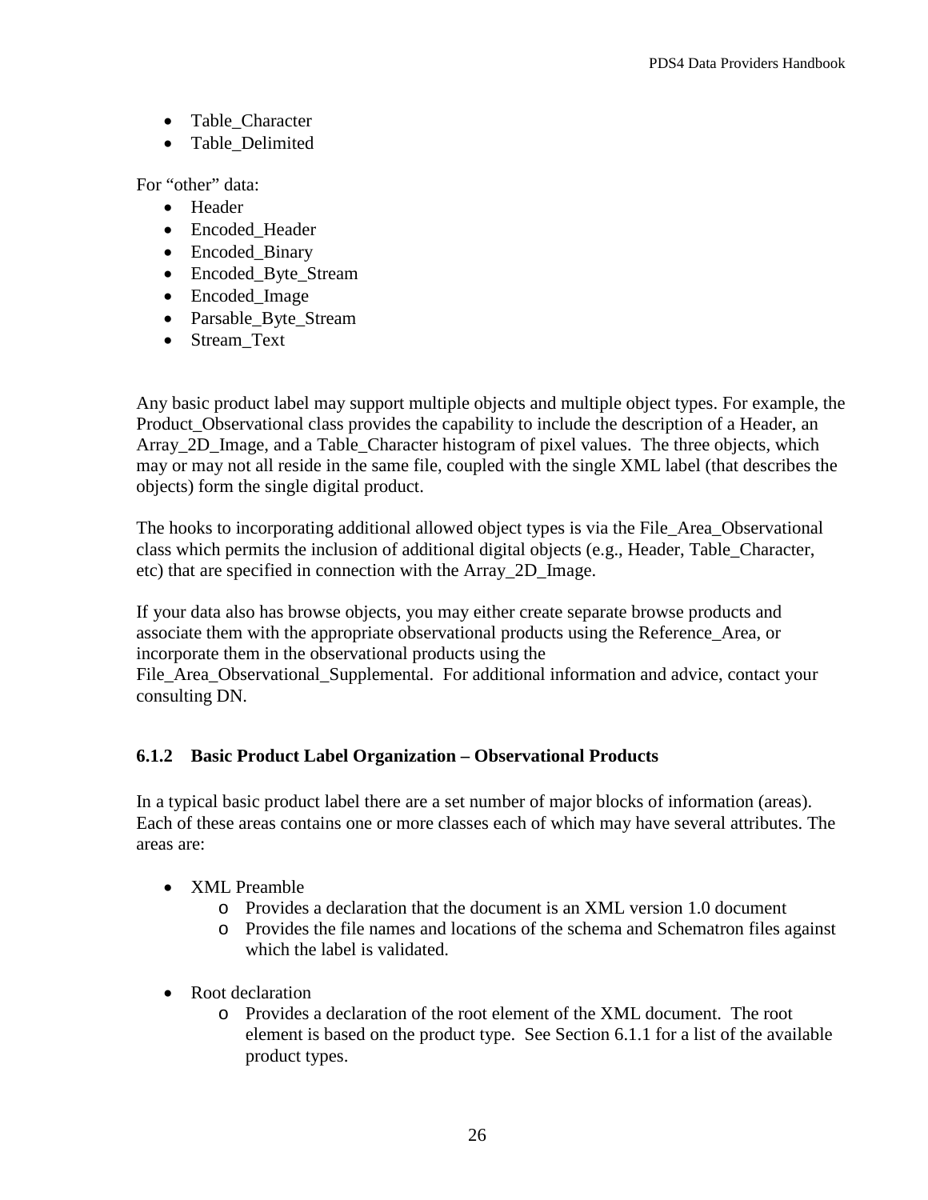- Table_Character
- Table_Delimited

For “other” data:

- Header
- Encoded_Header
- Encoded_Binary
- Encoded_Byte_Stream
- Encoded_Image
- Parsable_Byte_Stream
- Stream_Text

Any basic product label may support multiple objects and multiple object types. For example, the Product_Observational class provides the capability to include the description of a Header, an Array_2D_Image, and a Table_Character histogram of pixel values. The three objects, which may or may not all reside in the same file, coupled with the single XML label (that describes the objects) form the single digital product.

The hooks to incorporating additional allowed object types is via the File_Area_Observational class which permits the inclusion of additional digital objects (e.g., Header, Table_Character, etc) that are specified in connection with the Array_2D_Image.

If your data also has browse objects, you may either create separate browse products and associate them with the appropriate observational products using the Reference_Area, or incorporate them in the observational products using the File_Area_Observational_Supplemental. For additional information and advice, contact your consulting DN.

### 6.1.2 Basic Product Label Organization – Observational Products

In a typical basic product label there are a set number of major blocks of information (areas). Each of these areas contains one or more classes each of which may have several attributes. The areas are:

- XML Preamble
  - Provides a declaration that the document is an XML version 1.0 document
  - Provides the file names and locations of the schema and Schematron files against which the label is validated.

- Root declaration
  - Provides a declaration of the root element of the XML document. The root element is based on the product type. See Section 6.1.1 for a list of the available product types.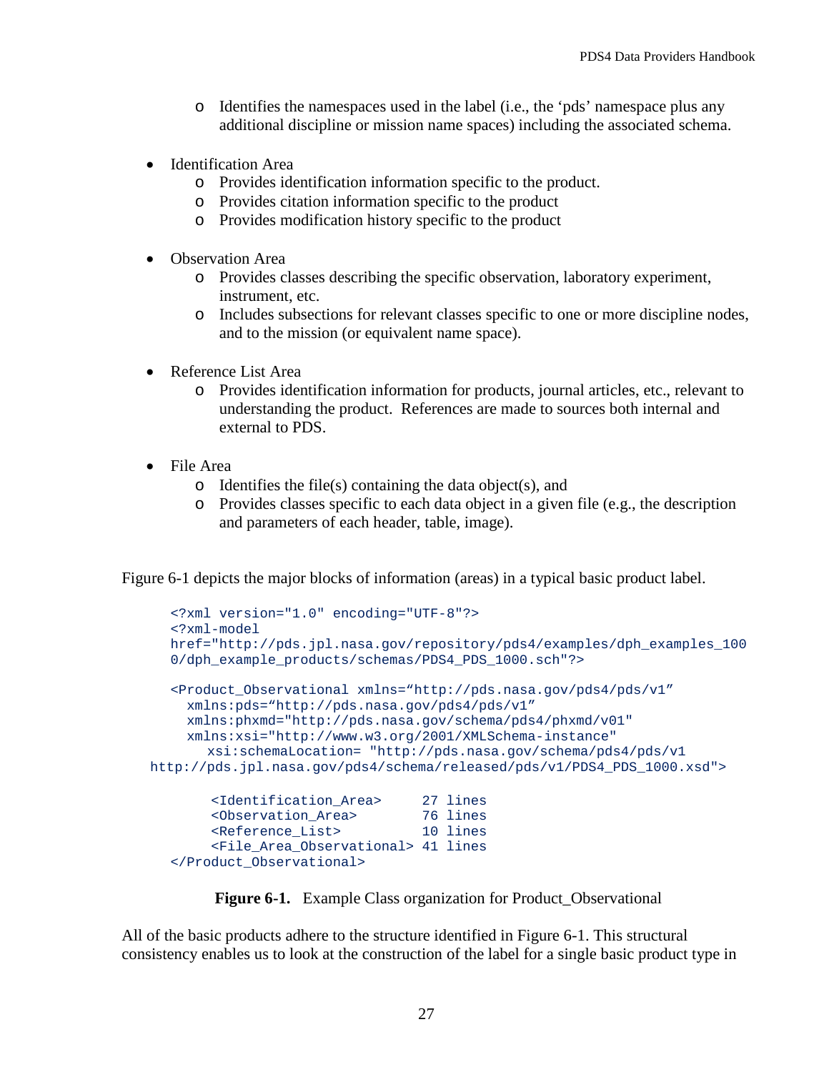- Identifies the namespaces used in the label (i.e., the 'pds' namespace plus any additional discipline or mission name spaces) including the associated schema.

- Identification Area
  - Provides identification information specific to the product.
  - Provides citation information specific to the product
  - Provides modification history specific to the product

- Observation Area
  - Provides classes describing the specific observation, laboratory experiment, instrument, etc.
  - Includes subsections for relevant classes specific to one or more discipline nodes, and to the mission (or equivalent name space).

- Reference List Area
  - Provides identification information for products, journal articles, etc., relevant to understanding the product. References are made to sources both internal and external to PDS.

- File Area
  - Identifies the file(s) containing the data object(s), and
  - Provides classes specific to each data object in a given file (e.g., the description and parameters of each header, table, image).

Figure 6-1 depicts the major blocks of information (areas) in a typical basic product label.

```
<?xml version="1.0" encoding="UTF-8"?>
<?xml-model
href="http://pds.jpl.nasa.gov/repository/pds4/examples/dph_examples_1000/dph_example_products/schemas/PDS4_PDS_1000.sch"?>

<Product_Observational xmlns="http://pds.nasa.gov/pds4/pds/v1"
  xmlns:pds="http://pds.nasa.gov/pds4/pds/v1"
  xmlns:phxmd="http://pds.nasa.gov/schema/pds4/phxmd/v01"
  xmlns:xsi="http://www.w3.org/2001/XMLSchema-instance"
     xsi:schemaLocation= "http://pds.nasa.gov/schema/pds4/pds/v1
http://pds.jpl.nasa.gov/pds4/schema/released/pds/v1/PDS4_PDS_1000.xsd">

     <Identification_Area>     27 lines
     <Observation_Area>        76 lines
     <Reference_List>          10 lines
     <File_Area_Observational> 41 lines
</Product_Observational>
```

**Figure 6-1.** Example Class organization for Product_Observational

All of the basic products adhere to the structure identified in Figure 6-1. This structural consistency enables us to look at the construction of the label for a single basic product type in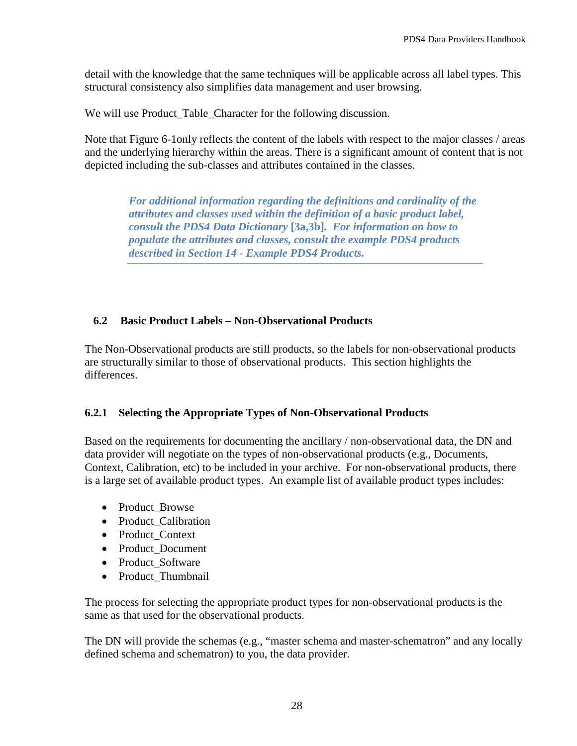detail with the knowledge that the same techniques will be applicable across all label types. This structural consistency also simplifies data management and user browsing.

We will use Product_Table_Character for the following discussion.

Note that Figure 6-1only reflects the content of the labels with respect to the major classes / areas and the underlying hierarchy within the areas. There is a significant amount of content that is not depicted including the sub-classes and attributes contained in the classes.

> ***For additional information regarding the definitions and cardinality of the attributes and classes used within the definition of a basic product label, consult the PDS4 Data Dictionary* [3a,3b]. *For information on how to populate the attributes and classes, consult the example PDS4 products described in Section 14 - Example PDS4 Products.***

## 6.2 Basic Product Labels – Non-Observational Products

The Non-Observational products are still products, so the labels for non-observational products are structurally similar to those of observational products. This section highlights the differences.

### 6.2.1 Selecting the Appropriate Types of Non-Observational Products

Based on the requirements for documenting the ancillary / non-observational data, the DN and data provider will negotiate on the types of non-observational products (e.g., Documents, Context, Calibration, etc) to be included in your archive. For non-observational products, there is a large set of available product types. An example list of available product types includes:

- Product_Browse
- Product_Calibration
- Product_Context
- Product_Document
- Product_Software
- Product_Thumbnail

The process for selecting the appropriate product types for non-observational products is the same as that used for the observational products.

The DN will provide the schemas (e.g., "master schema and master-schematron" and any locally defined schema and schematron) to you, the data provider.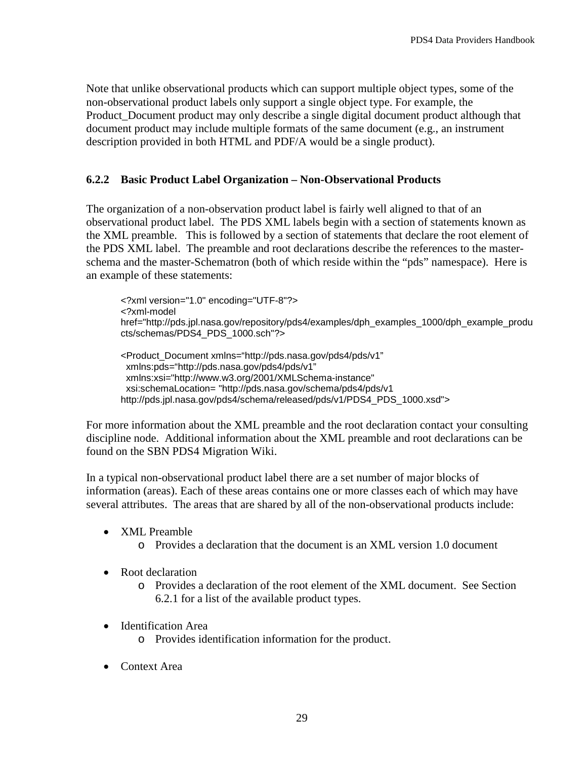Note that unlike observational products which can support multiple object types, some of the non-observational product labels only support a single object type. For example, the Product_Document product may only describe a single digital document product although that document product may include multiple formats of the same document (e.g., an instrument description provided in both HTML and PDF/A would be a single product).

### 6.2.2 Basic Product Label Organization – Non-Observational Products

The organization of a non-observation product label is fairly well aligned to that of an observational product label. The PDS XML labels begin with a section of statements known as the XML preamble. This is followed by a section of statements that declare the root element of the PDS XML label. The preamble and root declarations describe the references to the master-schema and the master-Schematron (both of which reside within the "pds" namespace). Here is an example of these statements:

```
<?xml version="1.0" encoding="UTF-8"?>
<?xml-model
href="http://pds.jpl.nasa.gov/repository/pds4/examples/dph_examples_1000/dph_example_produ
cts/schemas/PDS4_PDS_1000.sch"?>

<Product_Document xmlns="http://pds.nasa.gov/pds4/pds/v1"
  xmlns:pds="http://pds.nasa.gov/pds4/pds/v1"
  xmlns:xsi="http://www.w3.org/2001/XMLSchema-instance"
  xsi:schemaLocation= "http://pds.nasa.gov/schema/pds4/pds/v1
http://pds.jpl.nasa.gov/pds4/schema/released/pds/v1/PDS4_PDS_1000.xsd">
```

For more information about the XML preamble and the root declaration contact your consulting discipline node. Additional information about the XML preamble and root declarations can be found on the SBN PDS4 Migration Wiki.

In a typical non-observational product label there are a set number of major blocks of information (areas). Each of these areas contains one or more classes each of which may have several attributes. The areas that are shared by all of the non-observational products include:

- XML Preamble
  - Provides a declaration that the document is an XML version 1.0 document
- Root declaration
  - Provides a declaration of the root element of the XML document. See Section 6.2.1 for a list of the available product types.
- Identification Area
  - Provides identification information for the product.
- Context Area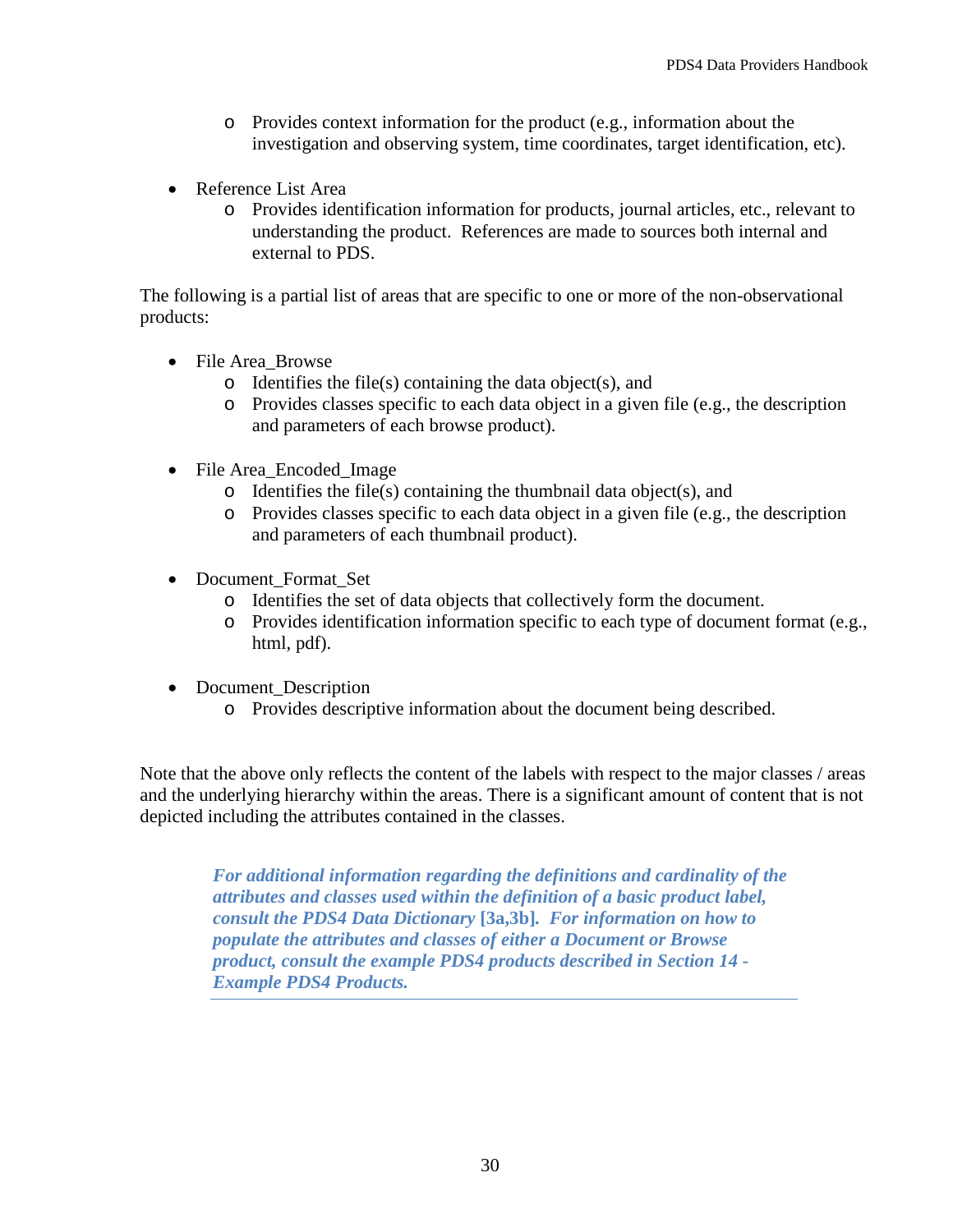- Provides context information for the product (e.g., information about the investigation and observing system, time coordinates, target identification, etc).

- Reference List Area
  - Provides identification information for products, journal articles, etc., relevant to understanding the product. References are made to sources both internal and external to PDS.

The following is a partial list of areas that are specific to one or more of the non-observational products:

- File Area_Browse
  - Identifies the file(s) containing the data object(s), and
  - Provides classes specific to each data object in a given file (e.g., the description and parameters of each browse product).

- File Area_Encoded_Image
  - Identifies the file(s) containing the thumbnail data object(s), and
  - Provides classes specific to each data object in a given file (e.g., the description and parameters of each thumbnail product).

- Document_Format_Set
  - Identifies the set of data objects that collectively form the document.
  - Provides identification information specific to each type of document format (e.g., html, pdf).

- Document_Description
  - Provides descriptive information about the document being described.

Note that the above only reflects the content of the labels with respect to the major classes / areas and the underlying hierarchy within the areas. There is a significant amount of content that is not depicted including the attributes contained in the classes.

> ***For additional information regarding the definitions and cardinality of the attributes and classes used within the definition of a basic product label, consult the PDS4 Data Dictionary* [3a,3b]. *For information on how to populate the attributes and classes of either a Document or Browse product, consult the example PDS4 products described in Section 14 - Example PDS4 Products.***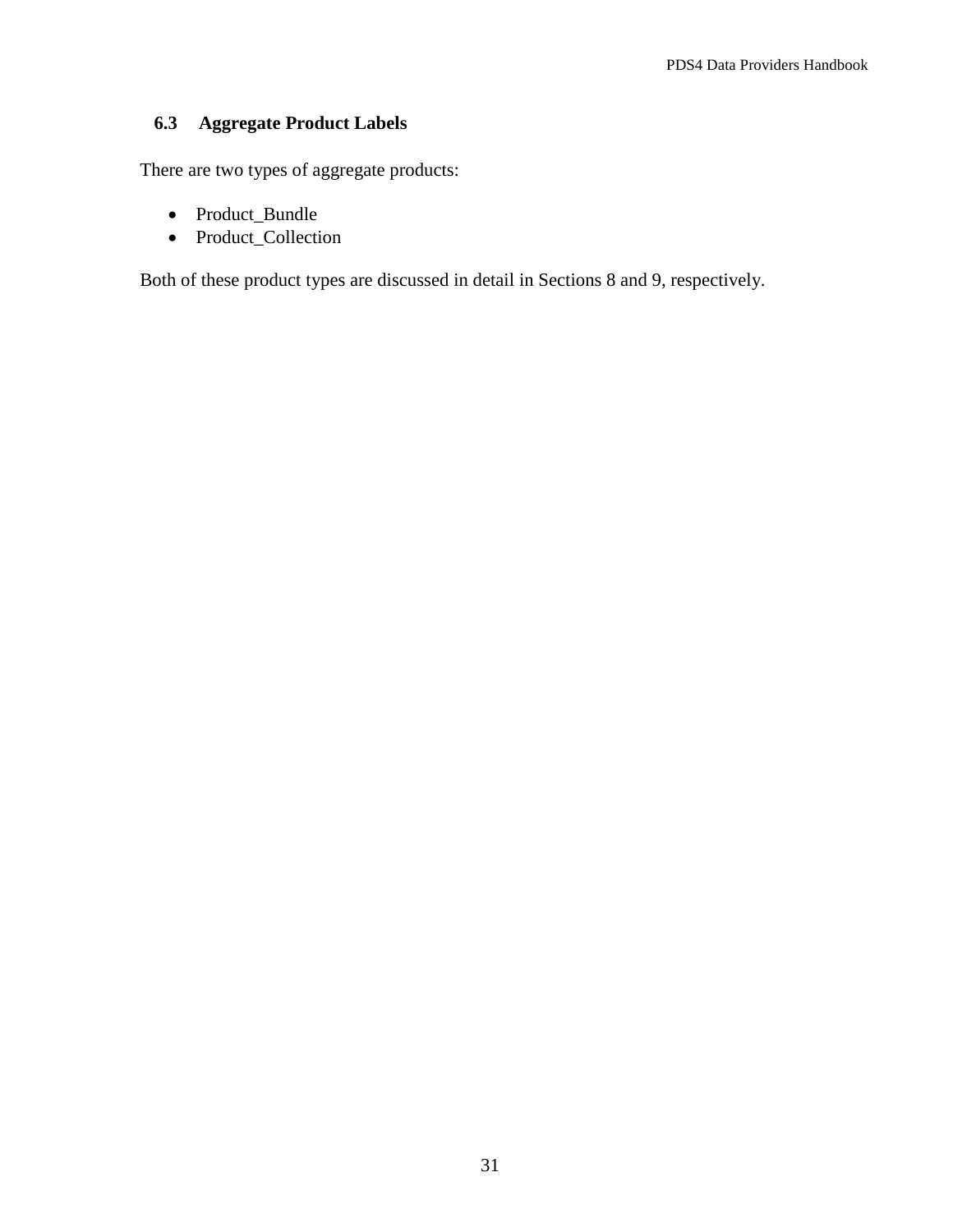### 6.3 Aggregate Product Labels

There are two types of aggregate products:

- Product_Bundle
- Product_Collection

Both of these product types are discussed in detail in Sections 8 and 9, respectively.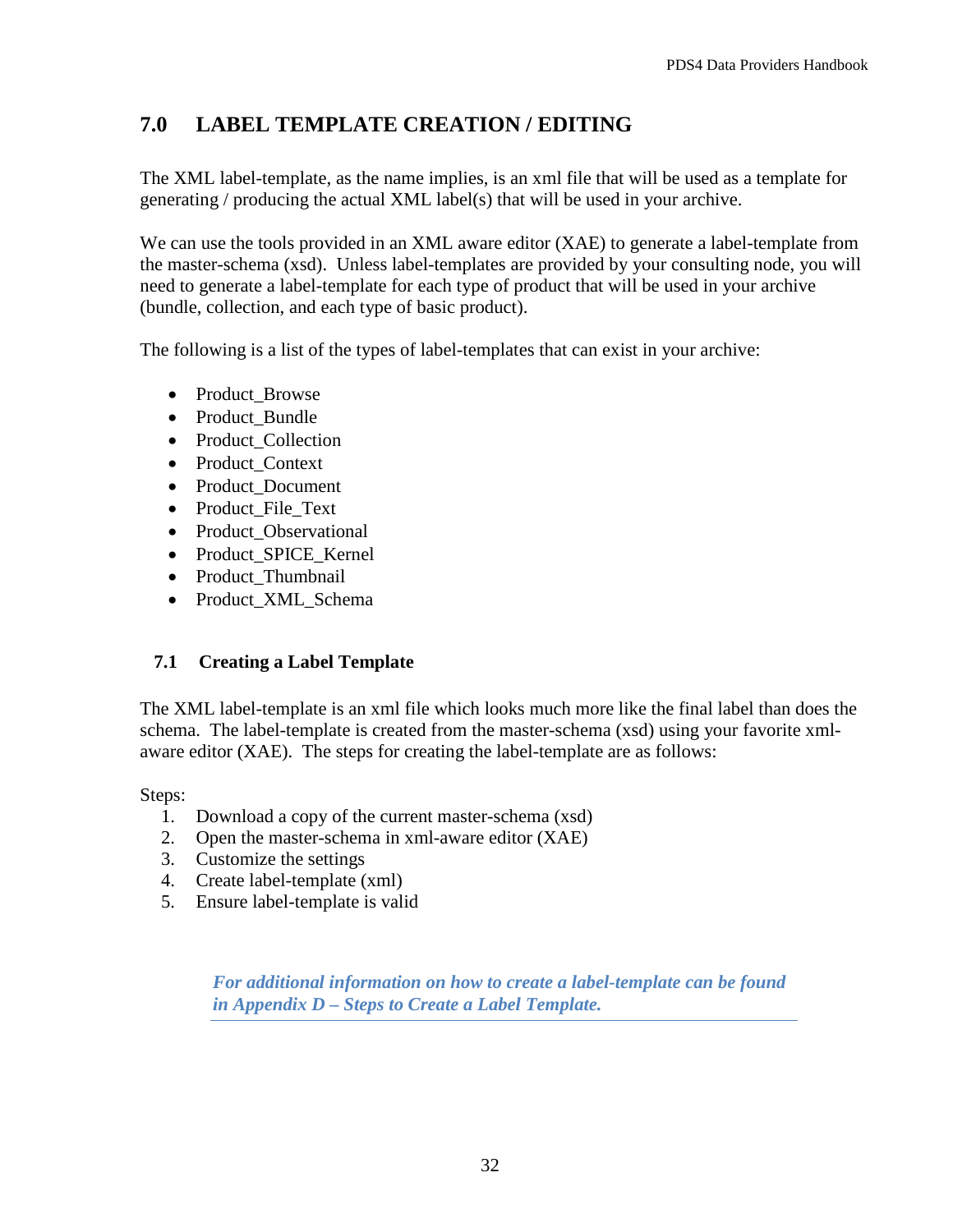# 7.0 LABEL TEMPLATE CREATION / EDITING

The XML label-template, as the name implies, is an xml file that will be used as a template for generating / producing the actual XML label(s) that will be used in your archive.

We can use the tools provided in an XML aware editor (XAE) to generate a label-template from the master-schema (xsd). Unless label-templates are provided by your consulting node, you will need to generate a label-template for each type of product that will be used in your archive (bundle, collection, and each type of basic product).

The following is a list of the types of label-templates that can exist in your archive:

- Product_Browse
- Product_Bundle
- Product_Collection
- Product_Context
- Product_Document
- Product_File_Text
- Product_Observational
- Product_SPICE_Kernel
- Product_Thumbnail
- Product_XML_Schema

## 7.1 Creating a Label Template

The XML label-template is an xml file which looks much more like the final label than does the schema. The label-template is created from the master-schema (xsd) using your favorite xml-aware editor (XAE). The steps for creating the label-template are as follows:

Steps:

1. Download a copy of the current master-schema (xsd)
2. Open the master-schema in xml-aware editor (XAE)
3. Customize the settings
4. Create label-template (xml)
5. Ensure label-template is valid

***For additional information on how to create a label-template can be found in Appendix D – Steps to Create a Label Template.***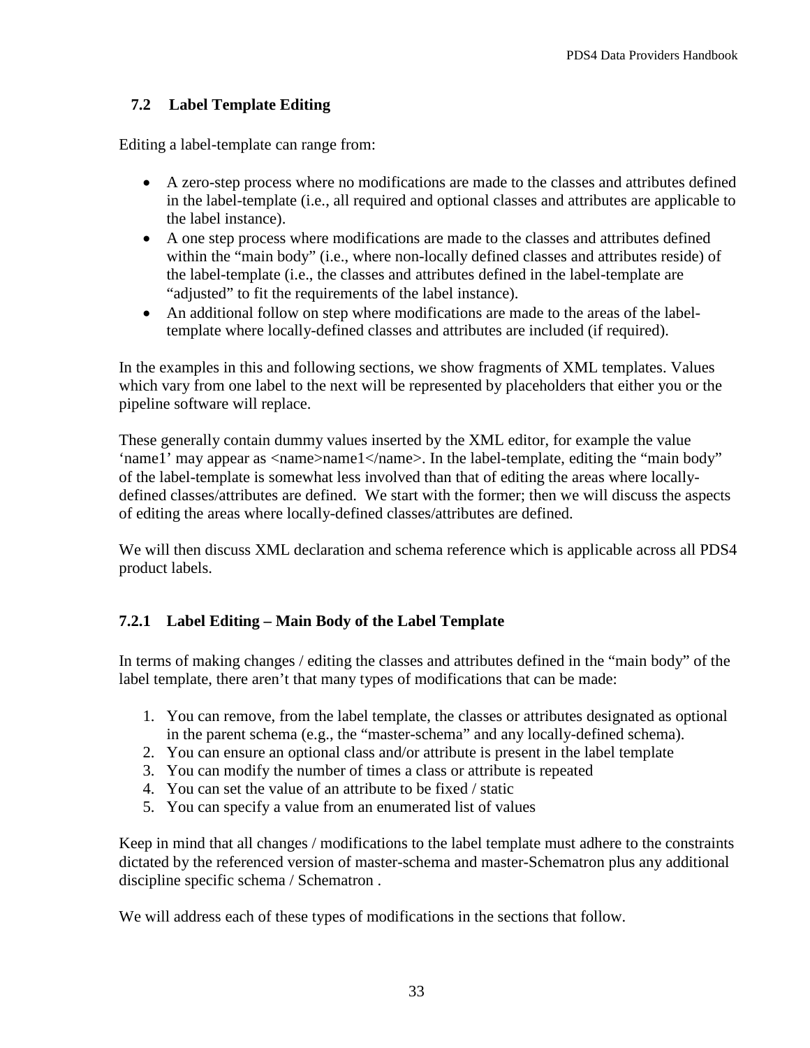## 7.2 Label Template Editing

Editing a label-template can range from:

- A zero-step process where no modifications are made to the classes and attributes defined in the label-template (i.e., all required and optional classes and attributes are applicable to the label instance).
- A one step process where modifications are made to the classes and attributes defined within the "main body" (i.e., where non-locally defined classes and attributes reside) of the label-template (i.e., the classes and attributes defined in the label-template are "adjusted" to fit the requirements of the label instance).
- An additional follow on step where modifications are made to the areas of the label-template where locally-defined classes and attributes are included (if required).

In the examples in this and following sections, we show fragments of XML templates. Values which vary from one label to the next will be represented by placeholders that either you or the pipeline software will replace.

These generally contain dummy values inserted by the XML editor, for example the value 'name1' may appear as <name>name1</name>. In the label-template, editing the "main body" of the label-template is somewhat less involved than that of editing the areas where locally-defined classes/attributes are defined. We start with the former; then we will discuss the aspects of editing the areas where locally-defined classes/attributes are defined.

We will then discuss XML declaration and schema reference which is applicable across all PDS4 product labels.

### 7.2.1 Label Editing – Main Body of the Label Template

In terms of making changes / editing the classes and attributes defined in the "main body" of the label template, there aren't that many types of modifications that can be made:

1. You can remove, from the label template, the classes or attributes designated as optional in the parent schema (e.g., the "master-schema" and any locally-defined schema).
2. You can ensure an optional class and/or attribute is present in the label template
3. You can modify the number of times a class or attribute is repeated
4. You can set the value of an attribute to be fixed / static
5. You can specify a value from an enumerated list of values

Keep in mind that all changes / modifications to the label template must adhere to the constraints dictated by the referenced version of master-schema and master-Schematron plus any additional discipline specific schema / Schematron .

We will address each of these types of modifications in the sections that follow.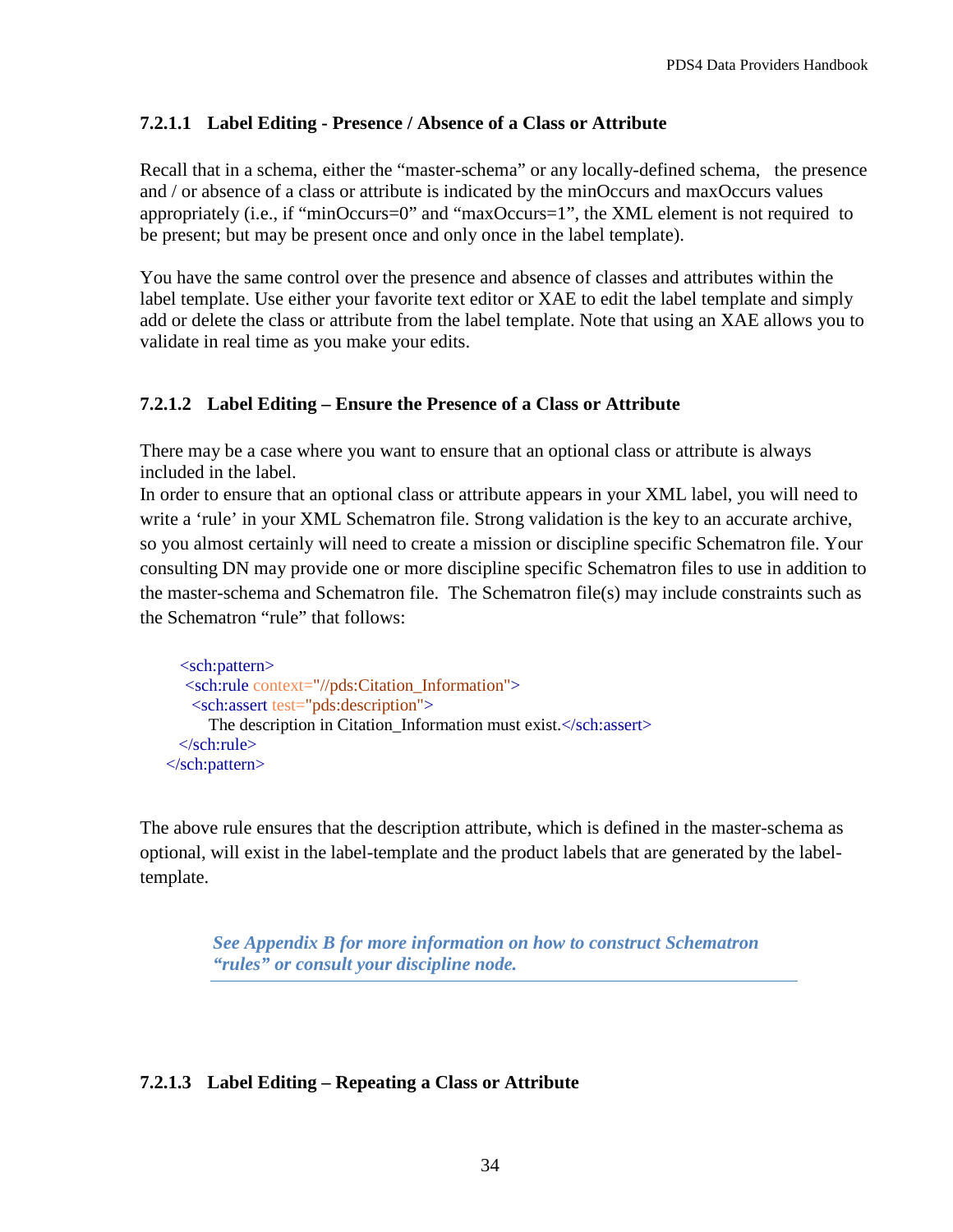#### 7.2.1.1 Label Editing - Presence / Absence of a Class or Attribute

Recall that in a schema, either the "master-schema" or any locally-defined schema, the presence and / or absence of a class or attribute is indicated by the minOccurs and maxOccurs values appropriately (i.e., if "minOccurs=0" and "maxOccurs=1", the XML element is not required to be present; but may be present once and only once in the label template).

You have the same control over the presence and absence of classes and attributes within the label template. Use either your favorite text editor or XAE to edit the label template and simply add or delete the class or attribute from the label template. Note that using an XAE allows you to validate in real time as you make your edits.

#### 7.2.1.2 Label Editing – Ensure the Presence of a Class or Attribute

There may be a case where you want to ensure that an optional class or attribute is always included in the label.
In order to ensure that an optional class or attribute appears in your XML label, you will need to write a 'rule' in your XML Schematron file. Strong validation is the key to an accurate archive, so you almost certainly will need to create a mission or discipline specific Schematron file. Your consulting DN may provide one or more discipline specific Schematron files to use in addition to the master-schema and Schematron file. The Schematron file(s) may include constraints such as the Schematron "rule" that follows:

```
<sch:pattern>
  <sch:rule context="//pds:Citation_Information">
    <sch:assert test="pds:description">
      The description in Citation_Information must exist.</sch:assert>
  </sch:rule>
</sch:pattern>
```

The above rule ensures that the description attribute, which is defined in the master-schema as optional, will exist in the label-template and the product labels that are generated by the label-template.

> ***See Appendix B for more information on how to construct Schematron "rules" or consult your discipline node.***

#### 7.2.1.3 Label Editing – Repeating a Class or Attribute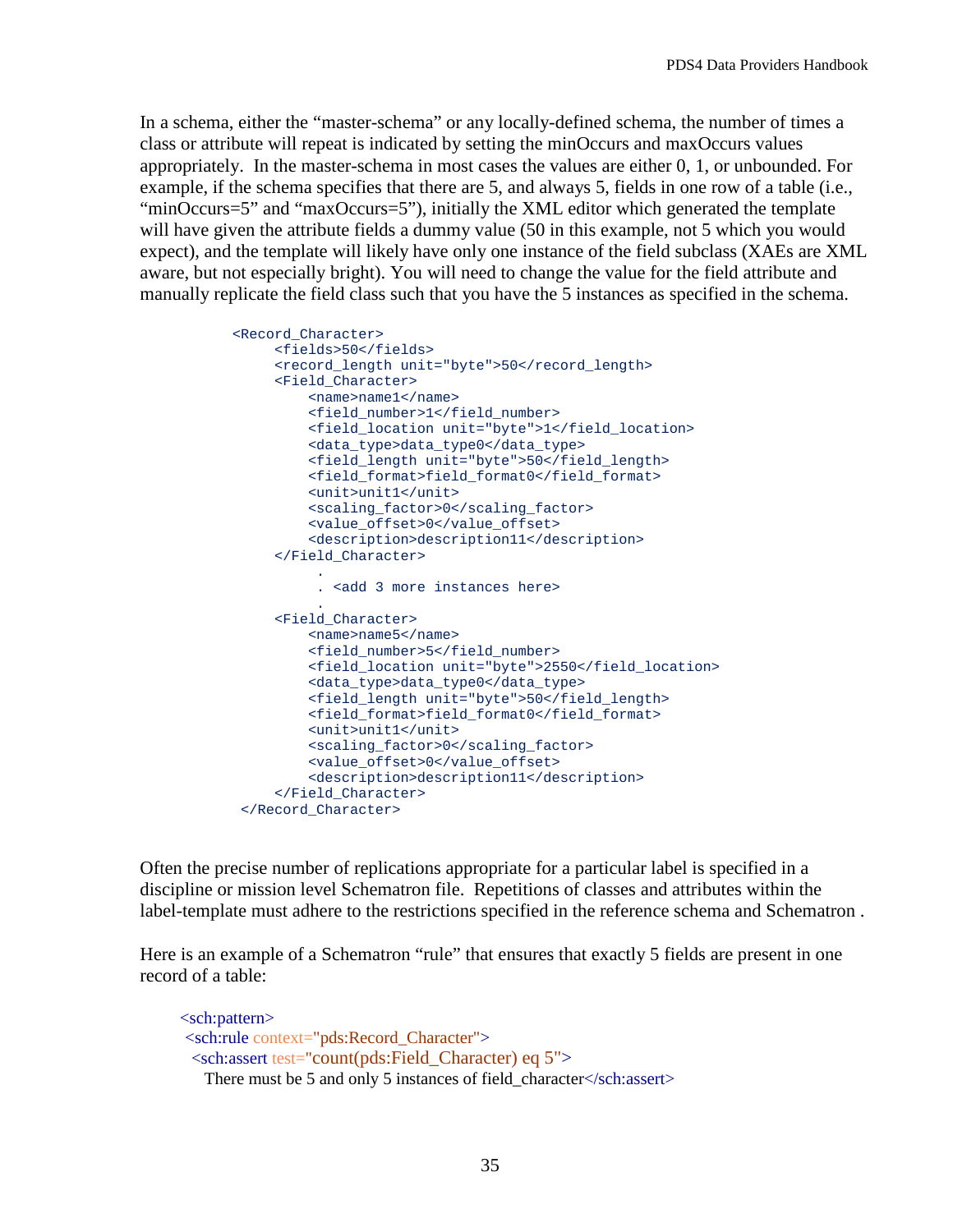In a schema, either the "master-schema" or any locally-defined schema, the number of times a class or attribute will repeat is indicated by setting the minOccurs and maxOccurs values appropriately. In the master-schema in most cases the values are either 0, 1, or unbounded. For example, if the schema specifies that there are 5, and always 5, fields in one row of a table (i.e., "minOccurs=5" and "maxOccurs=5"), initially the XML editor which generated the template will have given the attribute fields a dummy value (50 in this example, not 5 which you would expect), and the template will likely have only one instance of the field subclass (XAEs are XML aware, but not especially bright). You will need to change the value for the field attribute and manually replicate the field class such that you have the 5 instances as specified in the schema.

```
<Record_Character>
     <fields>50</fields>
     <record_length unit="byte">50</record_length>
     <Field_Character>
         <name>name1</name>
         <field_number>1</field_number>
         <field_location unit="byte">1</field_location>
         <data_type>data_type0</data_type>
         <field_length unit="byte">50</field_length>
         <field_format>field_format0</field_format>
         <unit>unit1</unit>
         <scaling_factor>0</scaling_factor>
         <value_offset>0</value_offset>
         <description>description11</description>
     </Field_Character>
          .
          . <add 3 more instances here>
          .
     <Field_Character>
         <name>name5</name>
         <field_number>5</field_number>
         <field_location unit="byte">2550</field_location>
         <data_type>data_type0</data_type>
         <field_length unit="byte">50</field_length>
         <field_format>field_format0</field_format>
         <unit>unit1</unit>
         <scaling_factor>0</scaling_factor>
         <value_offset>0</value_offset>
         <description>description11</description>
     </Field_Character>
 </Record_Character>
```

Often the precise number of replications appropriate for a particular label is specified in a discipline or mission level Schematron file. Repetitions of classes and attributes within the label-template must adhere to the restrictions specified in the reference schema and Schematron .

Here is an example of a Schematron "rule" that ensures that exactly 5 fields are present in one record of a table:

```
<sch:pattern>
 <sch:rule context="pds:Record_Character">
  <sch:assert test="count(pds:Field_Character) eq 5">
    There must be 5 and only 5 instances of field_character</sch:assert>
```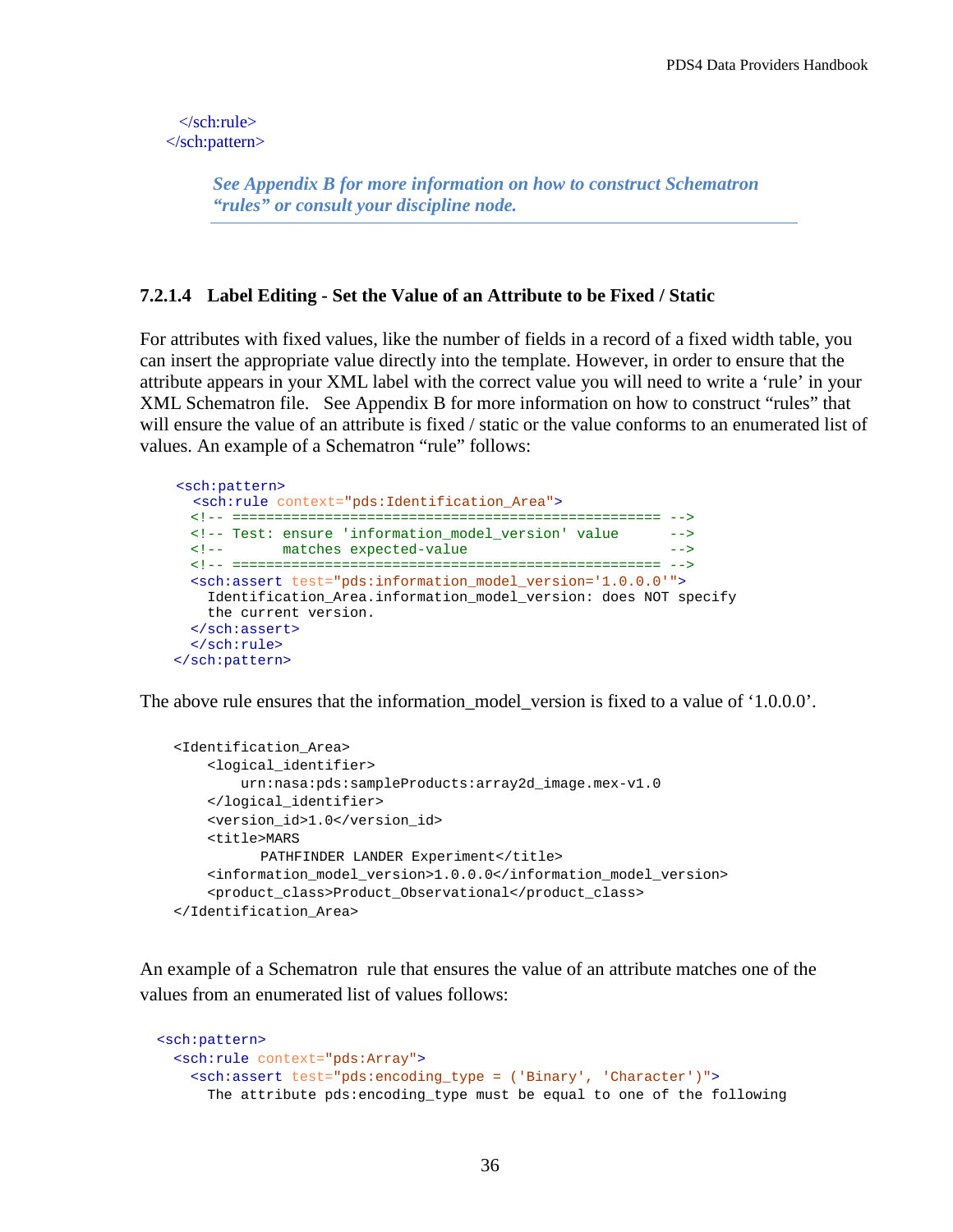```
  </sch:rule>
</sch:pattern>
```

> ***See Appendix B for more information on how to construct Schematron "rules" or consult your discipline node.***

#### 7.2.1.4 Label Editing - Set the Value of an Attribute to be Fixed / Static

For attributes with fixed values, like the number of fields in a record of a fixed width table, you can insert the appropriate value directly into the template. However, in order to ensure that the attribute appears in your XML label with the correct value you will need to write a 'rule' in your XML Schematron file. See Appendix B for more information on how to construct "rules" that will ensure the value of an attribute is fixed / static or the value conforms to an enumerated list of values. An example of a Schematron "rule" follows:

```
<sch:pattern>
  <sch:rule context="pds:Identification_Area">
  <!-- ================================================== -->
  <!-- Test: ensure 'information_model_version' value      -->
  <!--       matches expected-value                        -->
  <!-- ================================================== -->
  <sch:assert test="pds:information_model_version='1.0.0.0'">
    Identification_Area.information_model_version: does NOT specify
    the current version.
  </sch:assert>
  </sch:rule>
</sch:pattern>
```

The above rule ensures that the information_model_version is fixed to a value of '1.0.0.0'.

```
<Identification_Area>
    <logical_identifier>
        urn:nasa:pds:sampleProducts:array2d_image.mex-v1.0
    </logical_identifier>
    <version_id>1.0</version_id>
    <title>MARS
          PATHFINDER LANDER Experiment</title>
    <information_model_version>1.0.0.0</information_model_version>
    <product_class>Product_Observational</product_class>
</Identification_Area>
```

An example of a Schematron rule that ensures the value of an attribute matches one of the values from an enumerated list of values follows:

```
<sch:pattern>
  <sch:rule context="pds:Array">
    <sch:assert test="pds:encoding_type = ('Binary', 'Character')">
      The attribute pds:encoding_type must be equal to one of the following
```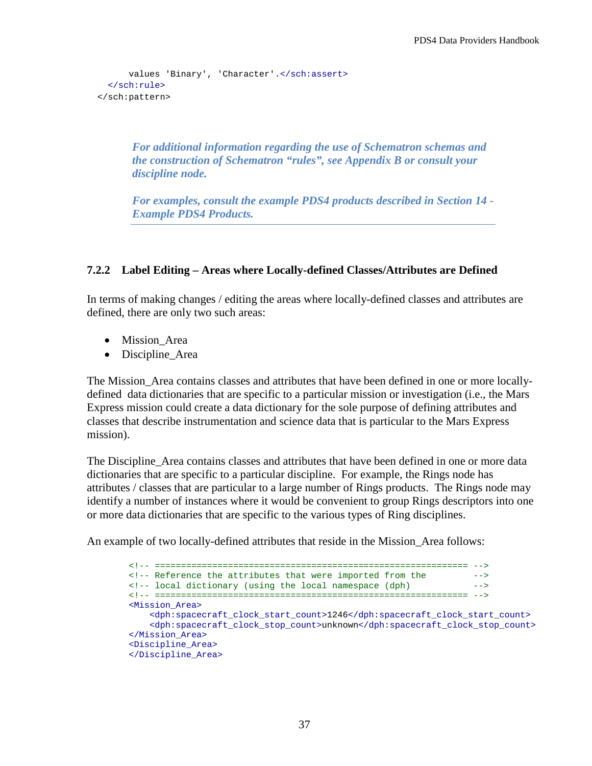```
      values 'Binary', 'Character'.</sch:assert>
   </sch:rule>
</sch:pattern>
```

***For additional information regarding the use of Schematron schemas and the construction of Schematron "rules", see Appendix B or consult your discipline node.***

***For examples, consult the example PDS4 products described in Section 14 - Example PDS4 Products.***

### 7.2.2 Label Editing – Areas where Locally-defined Classes/Attributes are Defined

In terms of making changes / editing the areas where locally-defined classes and attributes are defined, there are only two such areas:

- Mission_Area
- Discipline_Area

The Mission_Area contains classes and attributes that have been defined in one or more locally-defined data dictionaries that are specific to a particular mission or investigation (i.e., the Mars Express mission could create a data dictionary for the sole purpose of defining attributes and classes that describe instrumentation and science data that is particular to the Mars Express mission).

The Discipline_Area contains classes and attributes that have been defined in one or more data dictionaries that are specific to a particular discipline. For example, the Rings node has attributes / classes that are particular to a large number of Rings products. The Rings node may identify a number of instances where it would be convenient to group Rings descriptors into one or more data dictionaries that are specific to the various types of Ring disciplines.

An example of two locally-defined attributes that reside in the Mission_Area follows:

```
<!-- ============================================================ -->
<!-- Reference the attributes that were imported from the         -->
<!-- local dictionary (using the local namespace (dph)            -->
<!-- ============================================================ -->
<Mission_Area>
    <dph:spacecraft_clock_start_count>1246</dph:spacecraft_clock_start_count>
    <dph:spacecraft_clock_stop_count>unknown</dph:spacecraft_clock_stop_count>
</Mission_Area>
<Discipline_Area>
</Discipline_Area>
```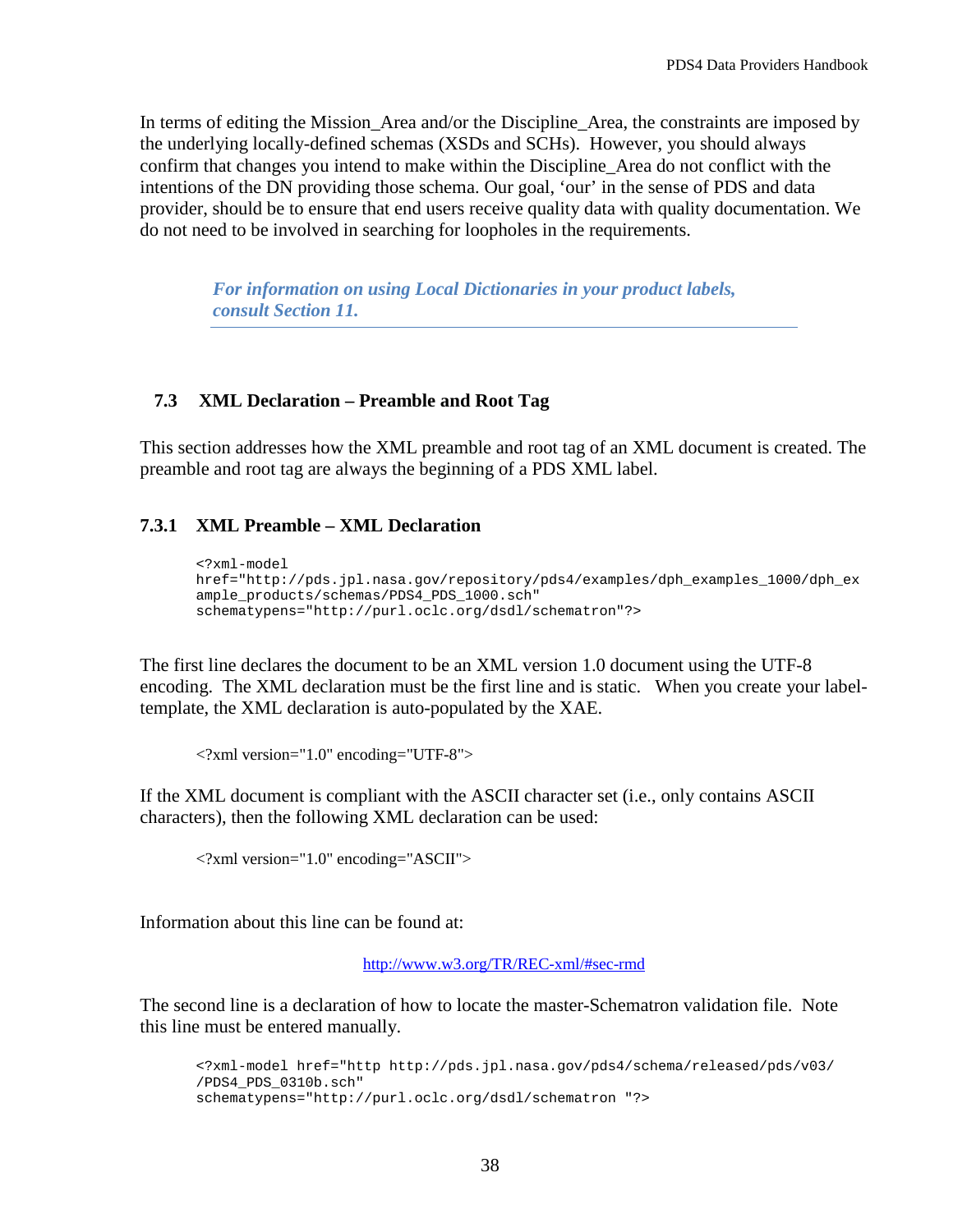In terms of editing the Mission_Area and/or the Discipline_Area, the constraints are imposed by the underlying locally-defined schemas (XSDs and SCHs). However, you should always confirm that changes you intend to make within the Discipline_Area do not conflict with the intentions of the DN providing those schema. Our goal, 'our' in the sense of PDS and data provider, should be to ensure that end users receive quality data with quality documentation. We do not need to be involved in searching for loopholes in the requirements.

***For information on using Local Dictionaries in your product labels, consult Section 11.***

## 7.3 XML Declaration – Preamble and Root Tag

This section addresses how the XML preamble and root tag of an XML document is created. The preamble and root tag are always the beginning of a PDS XML label.

### 7.3.1 XML Preamble – XML Declaration

```
<?xml-model
href="http://pds.jpl.nasa.gov/repository/pds4/examples/dph_examples_1000/dph_ex
ample_products/schemas/PDS4_PDS_1000.sch"
schematypens="http://purl.oclc.org/dsdl/schematron"?>
```

The first line declares the document to be an XML version 1.0 document using the UTF-8 encoding. The XML declaration must be the first line and is static. When you create your label-template, the XML declaration is auto-populated by the XAE.

```
<?xml version="1.0" encoding="UTF-8">
```

If the XML document is compliant with the ASCII character set (i.e., only contains ASCII characters), then the following XML declaration can be used:

```
<?xml version="1.0" encoding="ASCII">
```

Information about this line can be found at:

http://www.w3.org/TR/REC-xml/#sec-rmd

The second line is a declaration of how to locate the master-Schematron validation file. Note this line must be entered manually.

```
<?xml-model href="http http://pds.jpl.nasa.gov/pds4/schema/released/pds/v03/
/PDS4_PDS_0310b.sch"
schematypens="http://purl.oclc.org/dsdl/schematron "?>
```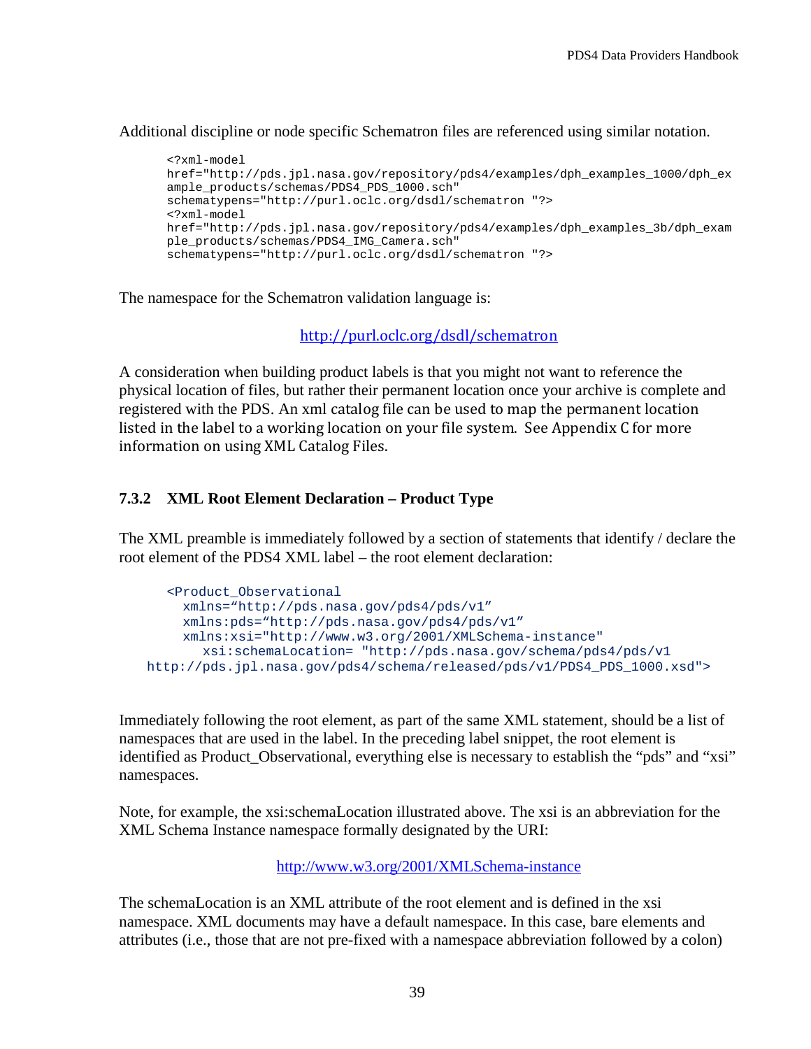Additional discipline or node specific Schematron files are referenced using similar notation.

```
<?xml-model
href="http://pds.jpl.nasa.gov/repository/pds4/examples/dph_examples_1000/dph_ex
ample_products/schemas/PDS4_PDS_1000.sch"
schematypens="http://purl.oclc.org/dsdl/schematron "?>
<?xml-model
href="http://pds.jpl.nasa.gov/repository/pds4/examples/dph_examples_3b/dph_exam
ple_products/schemas/PDS4_IMG_Camera.sch"
schematypens="http://purl.oclc.org/dsdl/schematron "?>
```

The namespace for the Schematron validation language is:

http://purl.oclc.org/dsdl/schematron

A consideration when building product labels is that you might not want to reference the physical location of files, but rather their permanent location once your archive is complete and registered with the PDS. An xml catalog file can be used to map the permanent location listed in the label to a working location on your file system. See Appendix C for more information on using XML Catalog Files.

### 7.3.2 XML Root Element Declaration – Product Type

The XML preamble is immediately followed by a section of statements that identify / declare the root element of the PDS4 XML label – the root element declaration:

```
<Product_Observational
  xmlns="http://pds.nasa.gov/pds4/pds/v1"
  xmlns:pds="http://pds.nasa.gov/pds4/pds/v1"
  xmlns:xsi="http://www.w3.org/2001/XMLSchema-instance"
     xsi:schemaLocation= "http://pds.nasa.gov/schema/pds4/pds/v1
http://pds.jpl.nasa.gov/pds4/schema/released/pds/v1/PDS4_PDS_1000.xsd">
```

Immediately following the root element, as part of the same XML statement, should be a list of namespaces that are used in the label. In the preceding label snippet, the root element is identified as Product_Observational, everything else is necessary to establish the "pds" and "xsi" namespaces.

Note, for example, the xsi:schemaLocation illustrated above. The xsi is an abbreviation for the XML Schema Instance namespace formally designated by the URI:

http://www.w3.org/2001/XMLSchema-instance

The schemaLocation is an XML attribute of the root element and is defined in the xsi namespace. XML documents may have a default namespace. In this case, bare elements and attributes (i.e., those that are not pre-fixed with a namespace abbreviation followed by a colon)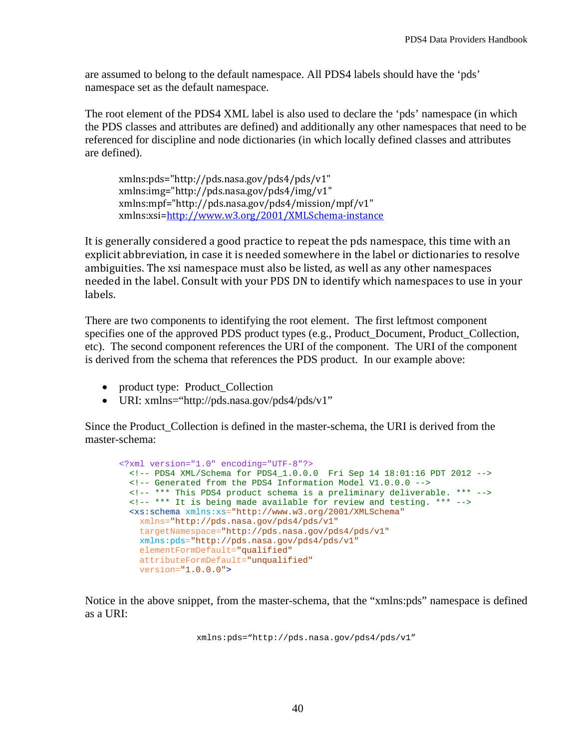are assumed to belong to the default namespace. All PDS4 labels should have the 'pds' namespace set as the default namespace.

The root element of the PDS4 XML label is also used to declare the 'pds' namespace (in which the PDS classes and attributes are defined) and additionally any other namespaces that need to be referenced for discipline and node dictionaries (in which locally defined classes and attributes are defined).

```
xmlns:pds="http://pds.nasa.gov/pds4/pds/v1"
xmlns:img="http://pds.nasa.gov/pds4/img/v1"
xmlns:mpf="http://pds.nasa.gov/pds4/mission/mpf/v1"
xmlns:xsi=http://www.w3.org/2001/XMLSchema-instance
```

It is generally considered a good practice to repeat the pds namespace, this time with an explicit abbreviation, in case it is needed somewhere in the label or dictionaries to resolve ambiguities. The xsi namespace must also be listed, as well as any other namespaces needed in the label. Consult with your PDS DN to identify which namespaces to use in your labels.

There are two components to identifying the root element. The first leftmost component specifies one of the approved PDS product types (e.g., Product_Document, Product_Collection, etc). The second component references the URI of the component. The URI of the component is derived from the schema that references the PDS product. In our example above:

- product type: Product_Collection
- URI: xmlns="http://pds.nasa.gov/pds4/pds/v1"

Since the Product_Collection is defined in the master-schema, the URI is derived from the master-schema:

```
<?xml version="1.0" encoding="UTF-8"?>
  <!-- PDS4 XML/Schema for PDS4_1.0.0.0  Fri Sep 14 18:01:16 PDT 2012 -->
  <!-- Generated from the PDS4 Information Model V1.0.0.0 -->
  <!-- *** This PDS4 product schema is a preliminary deliverable. *** -->
  <!-- *** It is being made available for review and testing. *** -->
  <xs:schema xmlns:xs="http://www.w3.org/2001/XMLSchema"
    xmlns="http://pds.nasa.gov/pds4/pds/v1"
    targetNamespace="http://pds.nasa.gov/pds4/pds/v1"
    xmlns:pds="http://pds.nasa.gov/pds4/pds/v1"
    elementFormDefault="qualified"
    attributeFormDefault="unqualified"
    version="1.0.0.0">
```

Notice in the above snippet, from the master-schema, that the "xmlns:pds" namespace is defined as a URI:

```
xmlns:pds="http://pds.nasa.gov/pds4/pds/v1"
```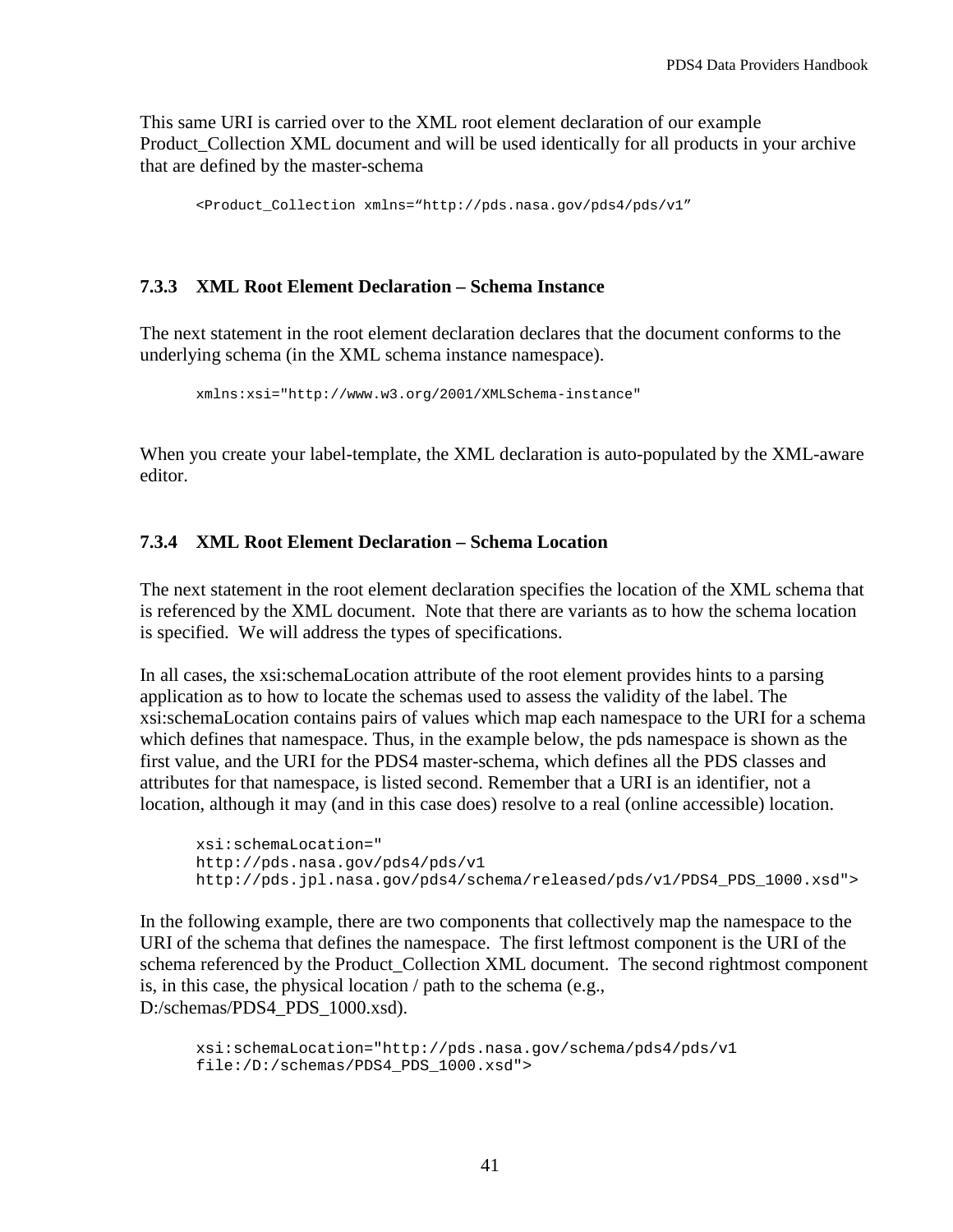This same URI is carried over to the XML root element declaration of our example Product_Collection XML document and will be used identically for all products in your archive that are defined by the master-schema

```
<Product_Collection xmlns=“http://pds.nasa.gov/pds4/pds/v1”
```

### 7.3.3 XML Root Element Declaration – Schema Instance

The next statement in the root element declaration declares that the document conforms to the underlying schema (in the XML schema instance namespace).

```
xmlns:xsi="http://www.w3.org/2001/XMLSchema-instance"
```

When you create your label-template, the XML declaration is auto-populated by the XML-aware editor.

### 7.3.4 XML Root Element Declaration – Schema Location

The next statement in the root element declaration specifies the location of the XML schema that is referenced by the XML document. Note that there are variants as to how the schema location is specified. We will address the types of specifications.

In all cases, the xsi:schemaLocation attribute of the root element provides hints to a parsing application as to how to locate the schemas used to assess the validity of the label. The xsi:schemaLocation contains pairs of values which map each namespace to the URI for a schema which defines that namespace. Thus, in the example below, the pds namespace is shown as the first value, and the URI for the PDS4 master-schema, which defines all the PDS classes and attributes for that namespace, is listed second. Remember that a URI is an identifier, not a location, although it may (and in this case does) resolve to a real (online accessible) location.

```
xsi:schemaLocation="
http://pds.nasa.gov/pds4/pds/v1
http://pds.jpl.nasa.gov/pds4/schema/released/pds/v1/PDS4_PDS_1000.xsd">
```

In the following example, there are two components that collectively map the namespace to the URI of the schema that defines the namespace. The first leftmost component is the URI of the schema referenced by the Product_Collection XML document. The second rightmost component is, in this case, the physical location / path to the schema (e.g., D:/schemas/PDS4_PDS_1000.xsd).

```
xsi:schemaLocation="http://pds.nasa.gov/schema/pds4/pds/v1
file:/D:/schemas/PDS4_PDS_1000.xsd">
```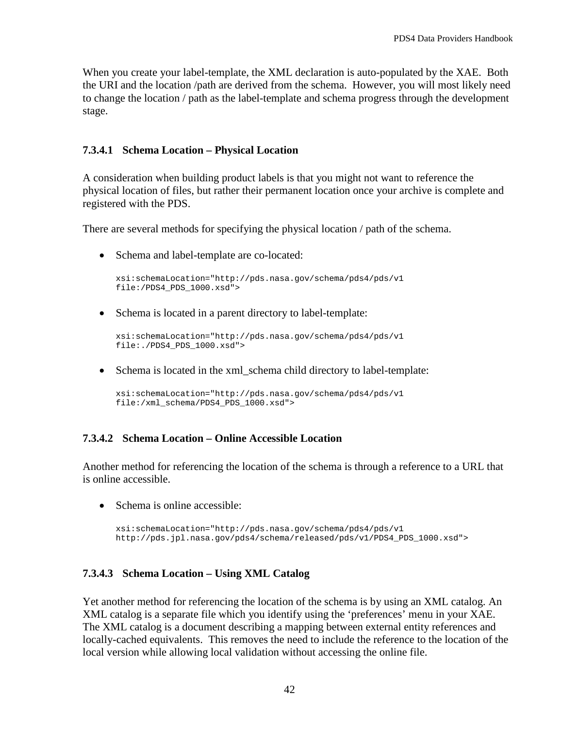When you create your label-template, the XML declaration is auto-populated by the XAE. Both the URI and the location /path are derived from the schema. However, you will most likely need to change the location / path as the label-template and schema progress through the development stage.

#### 7.3.4.1 Schema Location – Physical Location

A consideration when building product labels is that you might not want to reference the physical location of files, but rather their permanent location once your archive is complete and registered with the PDS.

There are several methods for specifying the physical location / path of the schema.

- Schema and label-template are co-located:

```
xsi:schemaLocation="http://pds.nasa.gov/schema/pds4/pds/v1
file:/PDS4_PDS_1000.xsd">
```

- Schema is located in a parent directory to label-template:

```
xsi:schemaLocation="http://pds.nasa.gov/schema/pds4/pds/v1
file:./PDS4_PDS_1000.xsd">
```

- Schema is located in the xml_schema child directory to label-template:

```
xsi:schemaLocation="http://pds.nasa.gov/schema/pds4/pds/v1
file:/xml_schema/PDS4_PDS_1000.xsd">
```

#### 7.3.4.2 Schema Location – Online Accessible Location

Another method for referencing the location of the schema is through a reference to a URL that is online accessible.

- Schema is online accessible:

```
xsi:schemaLocation="http://pds.nasa.gov/schema/pds4/pds/v1
http://pds.jpl.nasa.gov/pds4/schema/released/pds/v1/PDS4_PDS_1000.xsd">
```

#### 7.3.4.3 Schema Location – Using XML Catalog

Yet another method for referencing the location of the schema is by using an XML catalog. An XML catalog is a separate file which you identify using the ‘preferences’ menu in your XAE. The XML catalog is a document describing a mapping between external entity references and locally-cached equivalents. This removes the need to include the reference to the location of the local version while allowing local validation without accessing the online file.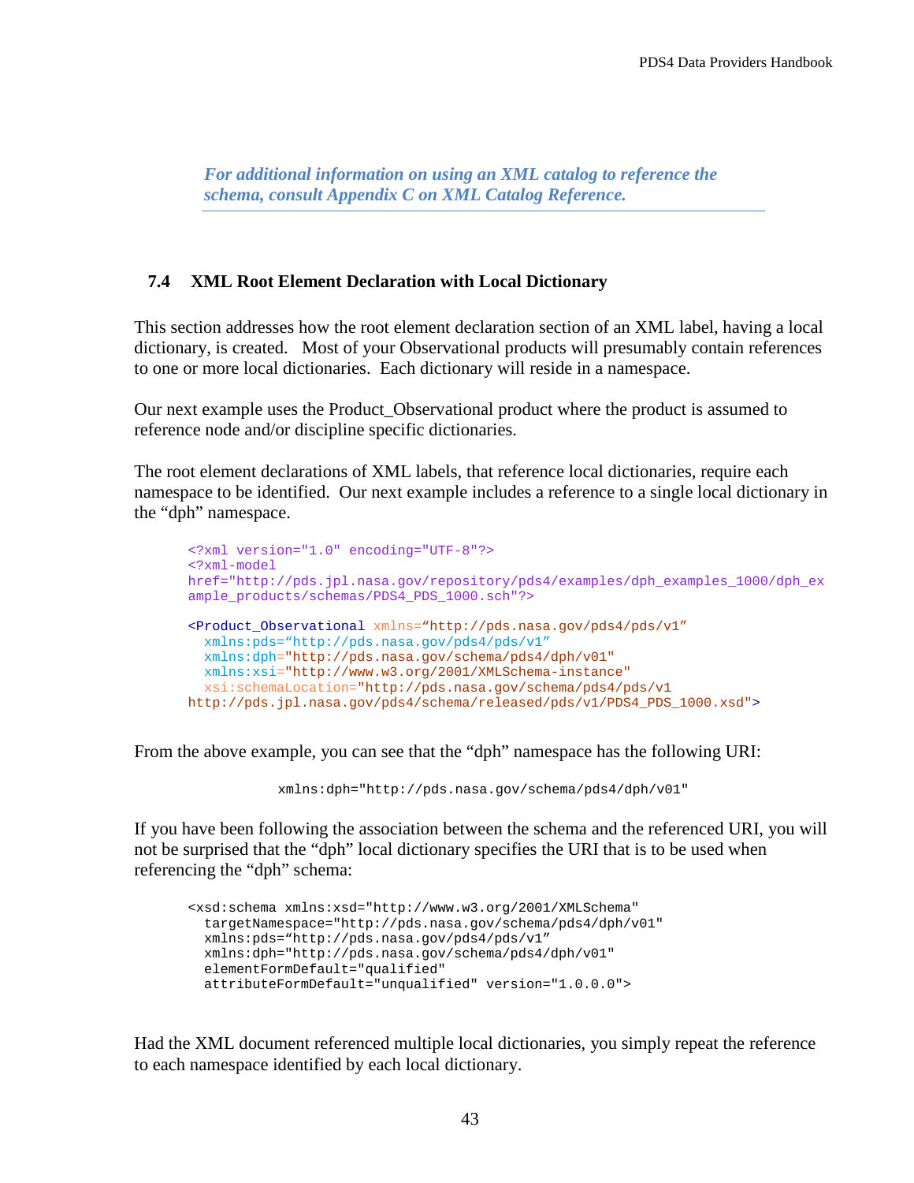***For additional information on using an XML catalog to reference the schema, consult Appendix C on XML Catalog Reference.***

### 7.4 XML Root Element Declaration with Local Dictionary

This section addresses how the root element declaration section of an XML label, having a local dictionary, is created. Most of your Observational products will presumably contain references to one or more local dictionaries. Each dictionary will reside in a namespace.

Our next example uses the Product_Observational product where the product is assumed to reference node and/or discipline specific dictionaries.

The root element declarations of XML labels, that reference local dictionaries, require each namespace to be identified. Our next example includes a reference to a single local dictionary in the "dph" namespace.

```
<?xml version="1.0" encoding="UTF-8"?>
<?xml-model
href="http://pds.jpl.nasa.gov/repository/pds4/examples/dph_examples_1000/dph_ex
ample_products/schemas/PDS4_PDS_1000.sch"?>

<Product_Observational xmlns="http://pds.nasa.gov/pds4/pds/v1"
  xmlns:pds="http://pds.nasa.gov/pds4/pds/v1"
  xmlns:dph="http://pds.nasa.gov/schema/pds4/dph/v01"
  xmlns:xsi="http://www.w3.org/2001/XMLSchema-instance"
  xsi:schemaLocation="http://pds.nasa.gov/schema/pds4/pds/v1
http://pds.jpl.nasa.gov/pds4/schema/released/pds/v1/PDS4_PDS_1000.xsd">
```

From the above example, you can see that the "dph" namespace has the following URI:

```
xmlns:dph="http://pds.nasa.gov/schema/pds4/dph/v01"
```

If you have been following the association between the schema and the referenced URI, you will not be surprised that the "dph" local dictionary specifies the URI that is to be used when referencing the "dph" schema:

```
<xsd:schema xmlns:xsd="http://www.w3.org/2001/XMLSchema"
  targetNamespace="http://pds.nasa.gov/schema/pds4/dph/v01"
  xmlns:pds="http://pds.nasa.gov/pds4/pds/v1"
  xmlns:dph="http://pds.nasa.gov/schema/pds4/dph/v01"
  elementFormDefault="qualified"
  attributeFormDefault="unqualified" version="1.0.0.0">
```

Had the XML document referenced multiple local dictionaries, you simply repeat the reference to each namespace identified by each local dictionary.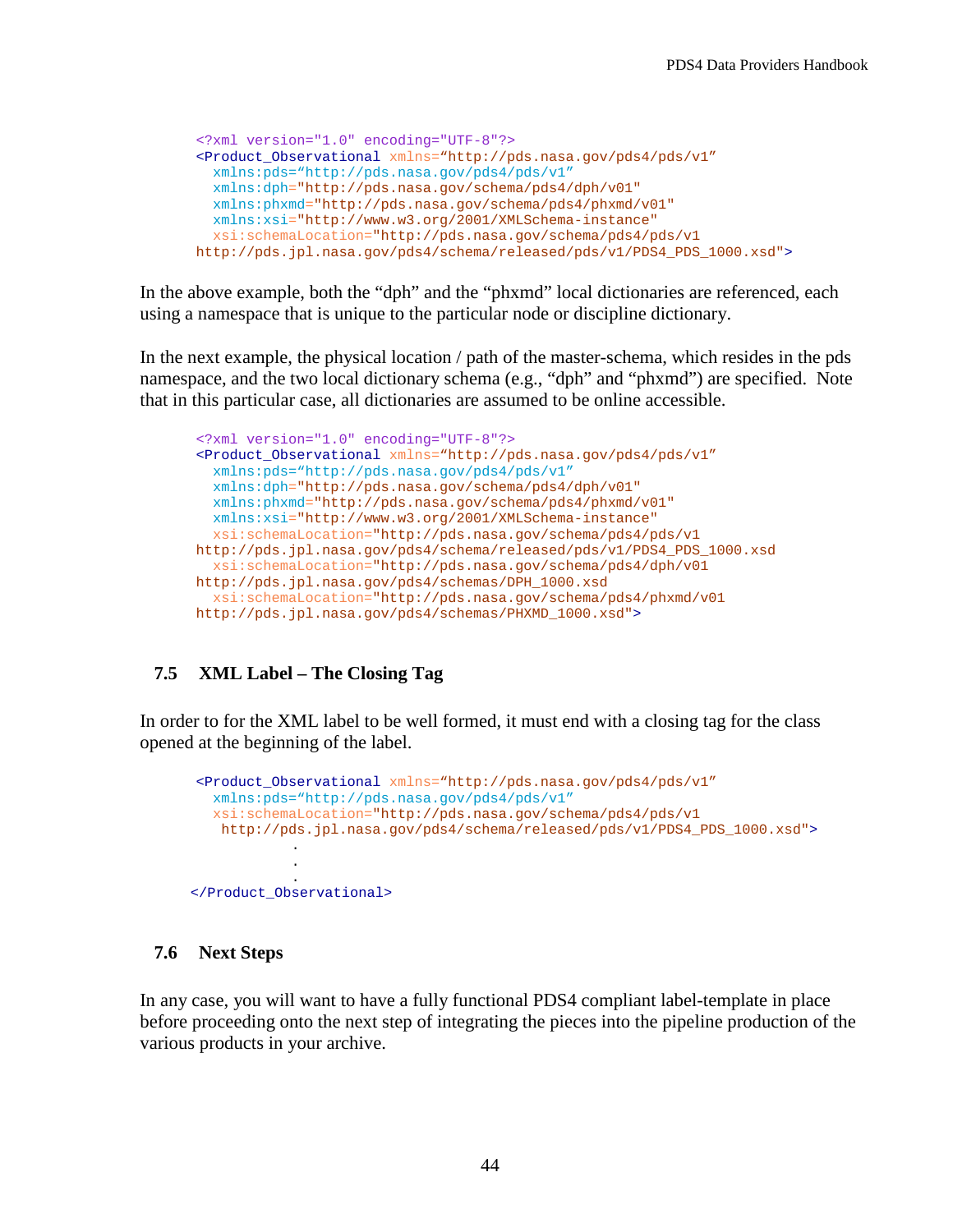```
<?xml version="1.0" encoding="UTF-8"?>
<Product_Observational xmlns="http://pds.nasa.gov/pds4/pds/v1"
  xmlns:pds="http://pds.nasa.gov/pds4/pds/v1"
  xmlns:dph="http://pds.nasa.gov/schema/pds4/dph/v01"
  xmlns:phxmd="http://pds.nasa.gov/schema/pds4/phxmd/v01"
  xmlns:xsi="http://www.w3.org/2001/XMLSchema-instance"
  xsi:schemaLocation="http://pds.nasa.gov/schema/pds4/pds/v1
http://pds.jpl.nasa.gov/pds4/schema/released/pds/v1/PDS4_PDS_1000.xsd">
```

In the above example, both the “dph” and the “phxmd” local dictionaries are referenced, each using a namespace that is unique to the particular node or discipline dictionary.

In the next example, the physical location / path of the master-schema, which resides in the pds namespace, and the two local dictionary schema (e.g., “dph” and “phxmd”) are specified. Note that in this particular case, all dictionaries are assumed to be online accessible.

```
<?xml version="1.0" encoding="UTF-8"?>
<Product_Observational xmlns="http://pds.nasa.gov/pds4/pds/v1"
  xmlns:pds="http://pds.nasa.gov/pds4/pds/v1"
  xmlns:dph="http://pds.nasa.gov/schema/pds4/dph/v01"
  xmlns:phxmd="http://pds.nasa.gov/schema/pds4/phxmd/v01"
  xmlns:xsi="http://www.w3.org/2001/XMLSchema-instance"
  xsi:schemaLocation="http://pds.nasa.gov/schema/pds4/pds/v1
http://pds.jpl.nasa.gov/pds4/schema/released/pds/v1/PDS4_PDS_1000.xsd
  xsi:schemaLocation="http://pds.nasa.gov/schema/pds4/dph/v01
http://pds.jpl.nasa.gov/pds4/schemas/DPH_1000.xsd
  xsi:schemaLocation="http://pds.nasa.gov/schema/pds4/phxmd/v01
http://pds.jpl.nasa.gov/pds4/schemas/PHXMD_1000.xsd">
```

## 7.5 XML Label – The Closing Tag

In order to for the XML label to be well formed, it must end with a closing tag for the class opened at the beginning of the label.

```
<Product_Observational xmlns="http://pds.nasa.gov/pds4/pds/v1"
  xmlns:pds="http://pds.nasa.gov/pds4/pds/v1"
  xsi:schemaLocation="http://pds.nasa.gov/schema/pds4/pds/v1
   http://pds.jpl.nasa.gov/pds4/schema/released/pds/v1/PDS4_PDS_1000.xsd">
            .
            .
            .
</Product_Observational>
```

## 7.6 Next Steps

In any case, you will want to have a fully functional PDS4 compliant label-template in place before proceeding onto the next step of integrating the pieces into the pipeline production of the various products in your archive.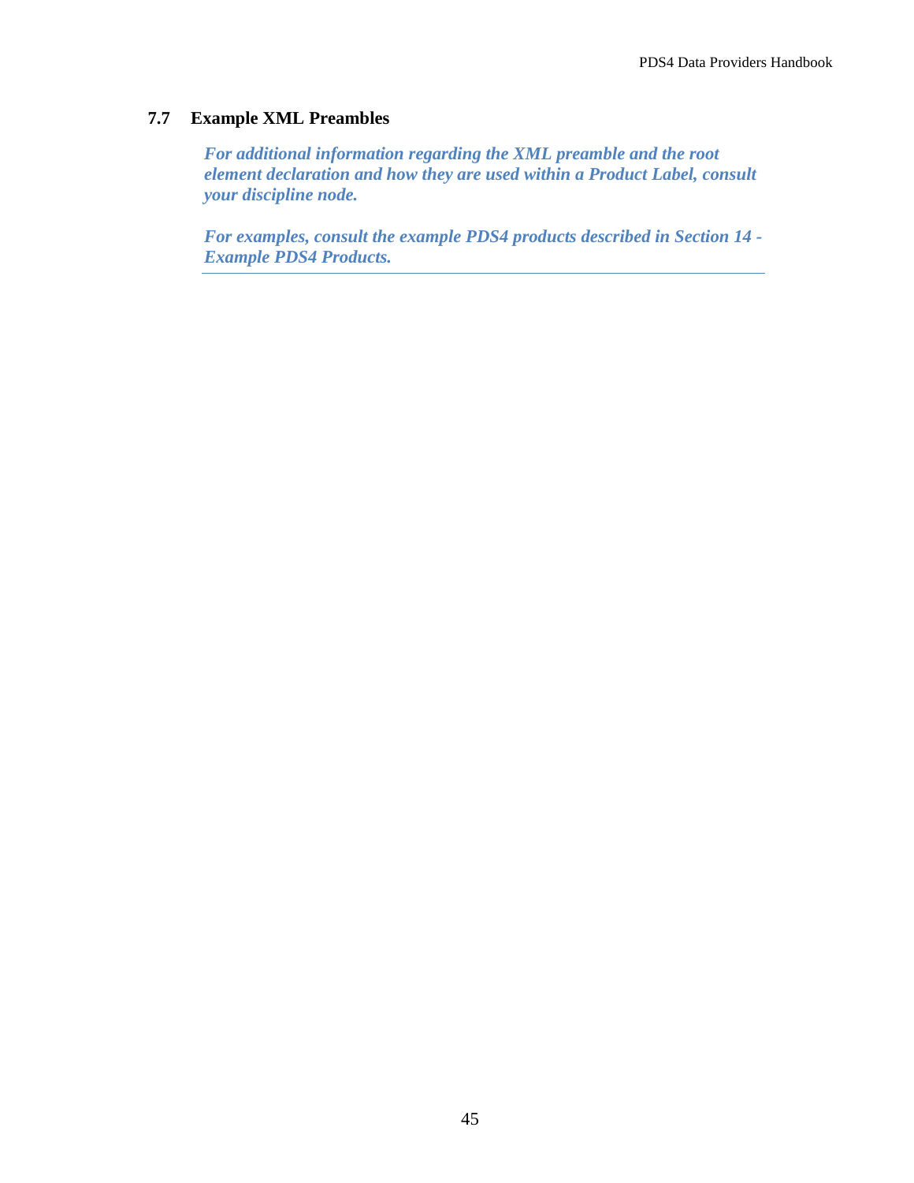## 7.7 Example XML Preambles

***For additional information regarding the XML preamble and the root element declaration and how they are used within a Product Label, consult your discipline node.***

***For examples, consult the example PDS4 products described in Section 14 - Example PDS4 Products.***

---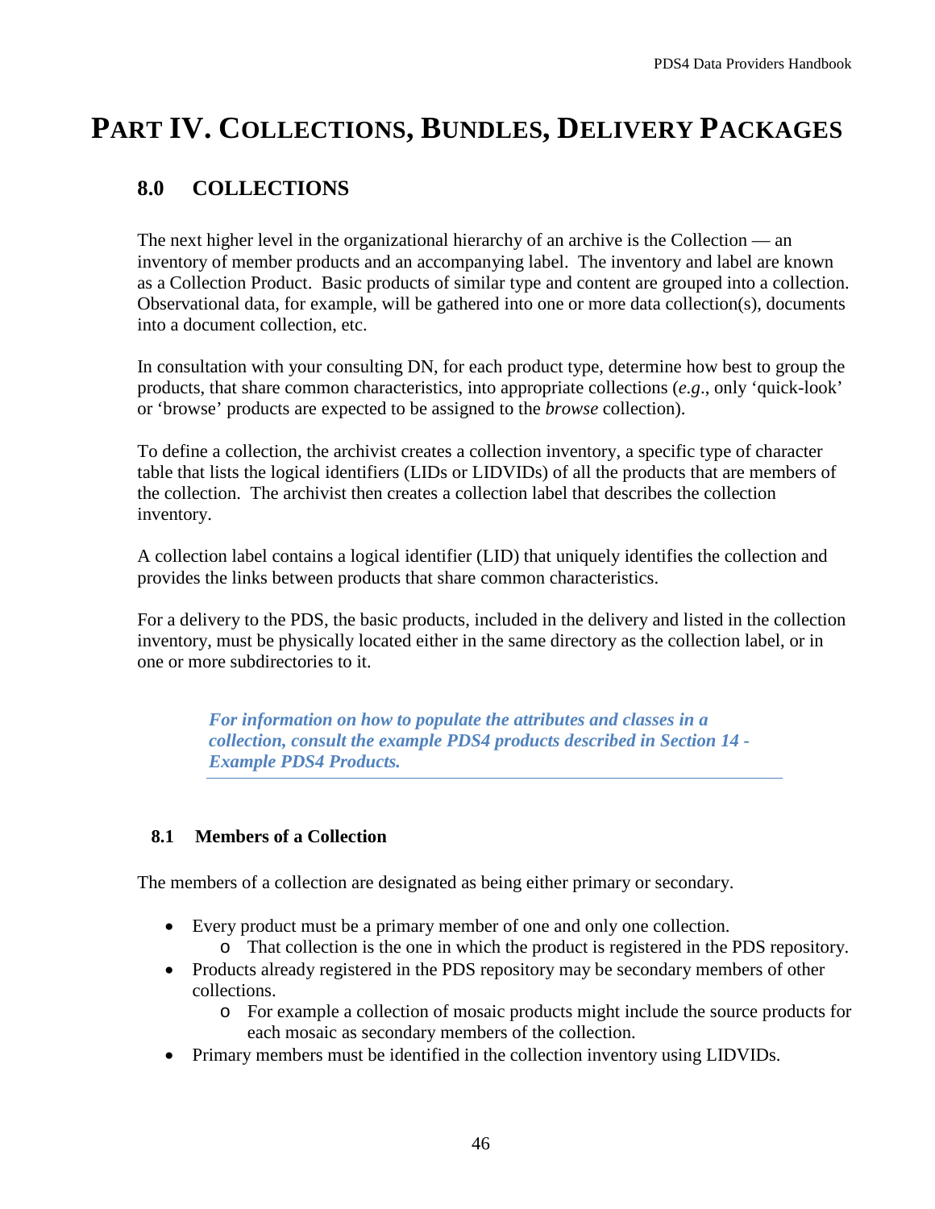# PART IV. COLLECTIONS, BUNDLES, DELIVERY PACKAGES

## 8.0 COLLECTIONS

The next higher level in the organizational hierarchy of an archive is the Collection — an inventory of member products and an accompanying label. The inventory and label are known as a Collection Product. Basic products of similar type and content are grouped into a collection. Observational data, for example, will be gathered into one or more data collection(s), documents into a document collection, etc.

In consultation with your consulting DN, for each product type, determine how best to group the products, that share common characteristics, into appropriate collections (*e.g*., only 'quick-look' or 'browse' products are expected to be assigned to the *browse* collection).

To define a collection, the archivist creates a collection inventory, a specific type of character table that lists the logical identifiers (LIDs or LIDVIDs) of all the products that are members of the collection. The archivist then creates a collection label that describes the collection inventory.

A collection label contains a logical identifier (LID) that uniquely identifies the collection and provides the links between products that share common characteristics.

For a delivery to the PDS, the basic products, included in the delivery and listed in the collection inventory, must be physically located either in the same directory as the collection label, or in one or more subdirectories to it.

> ***For information on how to populate the attributes and classes in a collection, consult the example PDS4 products described in Section 14 - Example PDS4 Products.***

### 8.1 Members of a Collection

The members of a collection are designated as being either primary or secondary.

- Every product must be a primary member of one and only one collection.
  - That collection is the one in which the product is registered in the PDS repository.
- Products already registered in the PDS repository may be secondary members of other collections.
  - For example a collection of mosaic products might include the source products for each mosaic as secondary members of the collection.
- Primary members must be identified in the collection inventory using LIDVIDs.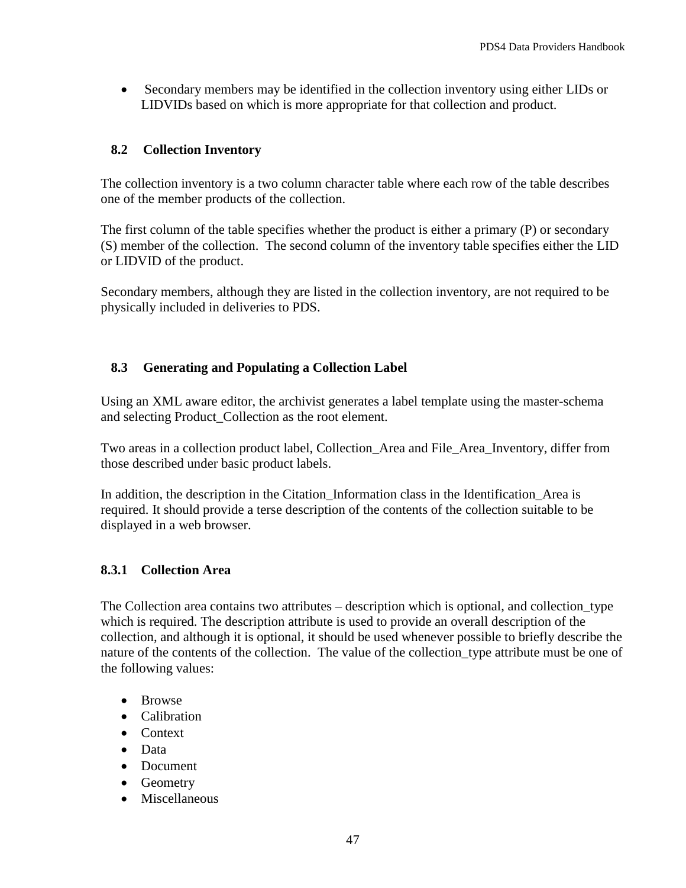- Secondary members may be identified in the collection inventory using either LIDs or LIDVIDs based on which is more appropriate for that collection and product.

## 8.2 Collection Inventory

The collection inventory is a two column character table where each row of the table describes one of the member products of the collection.

The first column of the table specifies whether the product is either a primary (P) or secondary (S) member of the collection. The second column of the inventory table specifies either the LID or LIDVID of the product.

Secondary members, although they are listed in the collection inventory, are not required to be physically included in deliveries to PDS.

## 8.3 Generating and Populating a Collection Label

Using an XML aware editor, the archivist generates a label template using the master-schema and selecting Product_Collection as the root element.

Two areas in a collection product label, Collection_Area and File_Area_Inventory, differ from those described under basic product labels.

In addition, the description in the Citation_Information class in the Identification_Area is required. It should provide a terse description of the contents of the collection suitable to be displayed in a web browser.

### 8.3.1 Collection Area

The Collection area contains two attributes – description which is optional, and collection_type which is required. The description attribute is used to provide an overall description of the collection, and although it is optional, it should be used whenever possible to briefly describe the nature of the contents of the collection. The value of the collection_type attribute must be one of the following values:

- Browse
- Calibration
- Context
- Data
- Document
- Geometry
- Miscellaneous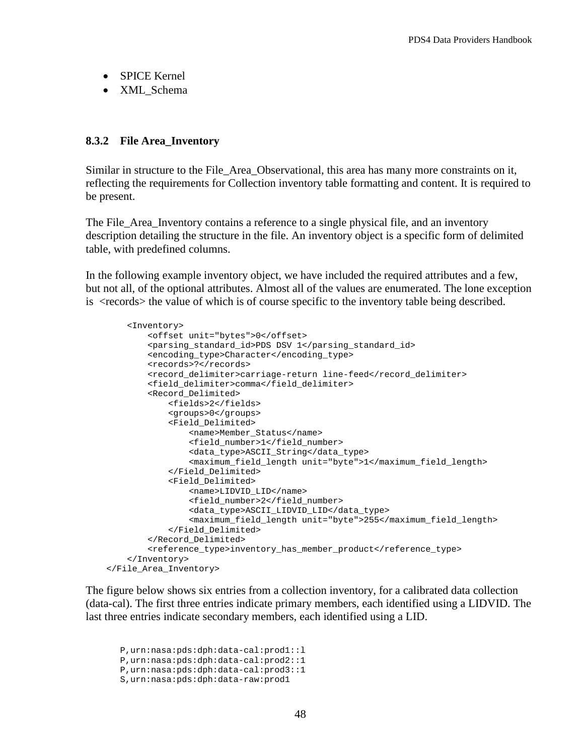- SPICE Kernel
- XML_Schema

### 8.3.2 File Area_Inventory

Similar in structure to the File_Area_Observational, this area has many more constraints on it, reflecting the requirements for Collection inventory table formatting and content. It is required to be present.

The File_Area_Inventory contains a reference to a single physical file, and an inventory description detailing the structure in the file. An inventory object is a specific form of delimited table, with predefined columns.

In the following example inventory object, we have included the required attributes and a few, but not all, of the optional attributes. Almost all of the values are enumerated. The lone exception is <records> the value of which is of course specific to the inventory table being described.

```
        <Inventory>
            <offset unit="bytes">0</offset>
            <parsing_standard_id>PDS DSV 1</parsing_standard_id>
            <encoding_type>Character</encoding_type>
            <records>?</records>
            <record_delimiter>carriage-return line-feed</record_delimiter>
            <field_delimiter>comma</field_delimiter>
            <Record_Delimited>
                <fields>2</fields>
                <groups>0</groups>
                <Field_Delimited>
                    <name>Member_Status</name>
                    <field_number>1</field_number>
                    <data_type>ASCII_String</data_type>
                    <maximum_field_length unit="byte">1</maximum_field_length>
                </Field_Delimited>
                <Field_Delimited>
                    <name>LIDVID_LID</name>
                    <field_number>2</field_number>
                    <data_type>ASCII_LIDVID_LID</data_type>
                    <maximum_field_length unit="byte">255</maximum_field_length>
                </Field_Delimited>
            </Record_Delimited>
            <reference_type>inventory_has_member_product</reference_type>
        </Inventory>
    </File_Area_Inventory>
```

The figure below shows six entries from a collection inventory, for a calibrated data collection (data-cal). The first three entries indicate primary members, each identified using a LIDVID. The last three entries indicate secondary members, each identified using a LID.

```
P,urn:nasa:pds:dph:data-cal:prod1::l
P,urn:nasa:pds:dph:data-cal:prod2::1
P,urn:nasa:pds:dph:data-cal:prod3::1
S,urn:nasa:pds:dph:data-raw:prod1
```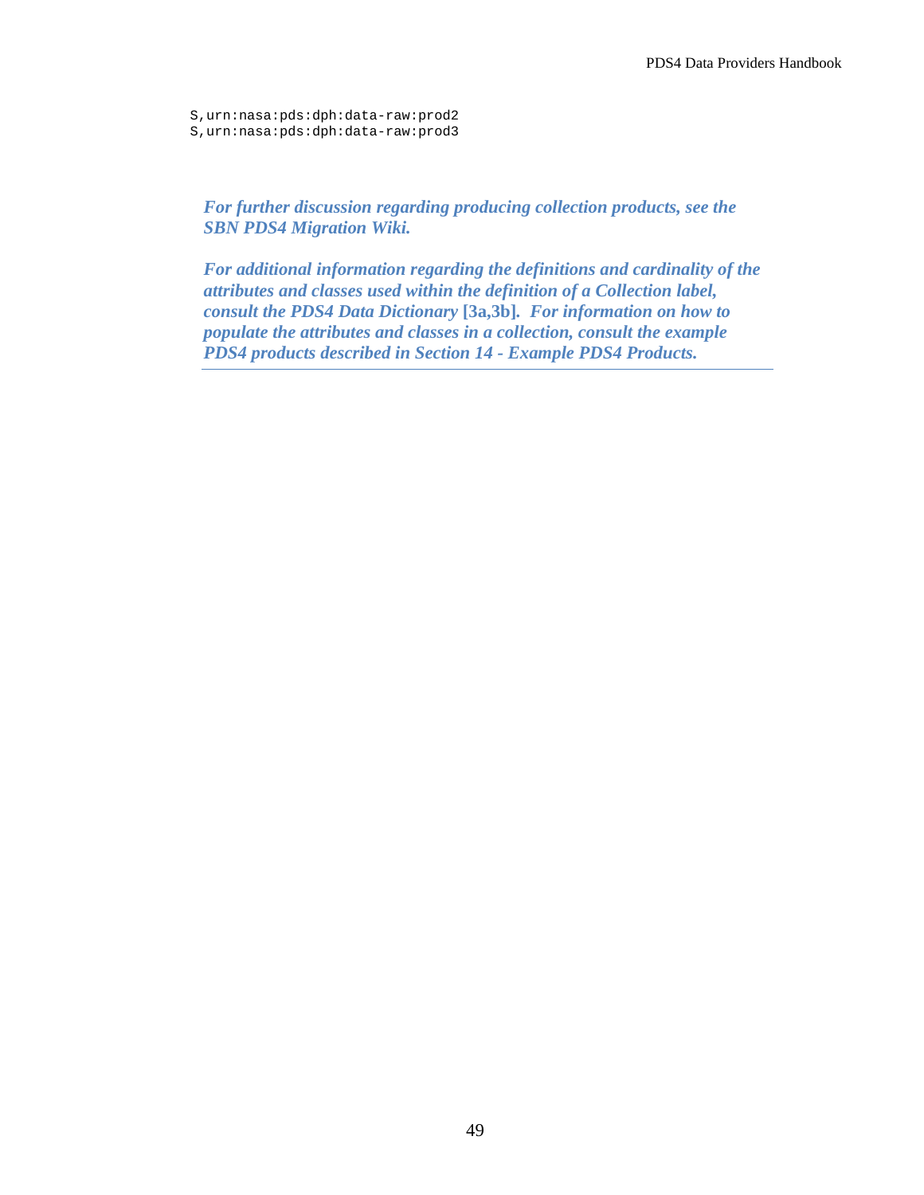```
S,urn:nasa:pds:dph:data-raw:prod2
S,urn:nasa:pds:dph:data-raw:prod3
```

***For further discussion regarding producing collection products, see the SBN PDS4 Migration Wiki.***

***For additional information regarding the definitions and cardinality of the attributes and classes used within the definition of a Collection label, consult the PDS4 Data Dictionary* [3a,3b]*. For information on how to populate the attributes and classes in a collection, consult the example PDS4 products described in Section 14 - Example PDS4 Products.***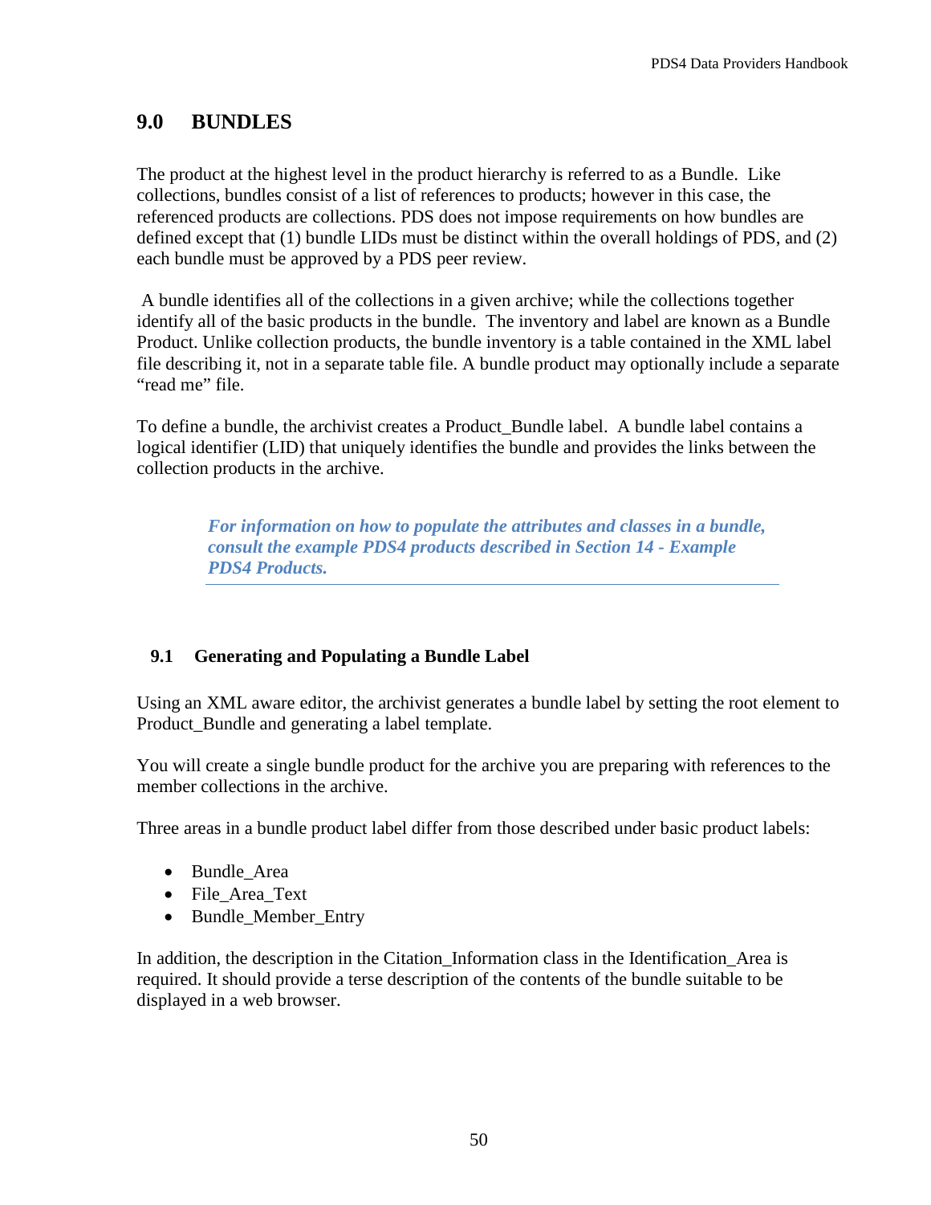# 9.0 BUNDLES

The product at the highest level in the product hierarchy is referred to as a Bundle. Like collections, bundles consist of a list of references to products; however in this case, the referenced products are collections. PDS does not impose requirements on how bundles are defined except that (1) bundle LIDs must be distinct within the overall holdings of PDS, and (2) each bundle must be approved by a PDS peer review.

A bundle identifies all of the collections in a given archive; while the collections together identify all of the basic products in the bundle. The inventory and label are known as a Bundle Product. Unlike collection products, the bundle inventory is a table contained in the XML label file describing it, not in a separate table file. A bundle product may optionally include a separate "read me" file.

To define a bundle, the archivist creates a Product_Bundle label. A bundle label contains a logical identifier (LID) that uniquely identifies the bundle and provides the links between the collection products in the archive.

> ***For information on how to populate the attributes and classes in a bundle, consult the example PDS4 products described in Section 14 - Example PDS4 Products.***

## 9.1 Generating and Populating a Bundle Label

Using an XML aware editor, the archivist generates a bundle label by setting the root element to Product_Bundle and generating a label template.

You will create a single bundle product for the archive you are preparing with references to the member collections in the archive.

Three areas in a bundle product label differ from those described under basic product labels:

- Bundle_Area
- File_Area_Text
- Bundle_Member_Entry

In addition, the description in the Citation_Information class in the Identification_Area is required. It should provide a terse description of the contents of the bundle suitable to be displayed in a web browser.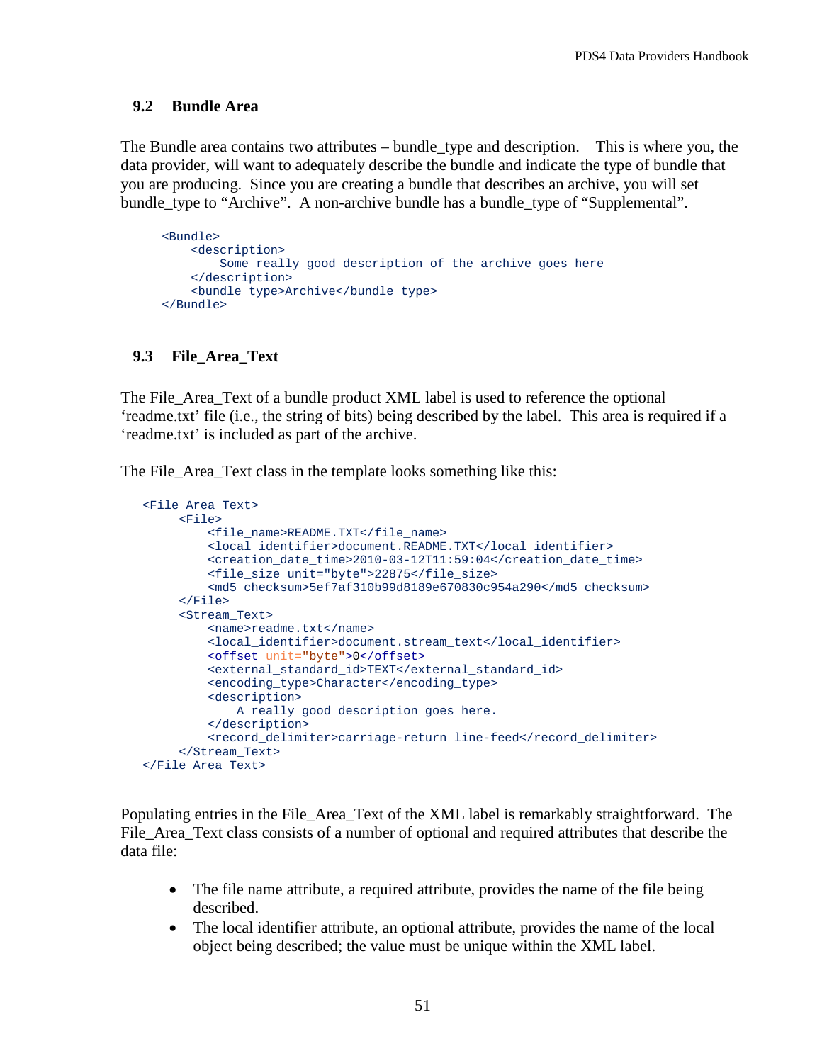## 9.2 Bundle Area

The Bundle area contains two attributes – bundle_type and description. This is where you, the data provider, will want to adequately describe the bundle and indicate the type of bundle that you are producing. Since you are creating a bundle that describes an archive, you will set bundle_type to "Archive". A non-archive bundle has a bundle_type of "Supplemental".

```
<Bundle>
    <description>
        Some really good description of the archive goes here
    </description>
    <bundle_type>Archive</bundle_type>
</Bundle>
```

## 9.3 File_Area_Text

The File_Area_Text of a bundle product XML label is used to reference the optional 'readme.txt' file (i.e., the string of bits) being described by the label. This area is required if a 'readme.txt' is included as part of the archive.

The File_Area_Text class in the template looks something like this:

```
<File_Area_Text>
     <File>
         <file_name>README.TXT</file_name>
         <local_identifier>document.README.TXT</local_identifier>
         <creation_date_time>2010-03-12T11:59:04</creation_date_time>
         <file_size unit="byte">22875</file_size>
         <md5_checksum>5ef7af310b99d8189e670830c954a290</md5_checksum>
     </File>
     <Stream_Text>
         <name>readme.txt</name>
         <local_identifier>document.stream_text</local_identifier>
         <offset unit="byte">0</offset>
         <external_standard_id>TEXT</external_standard_id>
         <encoding_type>Character</encoding_type>
         <description>
             A really good description goes here.
         </description>
         <record_delimiter>carriage-return line-feed</record_delimiter>
     </Stream_Text>
</File_Area_Text>
```

Populating entries in the File_Area_Text of the XML label is remarkably straightforward. The File_Area_Text class consists of a number of optional and required attributes that describe the data file:

- The file name attribute, a required attribute, provides the name of the file being described.
- The local identifier attribute, an optional attribute, provides the name of the local object being described; the value must be unique within the XML label.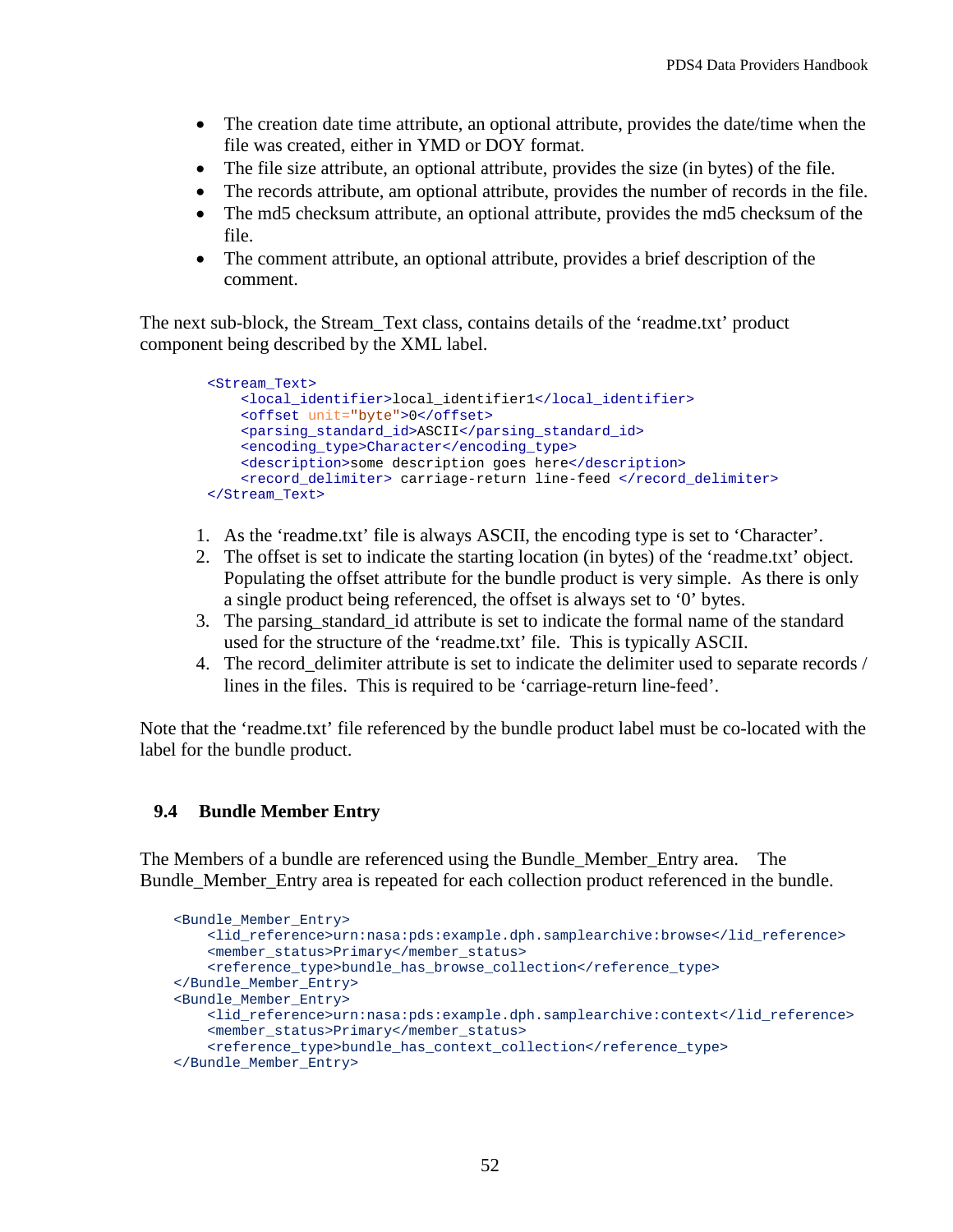- The creation date time attribute, an optional attribute, provides the date/time when the file was created, either in YMD or DOY format.
- The file size attribute, an optional attribute, provides the size (in bytes) of the file.
- The records attribute, am optional attribute, provides the number of records in the file.
- The md5 checksum attribute, an optional attribute, provides the md5 checksum of the file.
- The comment attribute, an optional attribute, provides a brief description of the comment.

The next sub-block, the Stream_Text class, contains details of the 'readme.txt' product component being described by the XML label.

```
<Stream_Text>
    <local_identifier>local_identifier1</local_identifier>
    <offset unit="byte">0</offset>
    <parsing_standard_id>ASCII</parsing_standard_id>
    <encoding_type>Character</encoding_type>
    <description>some description goes here</description>
    <record_delimiter> carriage-return line-feed </record_delimiter>
</Stream_Text>
```

1. As the 'readme.txt' file is always ASCII, the encoding type is set to 'Character'.
2. The offset is set to indicate the starting location (in bytes) of the 'readme.txt' object. Populating the offset attribute for the bundle product is very simple. As there is only a single product being referenced, the offset is always set to '0' bytes.
3. The parsing_standard_id attribute is set to indicate the formal name of the standard used for the structure of the 'readme.txt' file. This is typically ASCII.
4. The record_delimiter attribute is set to indicate the delimiter used to separate records / lines in the files. This is required to be 'carriage-return line-feed'.

Note that the 'readme.txt' file referenced by the bundle product label must be co-located with the label for the bundle product.

### 9.4 Bundle Member Entry

The Members of a bundle are referenced using the Bundle_Member_Entry area. The Bundle_Member_Entry area is repeated for each collection product referenced in the bundle.

```
<Bundle_Member_Entry>
    <lid_reference>urn:nasa:pds:example.dph.samplearchive:browse</lid_reference>
    <member_status>Primary</member_status>
    <reference_type>bundle_has_browse_collection</reference_type>
</Bundle_Member_Entry>
<Bundle_Member_Entry>
    <lid_reference>urn:nasa:pds:example.dph.samplearchive:context</lid_reference>
    <member_status>Primary</member_status>
    <reference_type>bundle_has_context_collection</reference_type>
</Bundle_Member_Entry>
```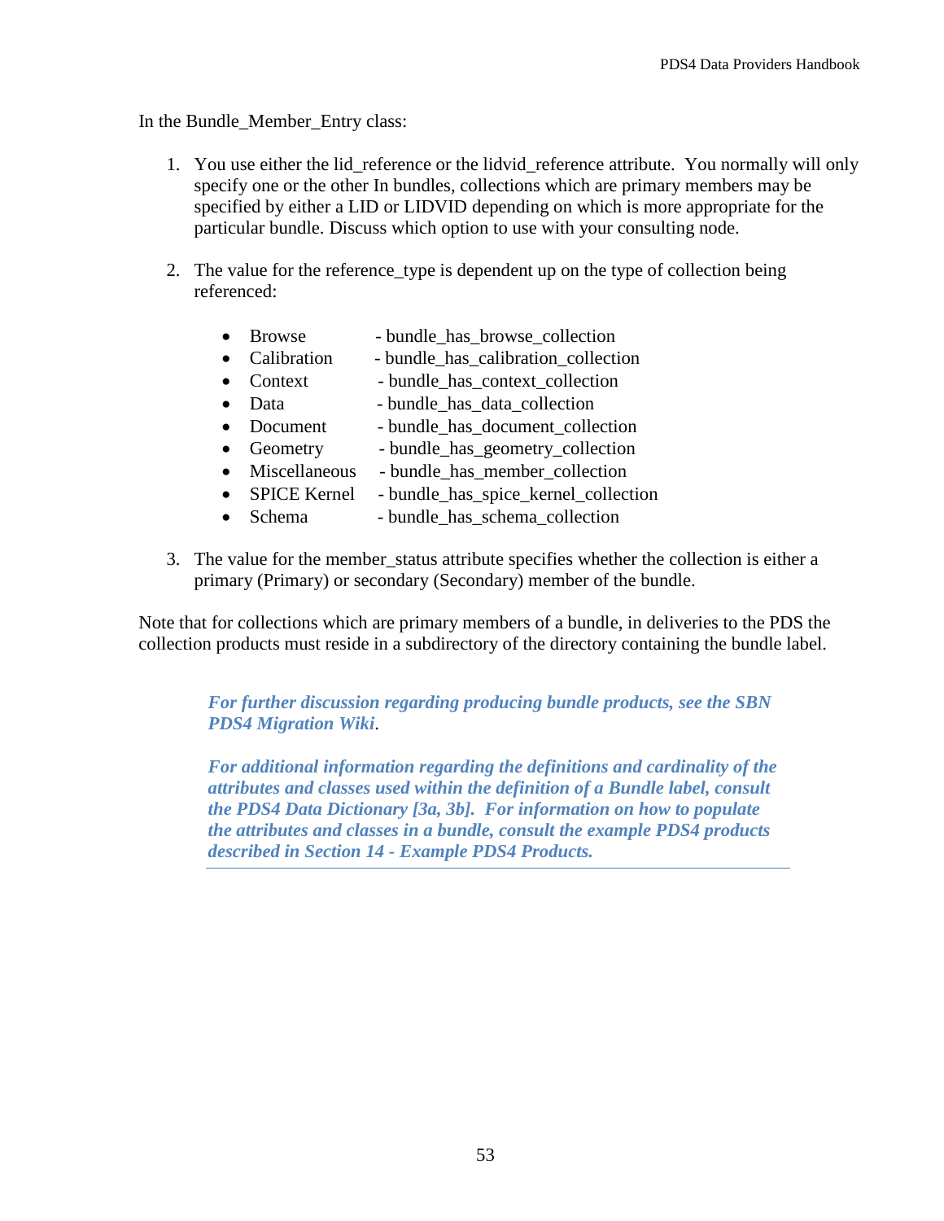In the Bundle_Member_Entry class:

1. You use either the lid_reference or the lidvid_reference attribute. You normally will only specify one or the other In bundles, collections which are primary members may be specified by either a LID or LIDVID depending on which is more appropriate for the particular bundle. Discuss which option to use with your consulting node.

2. The value for the reference_type is dependent up on the type of collection being referenced:

   - Browse - bundle_has_browse_collection
   - Calibration - bundle_has_calibration_collection
   - Context - bundle_has_context_collection
   - Data - bundle_has_data_collection
   - Document - bundle_has_document_collection
   - Geometry - bundle_has_geometry_collection
   - Miscellaneous - bundle_has_member_collection
   - SPICE Kernel - bundle_has_spice_kernel_collection
   - Schema - bundle_has_schema_collection

3. The value for the member_status attribute specifies whether the collection is either a primary (Primary) or secondary (Secondary) member of the bundle.

Note that for collections which are primary members of a bundle, in deliveries to the PDS the collection products must reside in a subdirectory of the directory containing the bundle label.

> ***For further discussion regarding producing bundle products, see the SBN PDS4 Migration Wiki.***
>
> ***For additional information regarding the definitions and cardinality of the attributes and classes used within the definition of a Bundle label, consult the PDS4 Data Dictionary [3a, 3b]. For information on how to populate the attributes and classes in a bundle, consult the example PDS4 products described in Section 14 - Example PDS4 Products.***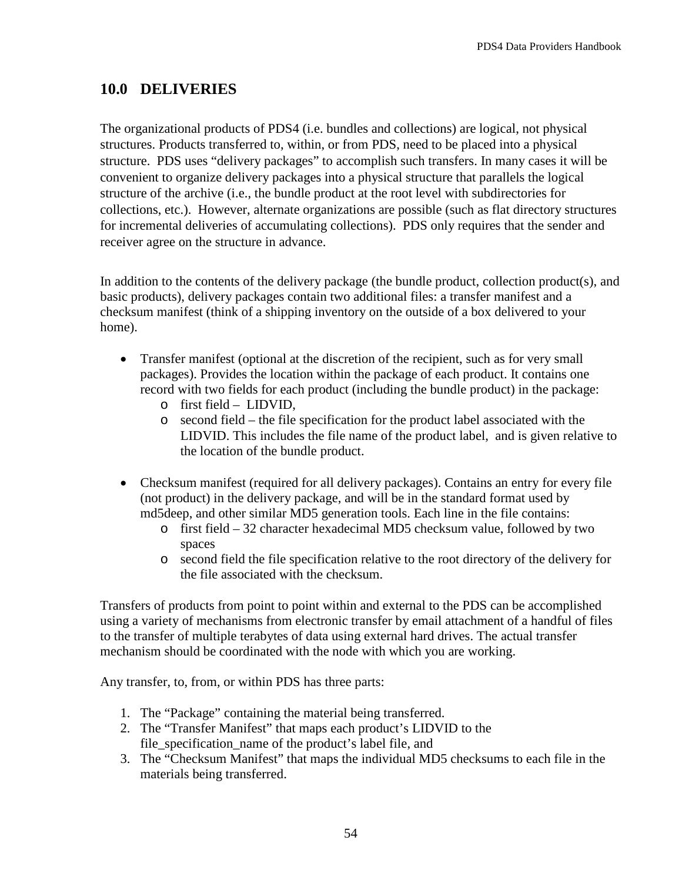# 10.0 DELIVERIES

The organizational products of PDS4 (i.e. bundles and collections) are logical, not physical structures. Products transferred to, within, or from PDS, need to be placed into a physical structure. PDS uses "delivery packages" to accomplish such transfers. In many cases it will be convenient to organize delivery packages into a physical structure that parallels the logical structure of the archive (i.e., the bundle product at the root level with subdirectories for collections, etc.). However, alternate organizations are possible (such as flat directory structures for incremental deliveries of accumulating collections). PDS only requires that the sender and receiver agree on the structure in advance.

In addition to the contents of the delivery package (the bundle product, collection product(s), and basic products), delivery packages contain two additional files: a transfer manifest and a checksum manifest (think of a shipping inventory on the outside of a box delivered to your home).

- Transfer manifest (optional at the discretion of the recipient, such as for very small packages). Provides the location within the package of each product. It contains one record with two fields for each product (including the bundle product) in the package:
    - first field – LIDVID,
    - second field – the file specification for the product label associated with the LIDVID. This includes the file name of the product label, and is given relative to the location of the bundle product.

- Checksum manifest (required for all delivery packages). Contains an entry for every file (not product) in the delivery package, and will be in the standard format used by md5deep, and other similar MD5 generation tools. Each line in the file contains:
    - first field – 32 character hexadecimal MD5 checksum value, followed by two spaces
    - second field the file specification relative to the root directory of the delivery for the file associated with the checksum.

Transfers of products from point to point within and external to the PDS can be accomplished using a variety of mechanisms from electronic transfer by email attachment of a handful of files to the transfer of multiple terabytes of data using external hard drives. The actual transfer mechanism should be coordinated with the node with which you are working.

Any transfer, to, from, or within PDS has three parts:

1. The "Package" containing the material being transferred.
2. The "Transfer Manifest" that maps each product's LIDVID to the file_specification_name of the product's label file, and
3. The "Checksum Manifest" that maps the individual MD5 checksums to each file in the materials being transferred.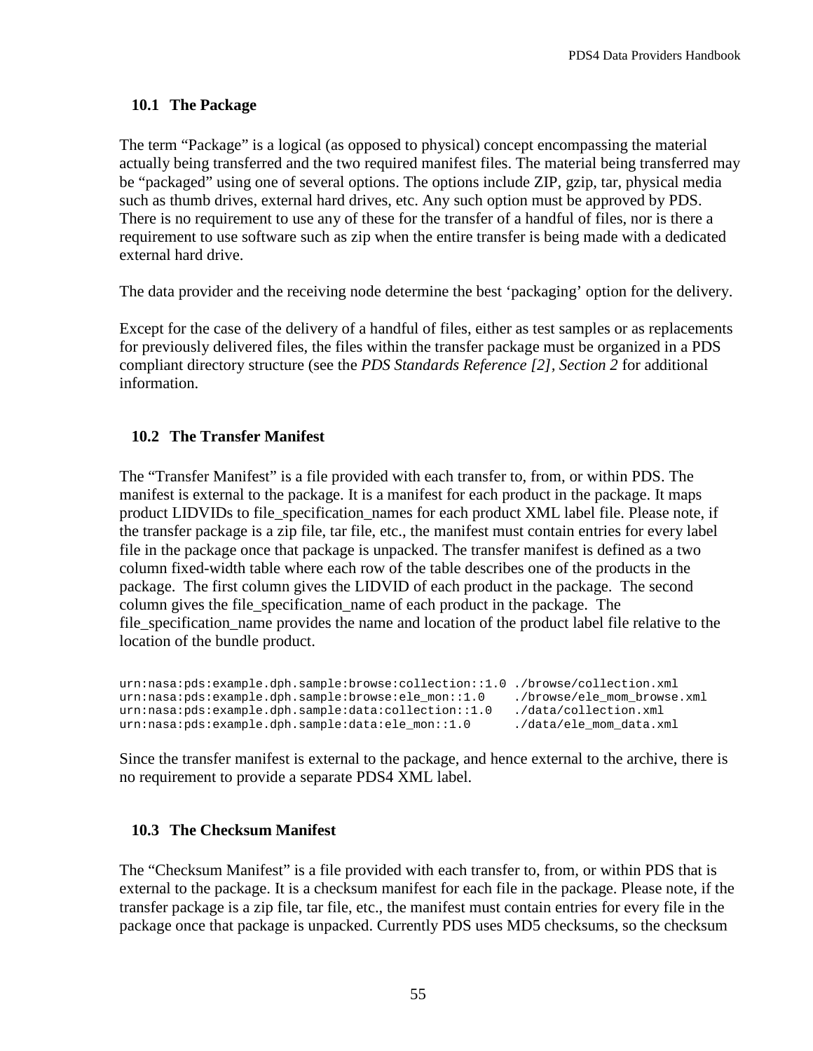## 10.1 The Package

The term "Package" is a logical (as opposed to physical) concept encompassing the material actually being transferred and the two required manifest files. The material being transferred may be "packaged" using one of several options. The options include ZIP, gzip, tar, physical media such as thumb drives, external hard drives, etc. Any such option must be approved by PDS. There is no requirement to use any of these for the transfer of a handful of files, nor is there a requirement to use software such as zip when the entire transfer is being made with a dedicated external hard drive.

The data provider and the receiving node determine the best 'packaging' option for the delivery.

Except for the case of the delivery of a handful of files, either as test samples or as replacements for previously delivered files, the files within the transfer package must be organized in a PDS compliant directory structure (see the *PDS Standards Reference [2], Section 2* for additional information.

## 10.2 The Transfer Manifest

The "Transfer Manifest" is a file provided with each transfer to, from, or within PDS. The manifest is external to the package. It is a manifest for each product in the package. It maps product LIDVIDs to file_specification_names for each product XML label file. Please note, if the transfer package is a zip file, tar file, etc., the manifest must contain entries for every label file in the package once that package is unpacked. The transfer manifest is defined as a two column fixed-width table where each row of the table describes one of the products in the package. The first column gives the LIDVID of each product in the package. The second column gives the file_specification_name of each product in the package. The file_specification_name provides the name and location of the product label file relative to the location of the bundle product.

```
urn:nasa:pds:example.dph.sample:browse:collection::1.0 ./browse/collection.xml
urn:nasa:pds:example.dph.sample:browse:ele_mon::1.0    ./browse/ele_mom_browse.xml
urn:nasa:pds:example.dph.sample:data:collection::1.0   ./data/collection.xml
urn:nasa:pds:example.dph.sample:data:ele_mon::1.0      ./data/ele_mom_data.xml
```

Since the transfer manifest is external to the package, and hence external to the archive, there is no requirement to provide a separate PDS4 XML label.

## 10.3 The Checksum Manifest

The "Checksum Manifest" is a file provided with each transfer to, from, or within PDS that is external to the package. It is a checksum manifest for each file in the package. Please note, if the transfer package is a zip file, tar file, etc., the manifest must contain entries for every file in the package once that package is unpacked. Currently PDS uses MD5 checksums, so the checksum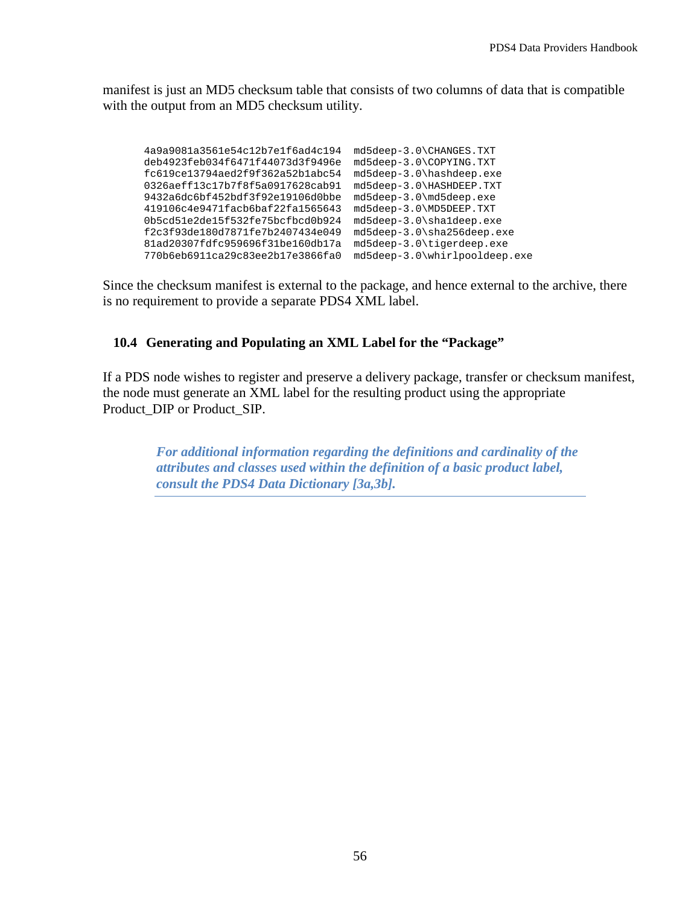manifest is just an MD5 checksum table that consists of two columns of data that is compatible with the output from an MD5 checksum utility.

```
4a9a9081a3561e54c12b7e1f6ad4c194  md5deep-3.0\CHANGES.TXT
deb4923feb034f6471f44073d3f9496e  md5deep-3.0\COPYING.TXT
fc619ce13794aed2f9f362a52b1abc54  md5deep-3.0\hashdeep.exe
0326aeff13c17b7f8f5a0917628cab91  md5deep-3.0\HASHDEEP.TXT
9432a6dc6bf452bdf3f92e19106d0bbe  md5deep-3.0\md5deep.exe
419106c4e9471facb6baf22fa1565643  md5deep-3.0\MD5DEEP.TXT
0b5cd51e2de15f532fe75bcfbcd0b924  md5deep-3.0\sha1deep.exe
f2c3f93de180d7871fe7b2407434e049  md5deep-3.0\sha256deep.exe
81ad20307fdfc959696f31be160db17a  md5deep-3.0\tigerdeep.exe
770b6eb6911ca29c83ee2b17e3866fa0  md5deep-3.0\whirlpooldeep.exe
```

Since the checksum manifest is external to the package, and hence external to the archive, there is no requirement to provide a separate PDS4 XML label.

## 10.4 Generating and Populating an XML Label for the "Package"

If a PDS node wishes to register and preserve a delivery package, transfer or checksum manifest, the node must generate an XML label for the resulting product using the appropriate Product_DIP or Product_SIP.

> ***For additional information regarding the definitions and cardinality of the attributes and classes used within the definition of a basic product label, consult the PDS4 Data Dictionary [3a,3b].***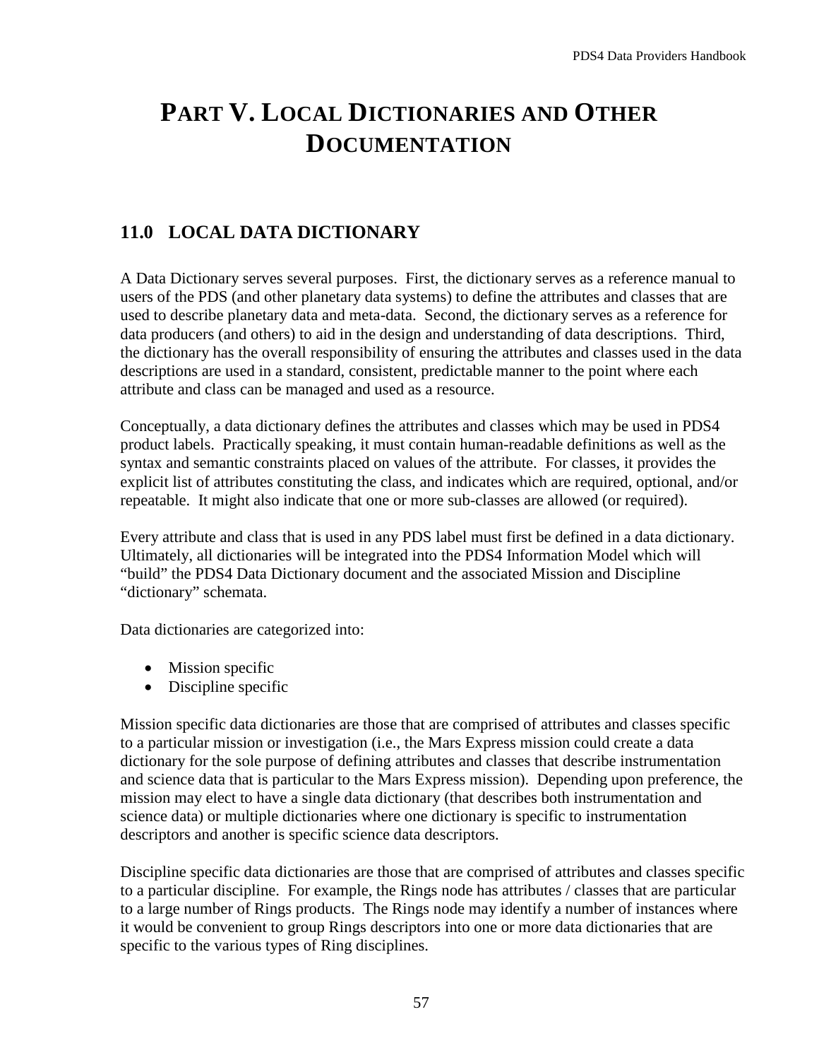# PART V. LOCAL DICTIONARIES AND OTHER DOCUMENTATION

## 11.0 LOCAL DATA DICTIONARY

A Data Dictionary serves several purposes. First, the dictionary serves as a reference manual to users of the PDS (and other planetary data systems) to define the attributes and classes that are used to describe planetary data and meta-data. Second, the dictionary serves as a reference for data producers (and others) to aid in the design and understanding of data descriptions. Third, the dictionary has the overall responsibility of ensuring the attributes and classes used in the data descriptions are used in a standard, consistent, predictable manner to the point where each attribute and class can be managed and used as a resource.

Conceptually, a data dictionary defines the attributes and classes which may be used in PDS4 product labels. Practically speaking, it must contain human-readable definitions as well as the syntax and semantic constraints placed on values of the attribute. For classes, it provides the explicit list of attributes constituting the class, and indicates which are required, optional, and/or repeatable. It might also indicate that one or more sub-classes are allowed (or required).

Every attribute and class that is used in any PDS label must first be defined in a data dictionary. Ultimately, all dictionaries will be integrated into the PDS4 Information Model which will "build" the PDS4 Data Dictionary document and the associated Mission and Discipline "dictionary" schemata.

Data dictionaries are categorized into:

- Mission specific
- Discipline specific

Mission specific data dictionaries are those that are comprised of attributes and classes specific to a particular mission or investigation (i.e., the Mars Express mission could create a data dictionary for the sole purpose of defining attributes and classes that describe instrumentation and science data that is particular to the Mars Express mission). Depending upon preference, the mission may elect to have a single data dictionary (that describes both instrumentation and science data) or multiple dictionaries where one dictionary is specific to instrumentation descriptors and another is specific science data descriptors.

Discipline specific data dictionaries are those that are comprised of attributes and classes specific to a particular discipline. For example, the Rings node has attributes / classes that are particular to a large number of Rings products. The Rings node may identify a number of instances where it would be convenient to group Rings descriptors into one or more data dictionaries that are specific to the various types of Ring disciplines.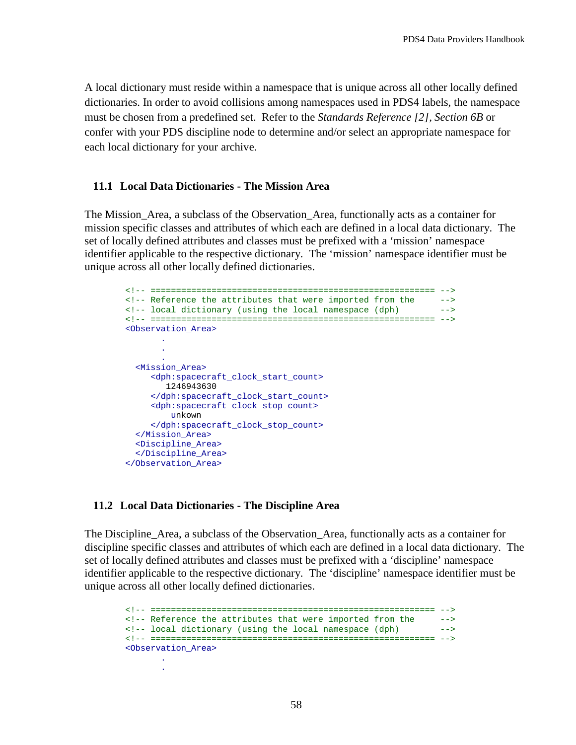A local dictionary must reside within a namespace that is unique across all other locally defined dictionaries. In order to avoid collisions among namespaces used in PDS4 labels, the namespace must be chosen from a predefined set. Refer to the *Standards Reference [2], Section 6B* or confer with your PDS discipline node to determine and/or select an appropriate namespace for each local dictionary for your archive.

## 11.1 Local Data Dictionaries - The Mission Area

The Mission_Area, a subclass of the Observation_Area, functionally acts as a container for mission specific classes and attributes of which each are defined in a local data dictionary. The set of locally defined attributes and classes must be prefixed with a 'mission' namespace identifier applicable to the respective dictionary. The 'mission' namespace identifier must be unique across all other locally defined dictionaries.

```
<!-- ===================================================== -->
<!-- Reference the attributes that were imported from the     -->
<!-- local dictionary (using the local namespace (dph)        -->
<!-- ===================================================== -->
<Observation_Area>
       .
       .
       .
  <Mission_Area>
     <dph:spacecraft_clock_start_count>
        1246943630
     </dph:spacecraft_clock_start_count>
     <dph:spacecraft_clock_stop_count>
         unkown
     </dph:spacecraft_clock_stop_count>
  </Mission_Area>
  <Discipline_Area>
  </Discipline_Area>
</Observation_Area>
```

## 11.2 Local Data Dictionaries - The Discipline Area

The Discipline_Area, a subclass of the Observation_Area, functionally acts as a container for discipline specific classes and attributes of which each are defined in a local data dictionary. The set of locally defined attributes and classes must be prefixed with a 'discipline' namespace identifier applicable to the respective dictionary. The 'discipline' namespace identifier must be unique across all other locally defined dictionaries.

```
<!-- ===================================================== -->
<!-- Reference the attributes that were imported from the     -->
<!-- local dictionary (using the local namespace (dph)        -->
<!-- ===================================================== -->
<Observation_Area>
       .
       .
```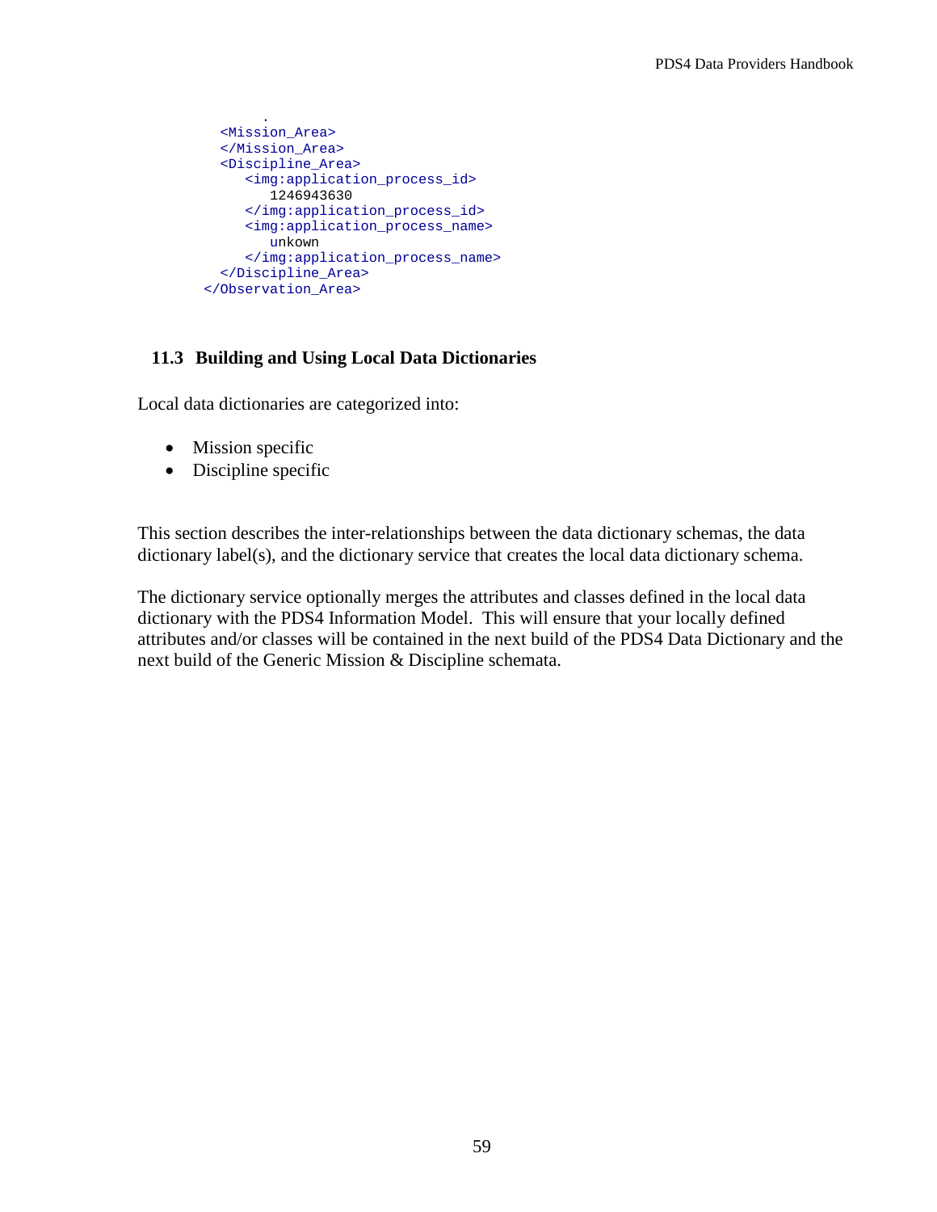```
         .
   <Mission_Area>
   </Mission_Area>
   <Discipline_Area>
      <img:application_process_id>
         1246943630
      </img:application_process_id>
      <img:application_process_name>
         unkown
      </img:application_process_name>
   </Discipline_Area>
</Observation_Area>
```

### 11.3 Building and Using Local Data Dictionaries

Local data dictionaries are categorized into:

- Mission specific
- Discipline specific

This section describes the inter-relationships between the data dictionary schemas, the data dictionary label(s), and the dictionary service that creates the local data dictionary schema.

The dictionary service optionally merges the attributes and classes defined in the local data dictionary with the PDS4 Information Model. This will ensure that your locally defined attributes and/or classes will be contained in the next build of the PDS4 Data Dictionary and the next build of the Generic Mission & Discipline schemata.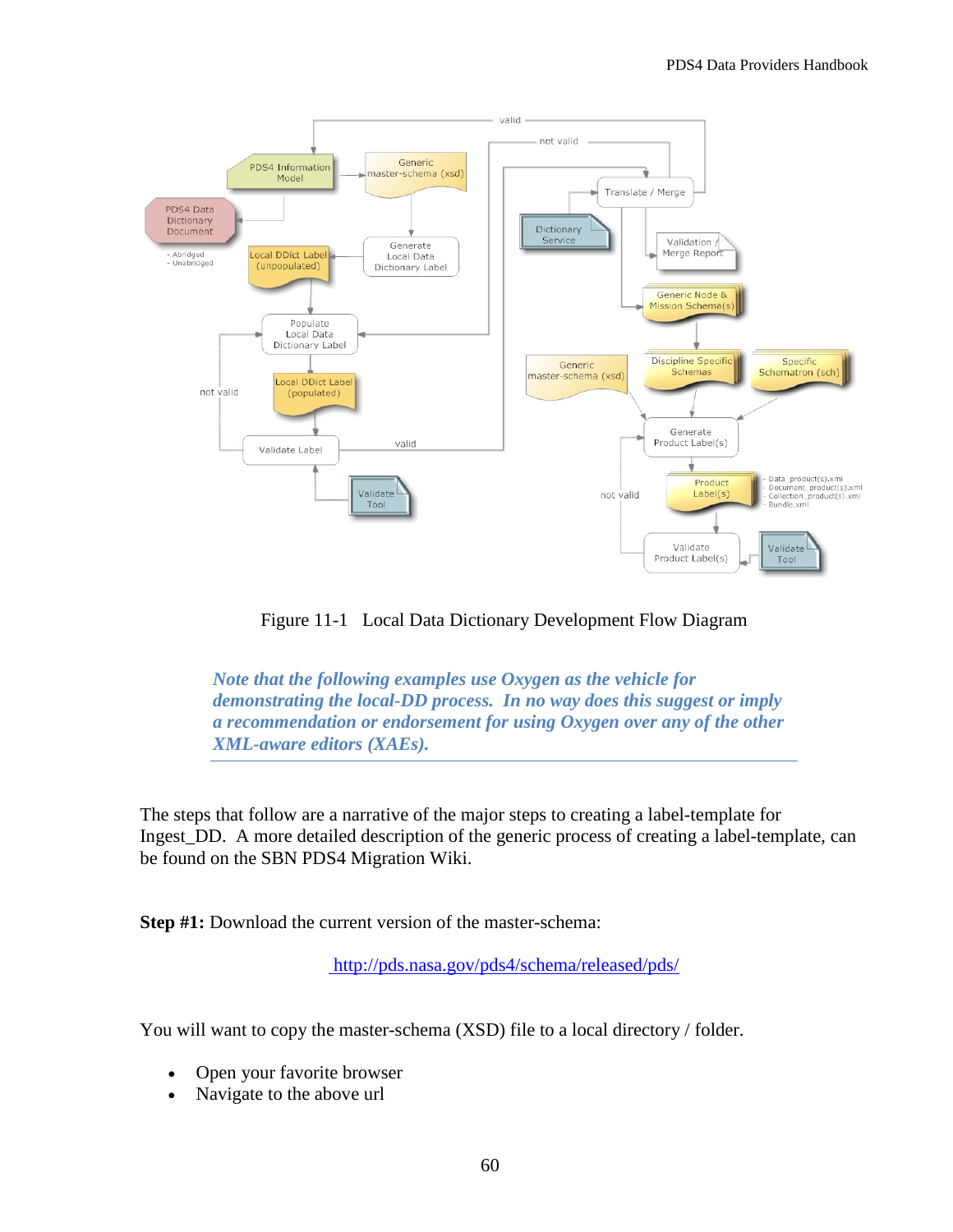Figure 11-1 Local Data Dictionary Development Flow Diagram

*Note that the following examples use Oxygen as the vehicle for demonstrating the local-DD process. In no way does this suggest or imply a recommendation or endorsement for using Oxygen over any of the other XML-aware editors (XAEs).*

The steps that follow are a narrative of the major steps to creating a label-template for Ingest_DD. A more detailed description of the generic process of creating a label-template, can be found on the SBN PDS4 Migration Wiki.

**Step #1:** Download the current version of the master-schema:

http://pds.nasa.gov/pds4/schema/released/pds/

You will want to copy the master-schema (XSD) file to a local directory / folder.

- Open your favorite browser
- Navigate to the above url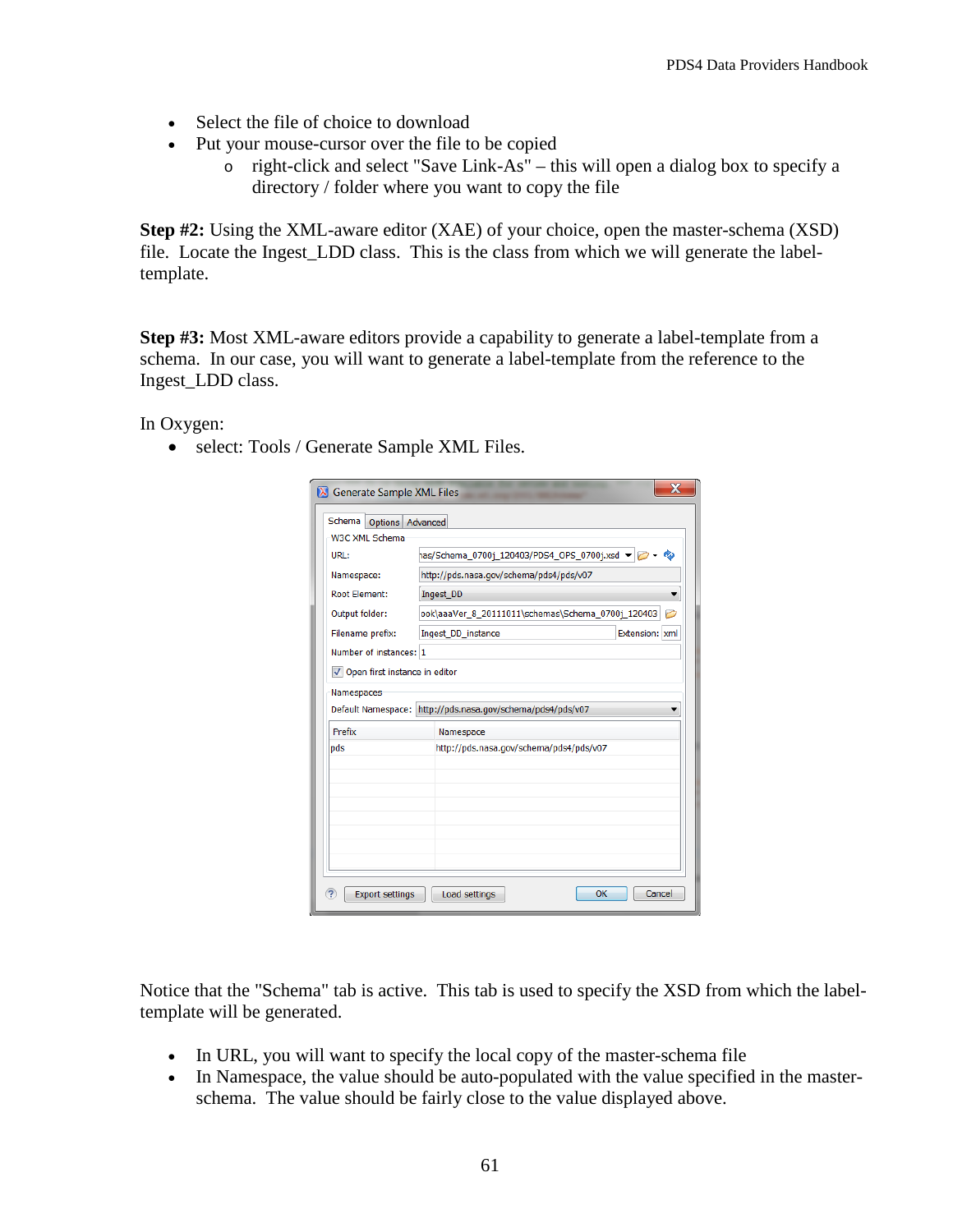- Select the file of choice to download
- Put your mouse-cursor over the file to be copied
    - right-click and select "Save Link-As" – this will open a dialog box to specify a directory / folder where you want to copy the file

**Step #2:** Using the XML-aware editor (XAE) of your choice, open the master-schema (XSD) file. Locate the Ingest_LDD class. This is the class from which we will generate the label-template.

**Step #3:** Most XML-aware editors provide a capability to generate a label-template from a schema. In our case, you will want to generate a label-template from the reference to the Ingest_LDD class.

In Oxygen:

- select: Tools / Generate Sample XML Files.

Notice that the "Schema" tab is active. This tab is used to specify the XSD from which the label-template will be generated.

- In URL, you will want to specify the local copy of the master-schema file
- In Namespace, the value should be auto-populated with the value specified in the master-schema. The value should be fairly close to the value displayed above.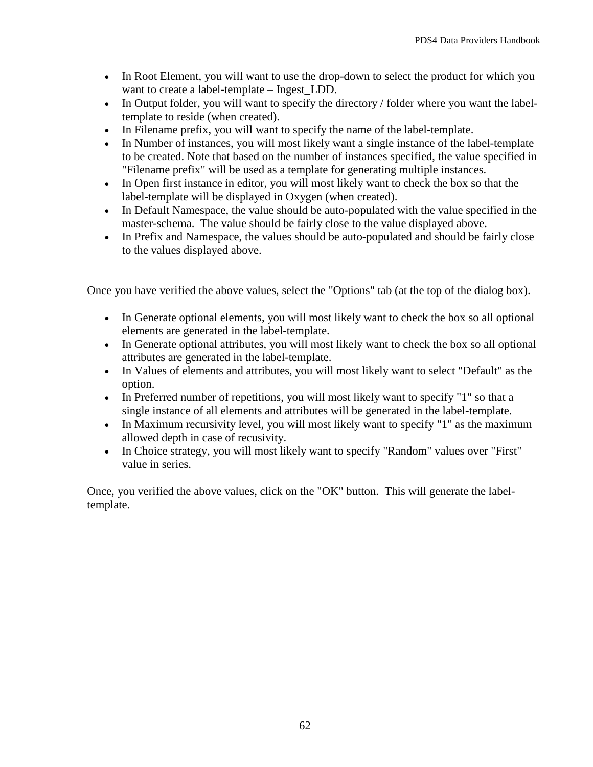- In Root Element, you will want to use the drop-down to select the product for which you want to create a label-template – Ingest_LDD.
- In Output folder, you will want to specify the directory / folder where you want the label-template to reside (when created).
- In Filename prefix, you will want to specify the name of the label-template.
- In Number of instances, you will most likely want a single instance of the label-template to be created. Note that based on the number of instances specified, the value specified in "Filename prefix" will be used as a template for generating multiple instances.
- In Open first instance in editor, you will most likely want to check the box so that the label-template will be displayed in Oxygen (when created).
- In Default Namespace, the value should be auto-populated with the value specified in the master-schema. The value should be fairly close to the value displayed above.
- In Prefix and Namespace, the values should be auto-populated and should be fairly close to the values displayed above.

Once you have verified the above values, select the "Options" tab (at the top of the dialog box).

- In Generate optional elements, you will most likely want to check the box so all optional elements are generated in the label-template.
- In Generate optional attributes, you will most likely want to check the box so all optional attributes are generated in the label-template.
- In Values of elements and attributes, you will most likely want to select "Default" as the option.
- In Preferred number of repetitions, you will most likely want to specify "1" so that a single instance of all elements and attributes will be generated in the label-template.
- In Maximum recursivity level, you will most likely want to specify "1" as the maximum allowed depth in case of recusivity.
- In Choice strategy, you will most likely want to specify "Random" values over "First" value in series.

Once, you verified the above values, click on the "OK" button. This will generate the label-template.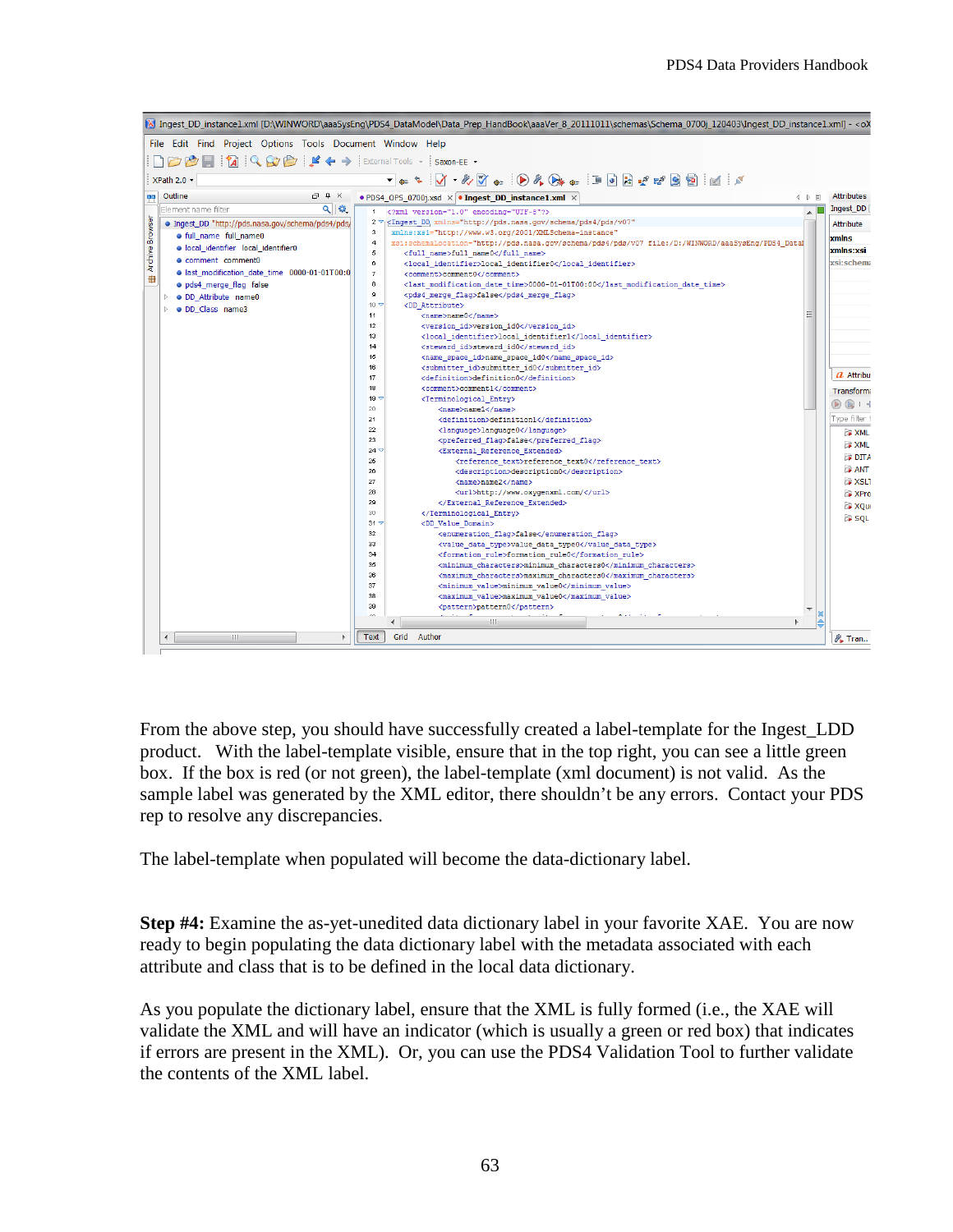From the above step, you should have successfully created a label-template for the Ingest_LDD product. With the label-template visible, ensure that in the top right, you can see a little green box. If the box is red (or not green), the label-template (xml document) is not valid. As the sample label was generated by the XML editor, there shouldn't be any errors. Contact your PDS rep to resolve any discrepancies.

The label-template when populated will become the data-dictionary label.

**Step #4:** Examine the as-yet-unedited data dictionary label in your favorite XAE. You are now ready to begin populating the data dictionary label with the metadata associated with each attribute and class that is to be defined in the local data dictionary.

As you populate the dictionary label, ensure that the XML is fully formed (i.e., the XAE will validate the XML and will have an indicator (which is usually a green or red box) that indicates if errors are present in the XML). Or, you can use the PDS4 Validation Tool to further validate the contents of the XML label.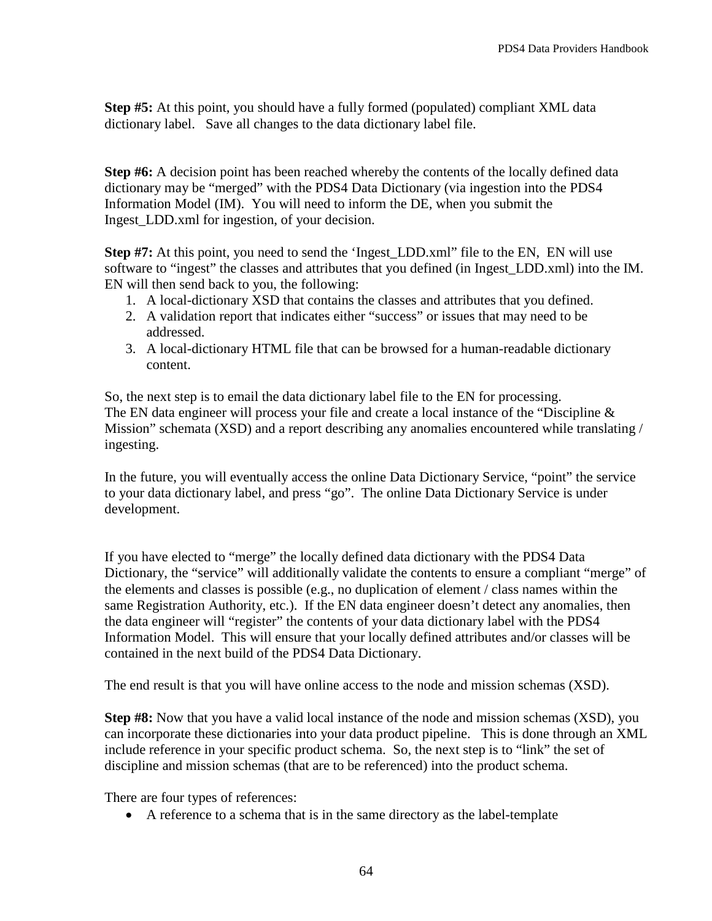**Step #5:** At this point, you should have a fully formed (populated) compliant XML data dictionary label. Save all changes to the data dictionary label file.

**Step #6:** A decision point has been reached whereby the contents of the locally defined data dictionary may be "merged" with the PDS4 Data Dictionary (via ingestion into the PDS4 Information Model (IM). You will need to inform the DE, when you submit the Ingest_LDD.xml for ingestion, of your decision.

**Step #7:** At this point, you need to send the 'Ingest_LDD.xml" file to the EN, EN will use software to "ingest" the classes and attributes that you defined (in Ingest_LDD.xml) into the IM. EN will then send back to you, the following:

1. A local-dictionary XSD that contains the classes and attributes that you defined.
2. A validation report that indicates either "success" or issues that may need to be addressed.
3. A local-dictionary HTML file that can be browsed for a human-readable dictionary content.

So, the next step is to email the data dictionary label file to the EN for processing.
The EN data engineer will process your file and create a local instance of the "Discipline & Mission" schemata (XSD) and a report describing any anomalies encountered while translating / ingesting.

In the future, you will eventually access the online Data Dictionary Service, "point" the service to your data dictionary label, and press "go". The online Data Dictionary Service is under development.

If you have elected to "merge" the locally defined data dictionary with the PDS4 Data Dictionary, the "service" will additionally validate the contents to ensure a compliant "merge" of the elements and classes is possible (e.g., no duplication of element / class names within the same Registration Authority, etc.). If the EN data engineer doesn't detect any anomalies, then the data engineer will "register" the contents of your data dictionary label with the PDS4 Information Model. This will ensure that your locally defined attributes and/or classes will be contained in the next build of the PDS4 Data Dictionary.

The end result is that you will have online access to the node and mission schemas (XSD).

**Step #8:** Now that you have a valid local instance of the node and mission schemas (XSD), you can incorporate these dictionaries into your data product pipeline. This is done through an XML include reference in your specific product schema. So, the next step is to "link" the set of discipline and mission schemas (that are to be referenced) into the product schema.

There are four types of references:

- A reference to a schema that is in the same directory as the label-template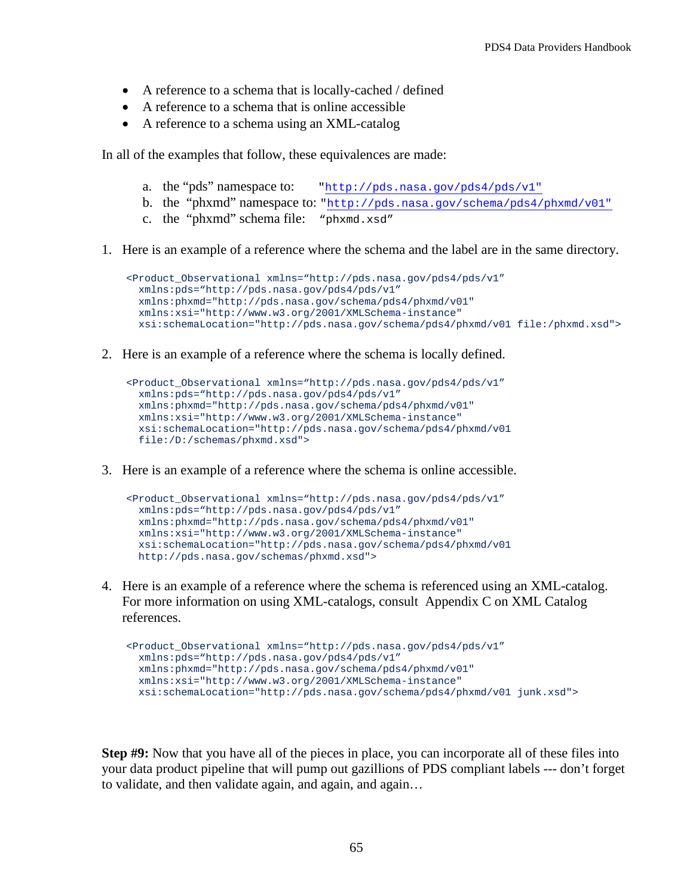- A reference to a schema that is locally-cached / defined
- A reference to a schema that is online accessible
- A reference to a schema using an XML-catalog

In all of the examples that follow, these equivalences are made:

a. the "pds" namespace to: "http://pds.nasa.gov/pds4/pds/v1"
b. the "phxmd" namespace to: "http://pds.nasa.gov/schema/pds4/phxmd/v01"
c. the "phxmd" schema file: "phxmd.xsd"

1. Here is an example of a reference where the schema and the label are in the same directory.

```
<Product_Observational xmlns="http://pds.nasa.gov/pds4/pds/v1"
  xmlns:pds="http://pds.nasa.gov/pds4/pds/v1"
  xmlns:phxmd="http://pds.nasa.gov/schema/pds4/phxmd/v01"
  xmlns:xsi="http://www.w3.org/2001/XMLSchema-instance"
  xsi:schemaLocation="http://pds.nasa.gov/schema/pds4/phxmd/v01 file:/phxmd.xsd">
```

2. Here is an example of a reference where the schema is locally defined.

```
<Product_Observational xmlns="http://pds.nasa.gov/pds4/pds/v1"
  xmlns:pds="http://pds.nasa.gov/pds4/pds/v1"
  xmlns:phxmd="http://pds.nasa.gov/schema/pds4/phxmd/v01"
  xmlns:xsi="http://www.w3.org/2001/XMLSchema-instance"
  xsi:schemaLocation="http://pds.nasa.gov/schema/pds4/phxmd/v01
  file:/D:/schemas/phxmd.xsd">
```

3. Here is an example of a reference where the schema is online accessible.

```
<Product_Observational xmlns="http://pds.nasa.gov/pds4/pds/v1"
  xmlns:pds="http://pds.nasa.gov/pds4/pds/v1"
  xmlns:phxmd="http://pds.nasa.gov/schema/pds4/phxmd/v01"
  xmlns:xsi="http://www.w3.org/2001/XMLSchema-instance"
  xsi:schemaLocation="http://pds.nasa.gov/schema/pds4/phxmd/v01
  http://pds.nasa.gov/schemas/phxmd.xsd">
```

4. Here is an example of a reference where the schema is referenced using an XML-catalog. For more information on using XML-catalogs, consult Appendix C on XML Catalog references.

```
<Product_Observational xmlns="http://pds.nasa.gov/pds4/pds/v1"
  xmlns:pds="http://pds.nasa.gov/pds4/pds/v1"
  xmlns:phxmd="http://pds.nasa.gov/schema/pds4/phxmd/v01"
  xmlns:xsi="http://www.w3.org/2001/XMLSchema-instance"
  xsi:schemaLocation="http://pds.nasa.gov/schema/pds4/phxmd/v01 junk.xsd">
```

**Step #9:** Now that you have all of the pieces in place, you can incorporate all of these files into your data product pipeline that will pump out gazillions of PDS compliant labels --- don't forget to validate, and then validate again, and again, and again…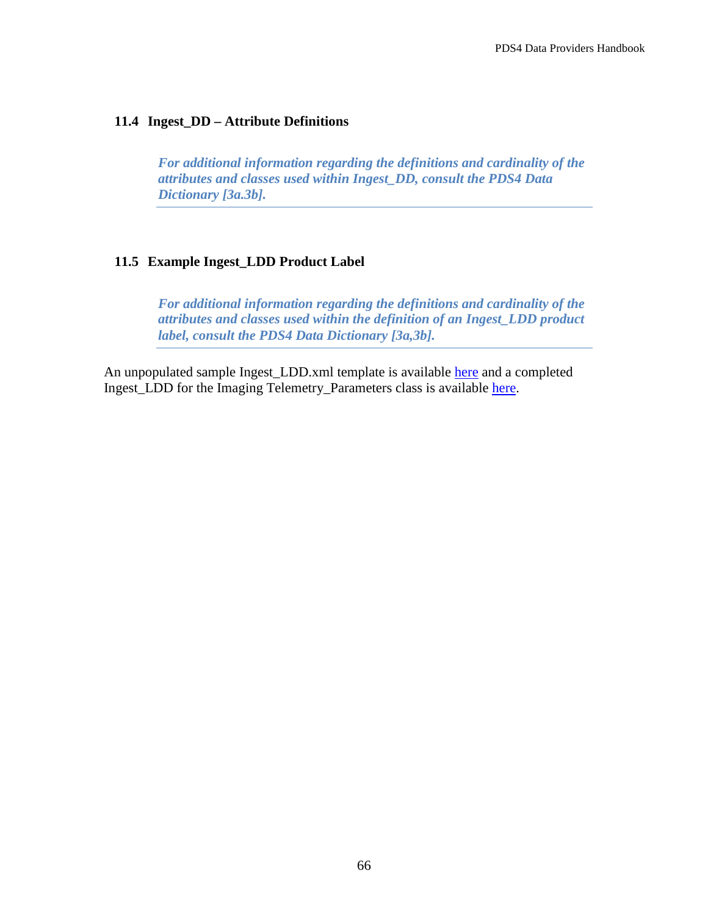## 11.4 Ingest_DD – Attribute Definitions

> ***For additional information regarding the definitions and cardinality of the attributes and classes used within Ingest_DD, consult the PDS4 Data Dictionary [3a.3b].***

## 11.5 Example Ingest_LDD Product Label

> ***For additional information regarding the definitions and cardinality of the attributes and classes used within the definition of an Ingest_LDD product label, consult the PDS4 Data Dictionary [3a,3b].***

An unpopulated sample Ingest_LDD.xml template is available here and a completed Ingest_LDD for the Imaging Telemetry_Parameters class is available here.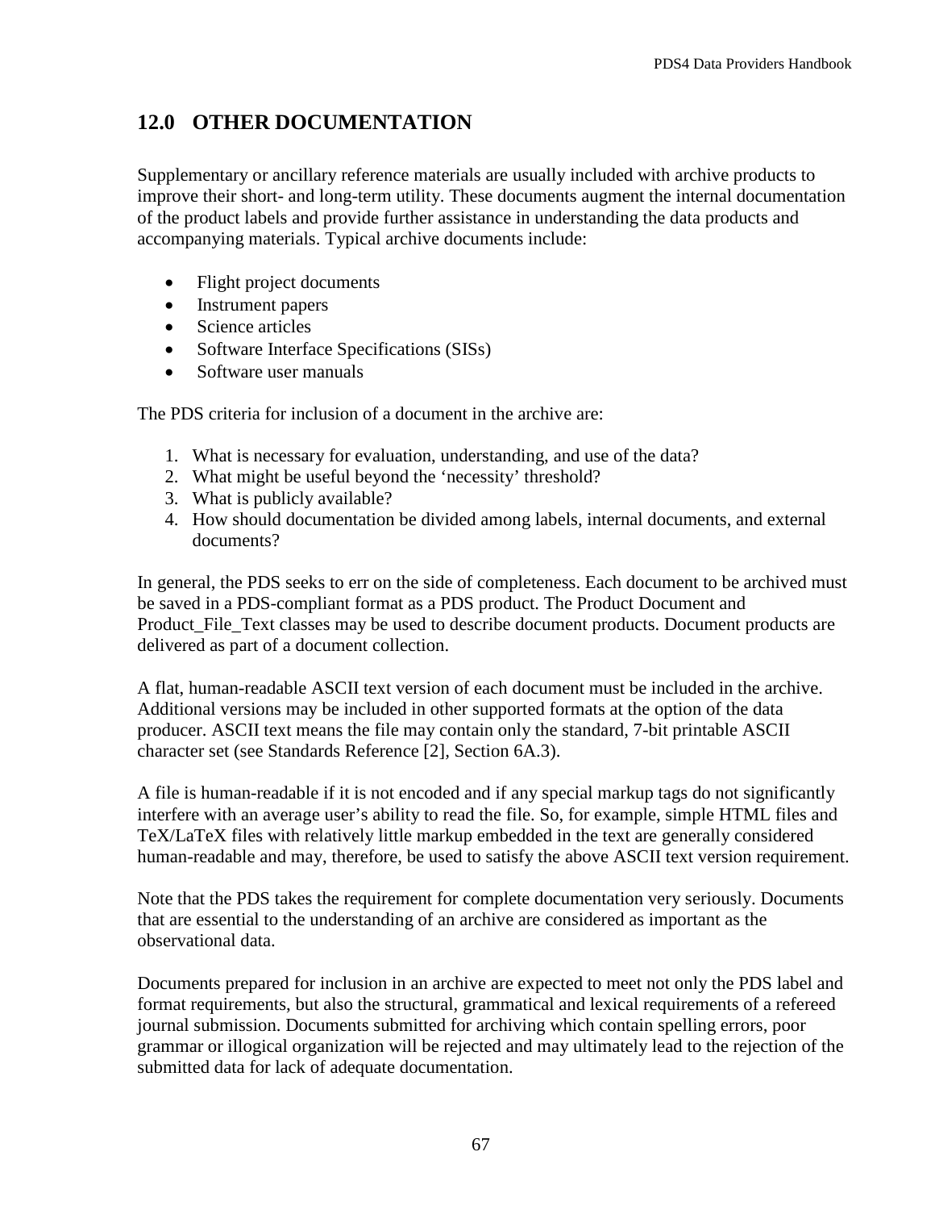# 12.0 OTHER DOCUMENTATION

Supplementary or ancillary reference materials are usually included with archive products to improve their short- and long-term utility. These documents augment the internal documentation of the product labels and provide further assistance in understanding the data products and accompanying materials. Typical archive documents include:

- Flight project documents
- Instrument papers
- Science articles
- Software Interface Specifications (SISs)
- Software user manuals

The PDS criteria for inclusion of a document in the archive are:

1. What is necessary for evaluation, understanding, and use of the data?
2. What might be useful beyond the 'necessity' threshold?
3. What is publicly available?
4. How should documentation be divided among labels, internal documents, and external documents?

In general, the PDS seeks to err on the side of completeness. Each document to be archived must be saved in a PDS-compliant format as a PDS product. The Product Document and Product_File_Text classes may be used to describe document products. Document products are delivered as part of a document collection.

A flat, human-readable ASCII text version of each document must be included in the archive. Additional versions may be included in other supported formats at the option of the data producer. ASCII text means the file may contain only the standard, 7-bit printable ASCII character set (see Standards Reference [2], Section 6A.3).

A file is human-readable if it is not encoded and if any special markup tags do not significantly interfere with an average user's ability to read the file. So, for example, simple HTML files and TeX/LaTeX files with relatively little markup embedded in the text are generally considered human-readable and may, therefore, be used to satisfy the above ASCII text version requirement.

Note that the PDS takes the requirement for complete documentation very seriously. Documents that are essential to the understanding of an archive are considered as important as the observational data.

Documents prepared for inclusion in an archive are expected to meet not only the PDS label and format requirements, but also the structural, grammatical and lexical requirements of a refereed journal submission. Documents submitted for archiving which contain spelling errors, poor grammar or illogical organization will be rejected and may ultimately lead to the rejection of the submitted data for lack of adequate documentation.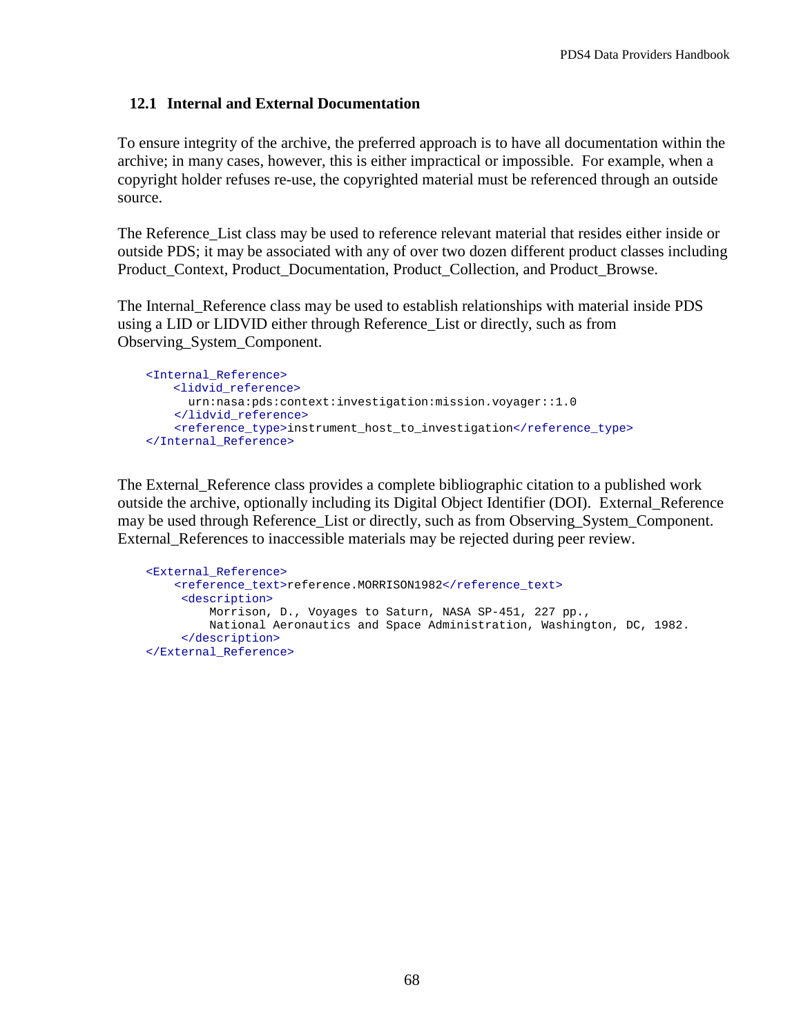## 12.1 Internal and External Documentation

To ensure integrity of the archive, the preferred approach is to have all documentation within the archive; in many cases, however, this is either impractical or impossible. For example, when a copyright holder refuses re-use, the copyrighted material must be referenced through an outside source.

The Reference_List class may be used to reference relevant material that resides either inside or outside PDS; it may be associated with any of over two dozen different product classes including Product_Context, Product_Documentation, Product_Collection, and Product_Browse.

The Internal_Reference class may be used to establish relationships with material inside PDS using a LID or LIDVID either through Reference_List or directly, such as from Observing_System_Component.

```
<Internal_Reference>
    <lidvid_reference>
      urn:nasa:pds:context:investigation:mission.voyager::1.0
    </lidvid_reference>
    <reference_type>instrument_host_to_investigation</reference_type>
</Internal_Reference>
```

The External_Reference class provides a complete bibliographic citation to a published work outside the archive, optionally including its Digital Object Identifier (DOI). External_Reference may be used through Reference_List or directly, such as from Observing_System_Component. External_References to inaccessible materials may be rejected during peer review.

```
<External_Reference>
    <reference_text>reference.MORRISON1982</reference_text>
     <description>
         Morrison, D., Voyages to Saturn, NASA SP-451, 227 pp.,
         National Aeronautics and Space Administration, Washington, DC, 1982.
     </description>
</External_Reference>
```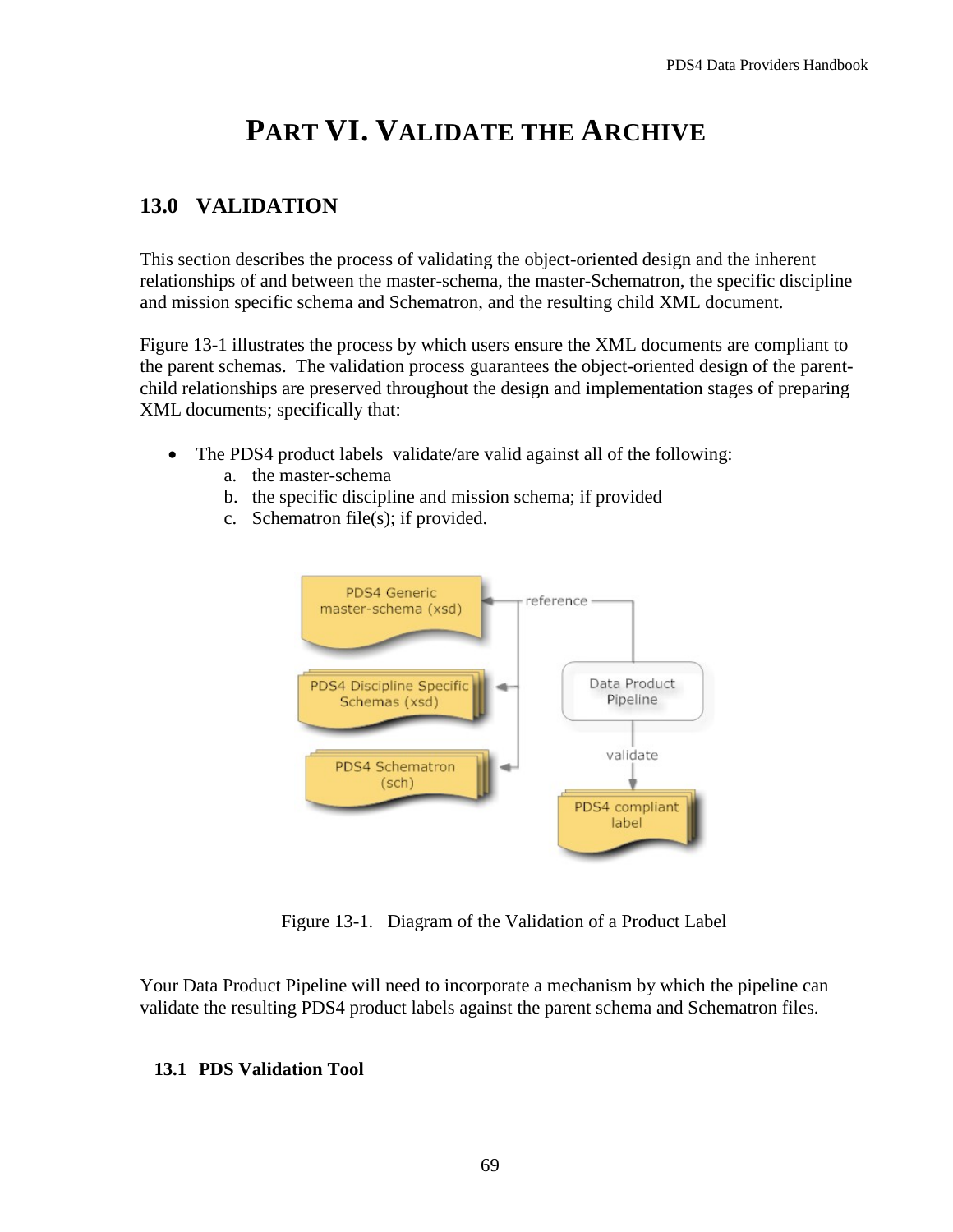# PART VI. VALIDATE THE ARCHIVE

## 13.0 VALIDATION

This section describes the process of validating the object-oriented design and the inherent relationships of and between the master-schema, the master-Schematron, the specific discipline and mission specific schema and Schematron, and the resulting child XML document.

Figure 13-1 illustrates the process by which users ensure the XML documents are compliant to the parent schemas. The validation process guarantees the object-oriented design of the parent-child relationships are preserved throughout the design and implementation stages of preparing XML documents; specifically that:

- The PDS4 product labels validate/are valid against all of the following:
  a. the master-schema
  b. the specific discipline and mission schema; if provided
  c. Schematron file(s); if provided.

Figure 13-1. Diagram of the Validation of a Product Label

Your Data Product Pipeline will need to incorporate a mechanism by which the pipeline can validate the resulting PDS4 product labels against the parent schema and Schematron files.

### 13.1 PDS Validation Tool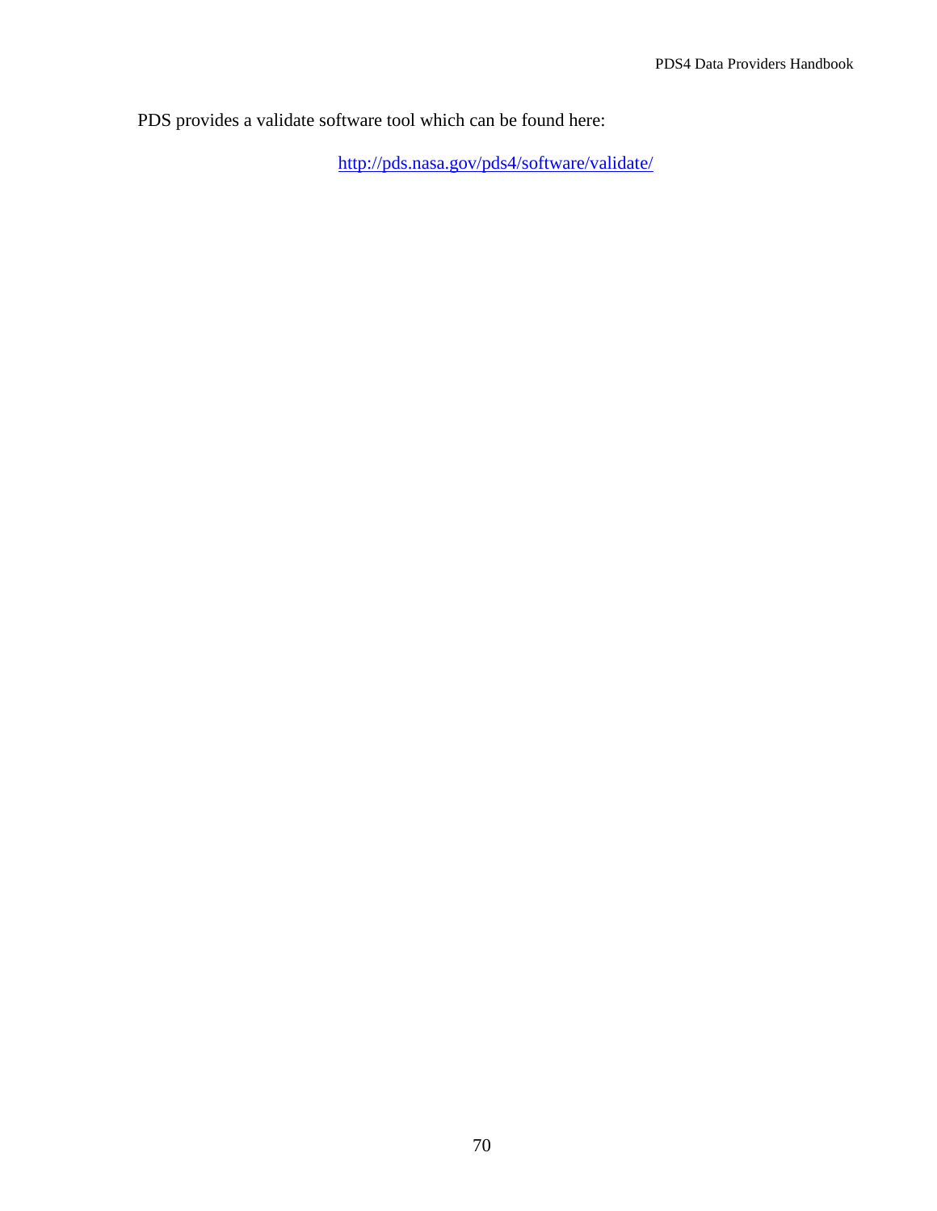PDS provides a validate software tool which can be found here:

http://pds.nasa.gov/pds4/software/validate/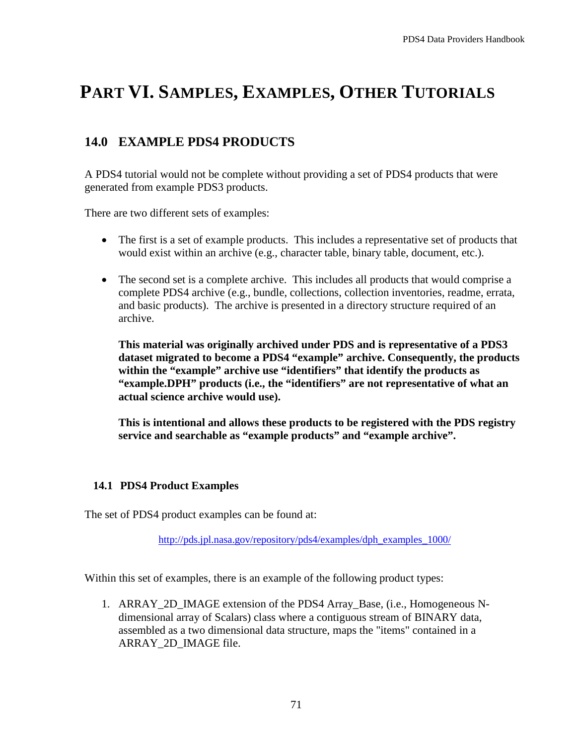# PART VI. SAMPLES, EXAMPLES, OTHER TUTORIALS

## 14.0 EXAMPLE PDS4 PRODUCTS

A PDS4 tutorial would not be complete without providing a set of PDS4 products that were generated from example PDS3 products.

There are two different sets of examples:

- The first is a set of example products. This includes a representative set of products that would exist within an archive (e.g., character table, binary table, document, etc.).

- The second set is a complete archive. This includes all products that would comprise a complete PDS4 archive (e.g., bundle, collections, collection inventories, readme, errata, and basic products). The archive is presented in a directory structure required of an archive.

  **This material was originally archived under PDS and is representative of a PDS3 dataset migrated to become a PDS4 "example" archive. Consequently, the products within the "example" archive use "identifiers" that identify the products as "example.DPH" products (i.e., the "identifiers" are not representative of what an actual science archive would use).**

  **This is intentional and allows these products to be registered with the PDS registry service and searchable as "example products" and "example archive".**

### 14.1 PDS4 Product Examples

The set of PDS4 product examples can be found at:

http://pds.jpl.nasa.gov/repository/pds4/examples/dph_examples_1000/

Within this set of examples, there is an example of the following product types:

1. ARRAY_2D_IMAGE extension of the PDS4 Array_Base, (i.e., Homogeneous N-dimensional array of Scalars) class where a contiguous stream of BINARY data, assembled as a two dimensional data structure, maps the "items" contained in a ARRAY_2D_IMAGE file.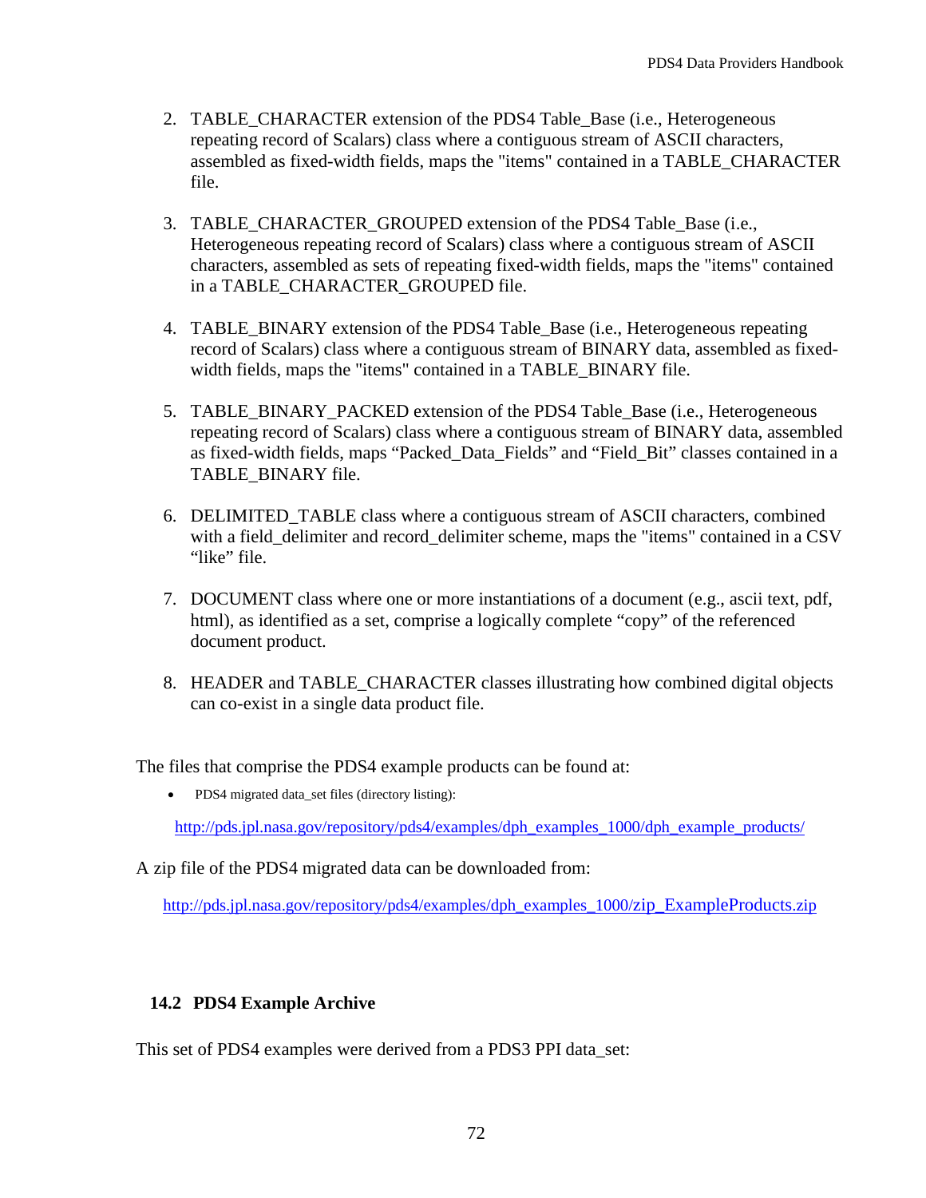2. TABLE_CHARACTER extension of the PDS4 Table_Base (i.e., Heterogeneous repeating record of Scalars) class where a contiguous stream of ASCII characters, assembled as fixed-width fields, maps the "items" contained in a TABLE_CHARACTER file.

3. TABLE_CHARACTER_GROUPED extension of the PDS4 Table_Base (i.e., Heterogeneous repeating record of Scalars) class where a contiguous stream of ASCII characters, assembled as sets of repeating fixed-width fields, maps the "items" contained in a TABLE_CHARACTER_GROUPED file.

4. TABLE_BINARY extension of the PDS4 Table_Base (i.e., Heterogeneous repeating record of Scalars) class where a contiguous stream of BINARY data, assembled as fixed-width fields, maps the "items" contained in a TABLE_BINARY file.

5. TABLE_BINARY_PACKED extension of the PDS4 Table_Base (i.e., Heterogeneous repeating record of Scalars) class where a contiguous stream of BINARY data, assembled as fixed-width fields, maps “Packed_Data_Fields” and “Field_Bit” classes contained in a TABLE_BINARY file.

6. DELIMITED_TABLE class where a contiguous stream of ASCII characters, combined with a field_delimiter and record_delimiter scheme, maps the "items" contained in a CSV “like” file.

7. DOCUMENT class where one or more instantiations of a document (e.g., ascii text, pdf, html), as identified as a set, comprise a logically complete “copy” of the referenced document product.

8. HEADER and TABLE_CHARACTER classes illustrating how combined digital objects can co-exist in a single data product file.

The files that comprise the PDS4 example products can be found at:

- PDS4 migrated data_set files (directory listing):

  http://pds.jpl.nasa.gov/repository/pds4/examples/dph_examples_1000/dph_example_products/

A zip file of the PDS4 migrated data can be downloaded from:

http://pds.jpl.nasa.gov/repository/pds4/examples/dph_examples_1000/zip_ExampleProducts.zip

## 14.2 PDS4 Example Archive

This set of PDS4 examples were derived from a PDS3 PPI data_set: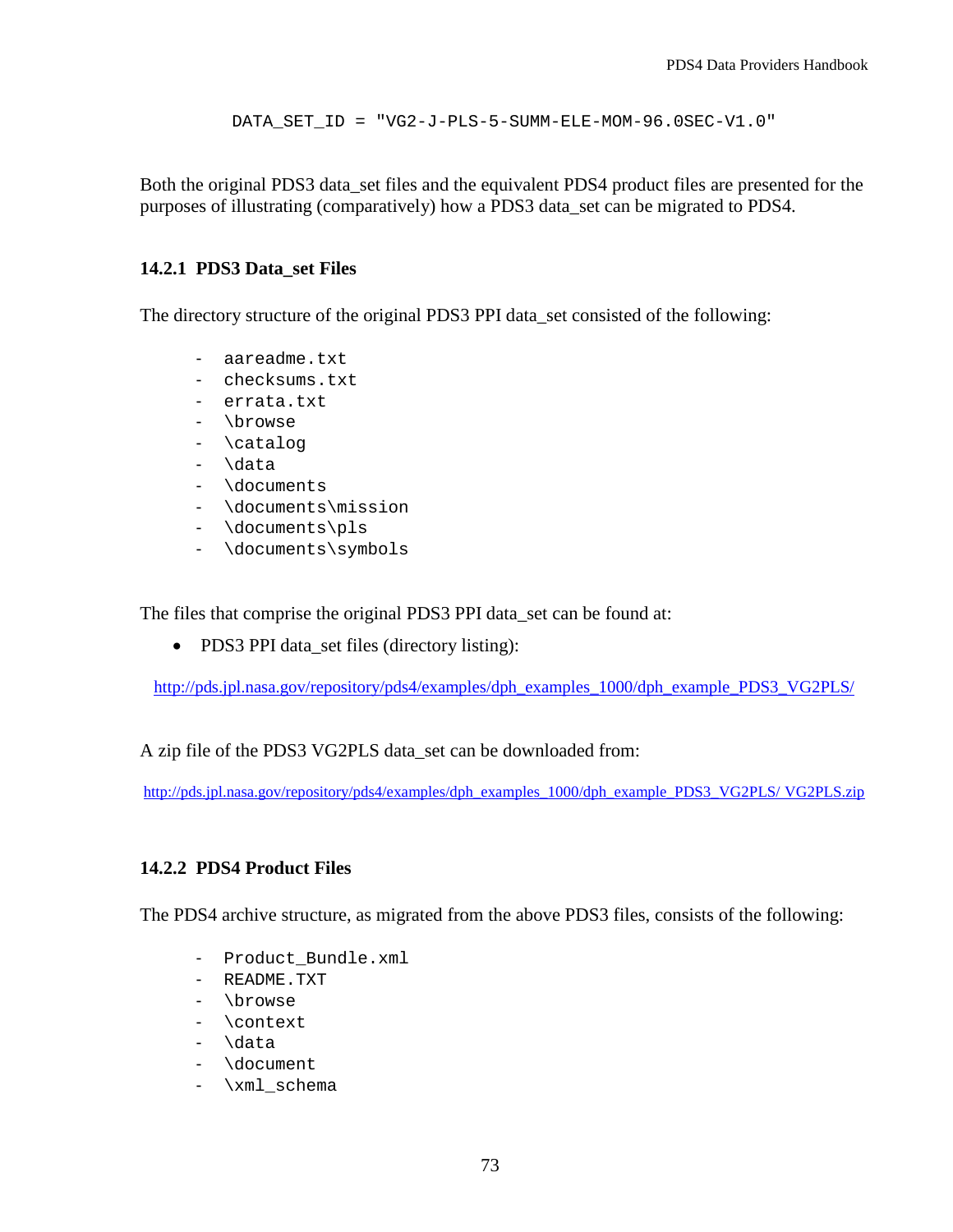```
DATA_SET_ID = "VG2-J-PLS-5-SUMM-ELE-MOM-96.0SEC-V1.0"
```

Both the original PDS3 data_set files and the equivalent PDS4 product files are presented for the purposes of illustrating (comparatively) how a PDS3 data_set can be migrated to PDS4.

### 14.2.1 PDS3 Data_set Files

The directory structure of the original PDS3 PPI data_set consisted of the following:

```
- aareadme.txt
- checksums.txt
- errata.txt
- \browse
- \catalog
- \data
- \documents
- \documents\mission
- \documents\pls
- \documents\symbols
```

The files that comprise the original PDS3 PPI data_set can be found at:

- PDS3 PPI data_set files (directory listing):

http://pds.jpl.nasa.gov/repository/pds4/examples/dph_examples_1000/dph_example_PDS3_VG2PLS/

A zip file of the PDS3 VG2PLS data_set can be downloaded from:

http://pds.jpl.nasa.gov/repository/pds4/examples/dph_examples_1000/dph_example_PDS3_VG2PLS/ VG2PLS.zip

### 14.2.2 PDS4 Product Files

The PDS4 archive structure, as migrated from the above PDS3 files, consists of the following:

```
- Product_Bundle.xml
- README.TXT
- \browse
- \context
- \data
- \document
- \xml_schema
```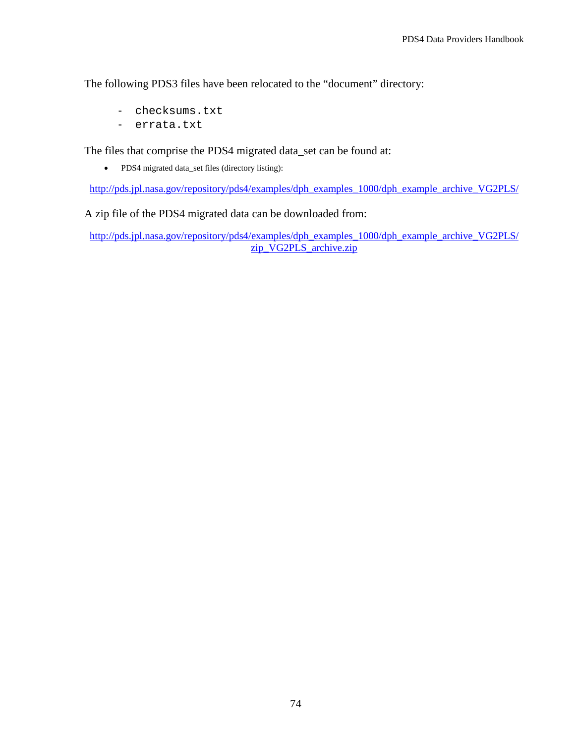The following PDS3 files have been relocated to the "document" directory:

```
- checksums.txt
- errata.txt
```

The files that comprise the PDS4 migrated data_set can be found at:

- PDS4 migrated data_set files (directory listing):

http://pds.jpl.nasa.gov/repository/pds4/examples/dph_examples_1000/dph_example_archive_VG2PLS/

A zip file of the PDS4 migrated data can be downloaded from:

http://pds.jpl.nasa.gov/repository/pds4/examples/dph_examples_1000/dph_example_archive_VG2PLS/zip_VG2PLS_archive.zip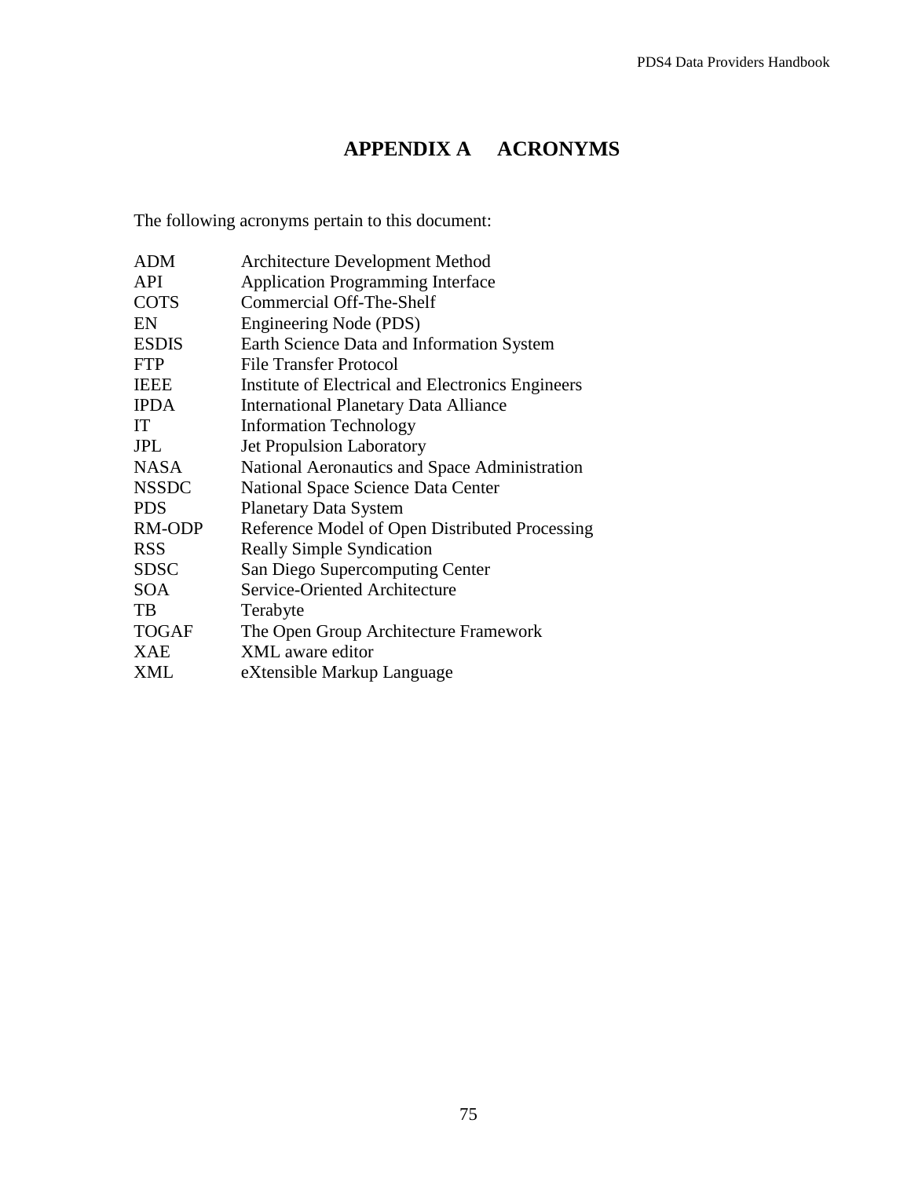# APPENDIX A ACRONYMS

The following acronyms pertain to this document:

| | |
|---|---|
| ADM | Architecture Development Method |
| API | Application Programming Interface |
| COTS | Commercial Off-The-Shelf |
| EN | Engineering Node (PDS) |
| ESDIS | Earth Science Data and Information System |
| FTP | File Transfer Protocol |
| IEEE | Institute of Electrical and Electronics Engineers |
| IPDA | International Planetary Data Alliance |
| IT | Information Technology |
| JPL | Jet Propulsion Laboratory |
| NASA | National Aeronautics and Space Administration |
| NSSDC | National Space Science Data Center |
| PDS | Planetary Data System |
| RM-ODP | Reference Model of Open Distributed Processing |
| RSS | Really Simple Syndication |
| SDSC | San Diego Supercomputing Center |
| SOA | Service-Oriented Architecture |
| TB | Terabyte |
| TOGAF | The Open Group Architecture Framework |
| XAE | XML aware editor |
| XML | eXtensible Markup Language |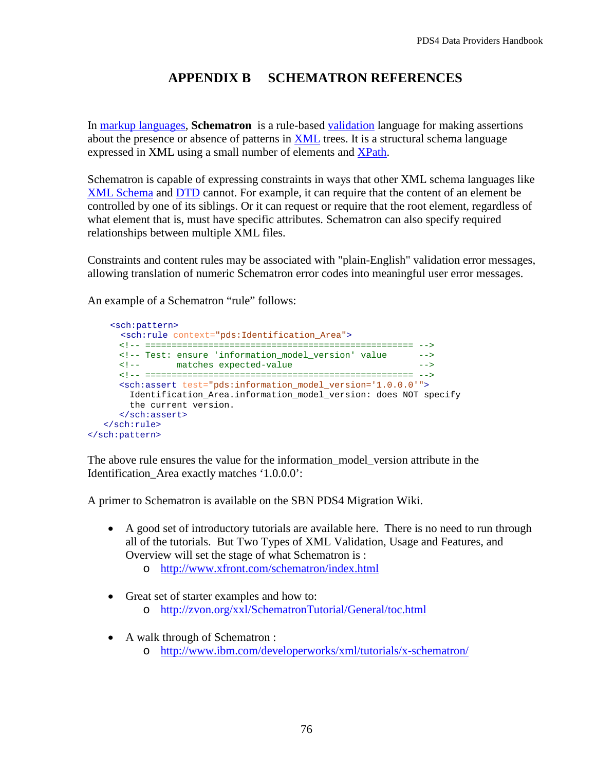# APPENDIX B SCHEMATRON REFERENCES

In [markup languages](), **Schematron** is a rule-based [validation]() language for making assertions about the presence or absence of patterns in [XML]() trees. It is a structural schema language expressed in XML using a small number of elements and [XPath]().

Schematron is capable of expressing constraints in ways that other XML schema languages like [XML Schema]() and [DTD]() cannot. For example, it can require that the content of an element be controlled by one of its siblings. Or it can request or require that the root element, regardless of what element that is, must have specific attributes. Schematron can also specify required relationships between multiple XML files.

Constraints and content rules may be associated with "plain-English" validation error messages, allowing translation of numeric Schematron error codes into meaningful user error messages.

An example of a Schematron "rule" follows:

```
    <sch:pattern>
      <sch:rule context="pds:Identification_Area">
      <!-- ================================================== -->
      <!-- Test: ensure 'information_model_version' value      -->
      <!--       matches expected-value                        -->
      <!-- ================================================== -->
      <sch:assert test="pds:information_model_version='1.0.0.0'">
        Identification_Area.information_model_version: does NOT specify
        the current version.
      </sch:assert>
   </sch:rule>
</sch:pattern>
```

The above rule ensures the value for the information_model_version attribute in the Identification_Area exactly matches '1.0.0.0':

A primer to Schematron is available on the SBN PDS4 Migration Wiki.

- A good set of introductory tutorials are available here. There is no need to run through all of the tutorials. But Two Types of XML Validation, Usage and Features, and Overview will set the stage of what Schematron is :
  - http://www.xfront.com/schematron/index.html

- Great set of starter examples and how to:
  - http://zvon.org/xxl/SchematronTutorial/General/toc.html

- A walk through of Schematron :
  - http://www.ibm.com/developerworks/xml/tutorials/x-schematron/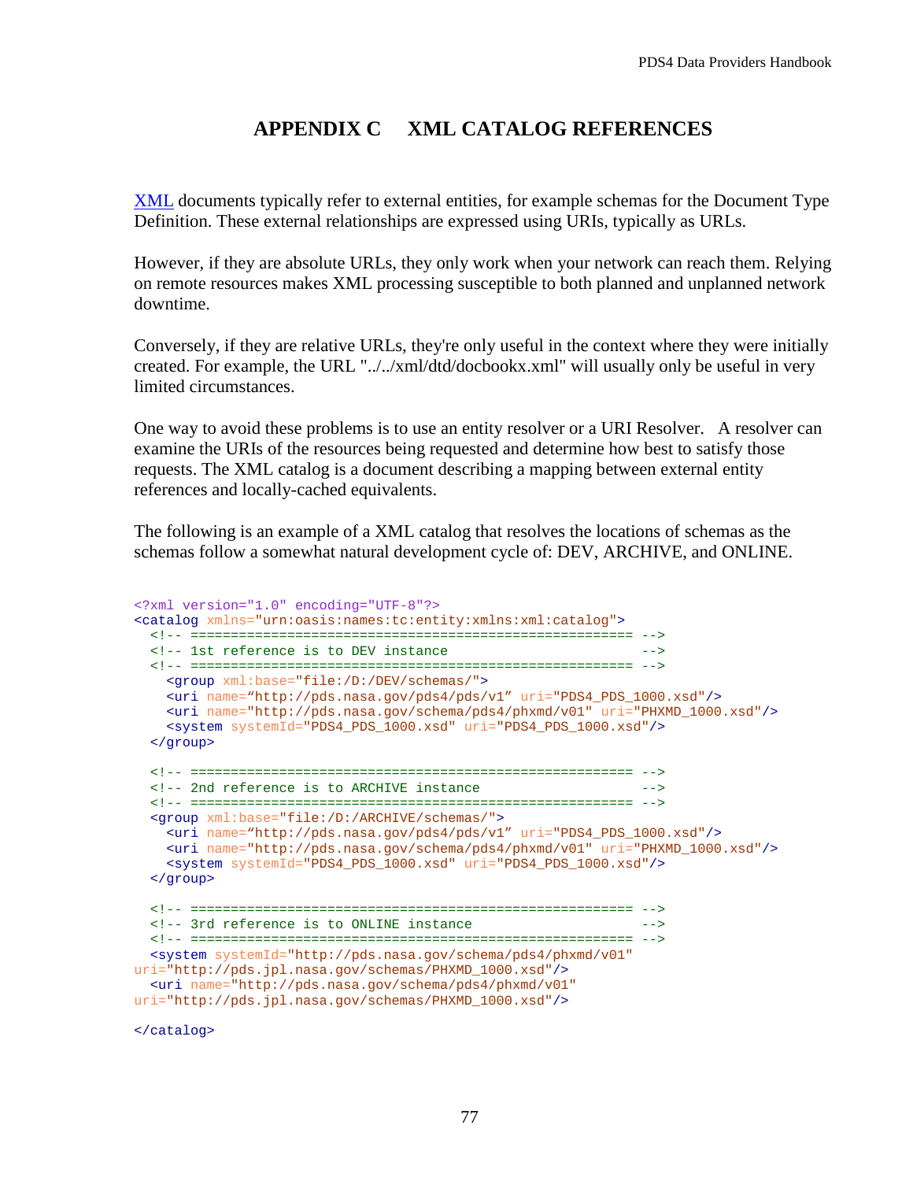# APPENDIX C XML CATALOG REFERENCES

XML documents typically refer to external entities, for example schemas for the Document Type Definition. These external relationships are expressed using URIs, typically as URLs.

However, if they are absolute URLs, they only work when your network can reach them. Relying on remote resources makes XML processing susceptible to both planned and unplanned network downtime.

Conversely, if they are relative URLs, they're only useful in the context where they were initially created. For example, the URL "../../xml/dtd/docbookx.xml" will usually only be useful in very limited circumstances.

One way to avoid these problems is to use an entity resolver or a URI Resolver. A resolver can examine the URIs of the resources being requested and determine how best to satisfy those requests. The XML catalog is a document describing a mapping between external entity references and locally-cached equivalents.

The following is an example of a XML catalog that resolves the locations of schemas as the schemas follow a somewhat natural development cycle of: DEV, ARCHIVE, and ONLINE.

```
<?xml version="1.0" encoding="UTF-8"?>
<catalog xmlns="urn:oasis:names:tc:entity:xmlns:xml:catalog">
  <!-- ====================================================== -->
  <!-- 1st reference is to DEV instance                       -->
  <!-- ====================================================== -->
    <group xml:base="file:/D:/DEV/schemas/">
    <uri name="http://pds.nasa.gov/pds4/pds/v1" uri="PDS4_PDS_1000.xsd"/>
    <uri name="http://pds.nasa.gov/schema/pds4/phxmd/v01" uri="PHXMD_1000.xsd"/>
    <system systemId="PDS4_PDS_1000.xsd" uri="PDS4_PDS_1000.xsd"/>
  </group>

  <!-- ====================================================== -->
  <!-- 2nd reference is to ARCHIVE instance                   -->
  <!-- ====================================================== -->
  <group xml:base="file:/D:/ARCHIVE/schemas/">
    <uri name="http://pds.nasa.gov/pds4/pds/v1" uri="PDS4_PDS_1000.xsd"/>
    <uri name="http://pds.nasa.gov/schema/pds4/phxmd/v01" uri="PHXMD_1000.xsd"/>
    <system systemId="PDS4_PDS_1000.xsd" uri="PDS4_PDS_1000.xsd"/>
  </group>

  <!-- ====================================================== -->
  <!-- 3rd reference is to ONLINE instance                    -->
  <!-- ====================================================== -->
  <system systemId="http://pds.nasa.gov/schema/pds4/phxmd/v01"
uri="http://pds.jpl.nasa.gov/schemas/PHXMD_1000.xsd"/>
  <uri name="http://pds.nasa.gov/schema/pds4/phxmd/v01"
uri="http://pds.jpl.nasa.gov/schemas/PHXMD_1000.xsd"/>

</catalog>
```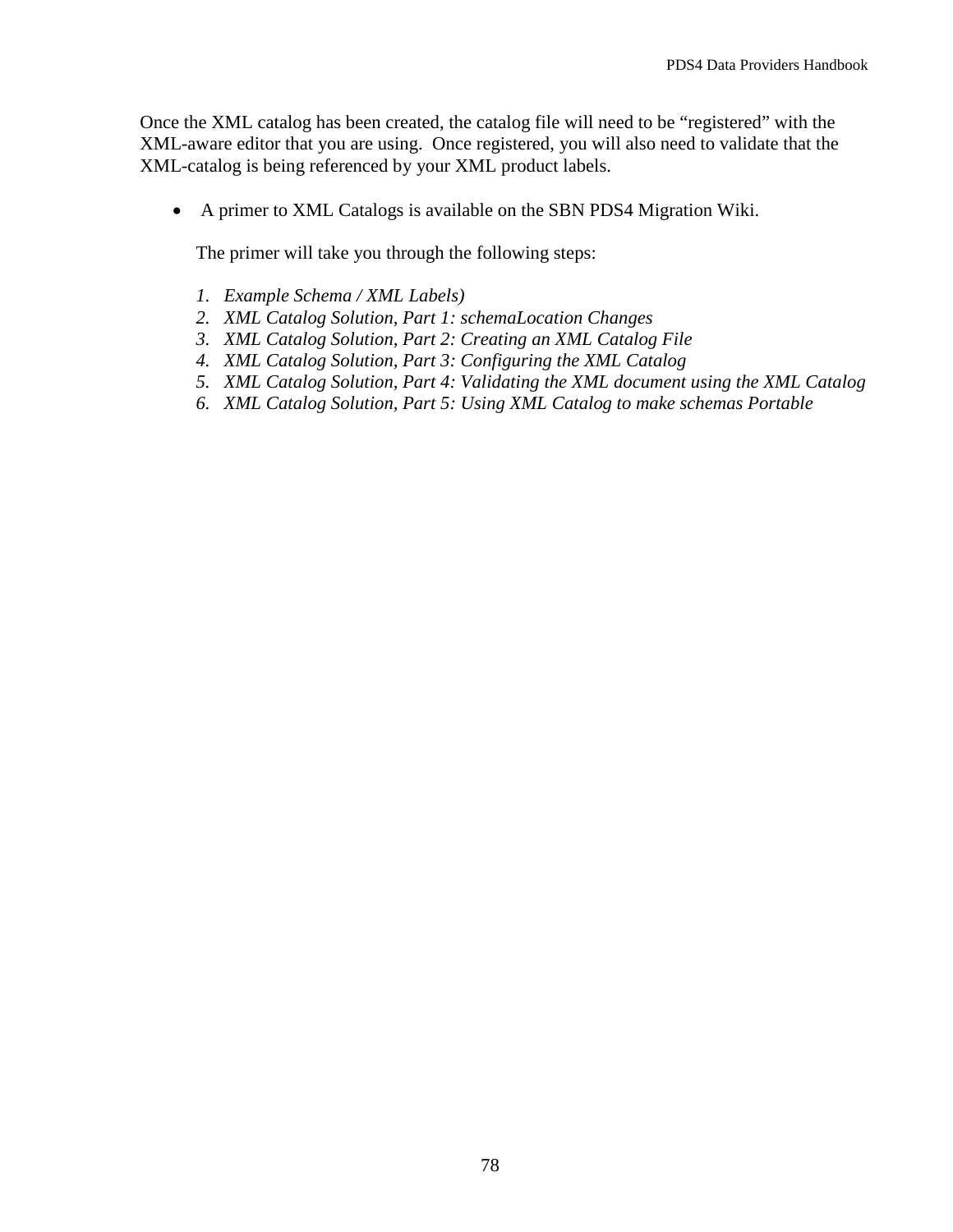Once the XML catalog has been created, the catalog file will need to be “registered” with the XML-aware editor that you are using.  Once registered, you will also need to validate that the XML-catalog is being referenced by your XML product labels.

- A primer to XML Catalogs is available on the SBN PDS4 Migration Wiki.

  The primer will take you through the following steps:

  1. *Example Schema / XML Labels)*
  2. *XML Catalog Solution, Part 1: schemaLocation Changes*
  3. *XML Catalog Solution, Part 2: Creating an XML Catalog File*
  4. *XML Catalog Solution, Part 3: Configuring the XML Catalog*
  5. *XML Catalog Solution, Part 4: Validating the XML document using the XML Catalog*
  6. *XML Catalog Solution, Part 5: Using XML Catalog to make schemas Portable*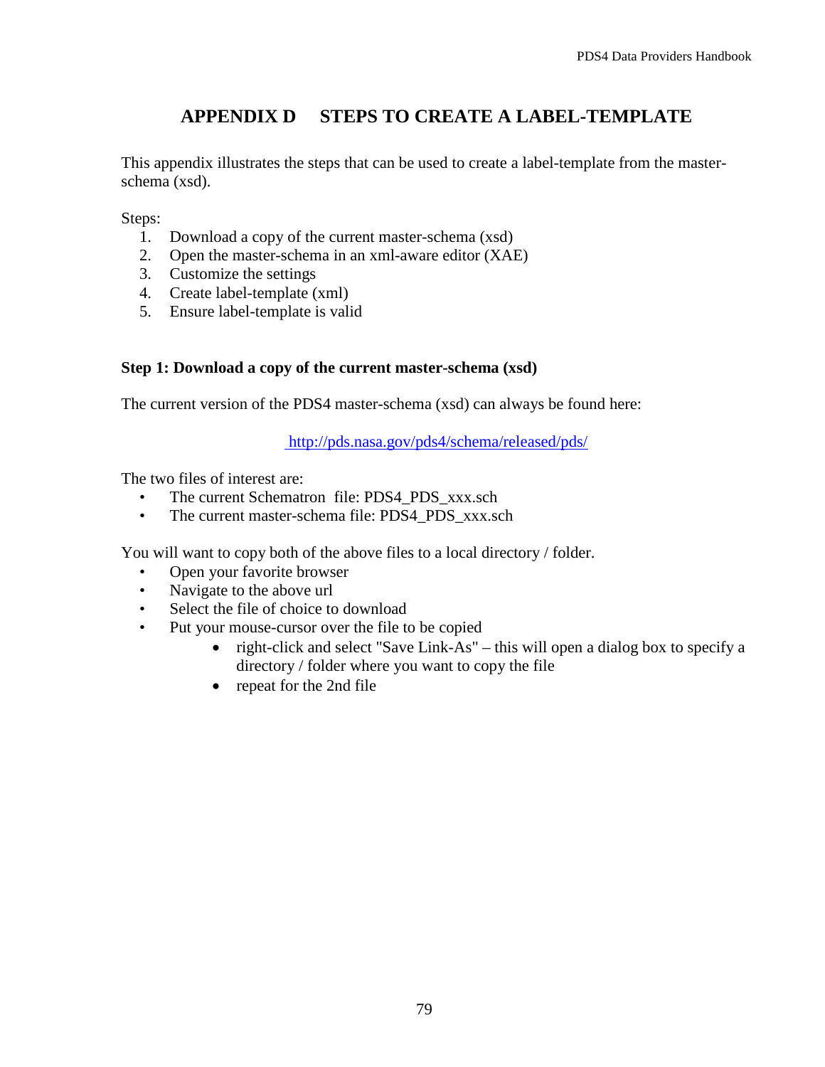# APPENDIX D STEPS TO CREATE A LABEL-TEMPLATE

This appendix illustrates the steps that can be used to create a label-template from the master-schema (xsd).

Steps:

1. Download a copy of the current master-schema (xsd)
2. Open the master-schema in an xml-aware editor (XAE)
3. Customize the settings
4. Create label-template (xml)
5. Ensure label-template is valid

**Step 1: Download a copy of the current master-schema (xsd)**

The current version of the PDS4 master-schema (xsd) can always be found here:

http://pds.nasa.gov/pds4/schema/released/pds/

The two files of interest are:

- The current Schematron file: PDS4_PDS_xxx.sch
- The current master-schema file: PDS4_PDS_xxx.sch

You will want to copy both of the above files to a local directory / folder.

- Open your favorite browser
- Navigate to the above url
- Select the file of choice to download
- Put your mouse-cursor over the file to be copied
    - right-click and select "Save Link-As" – this will open a dialog box to specify a directory / folder where you want to copy the file
    - repeat for the 2nd file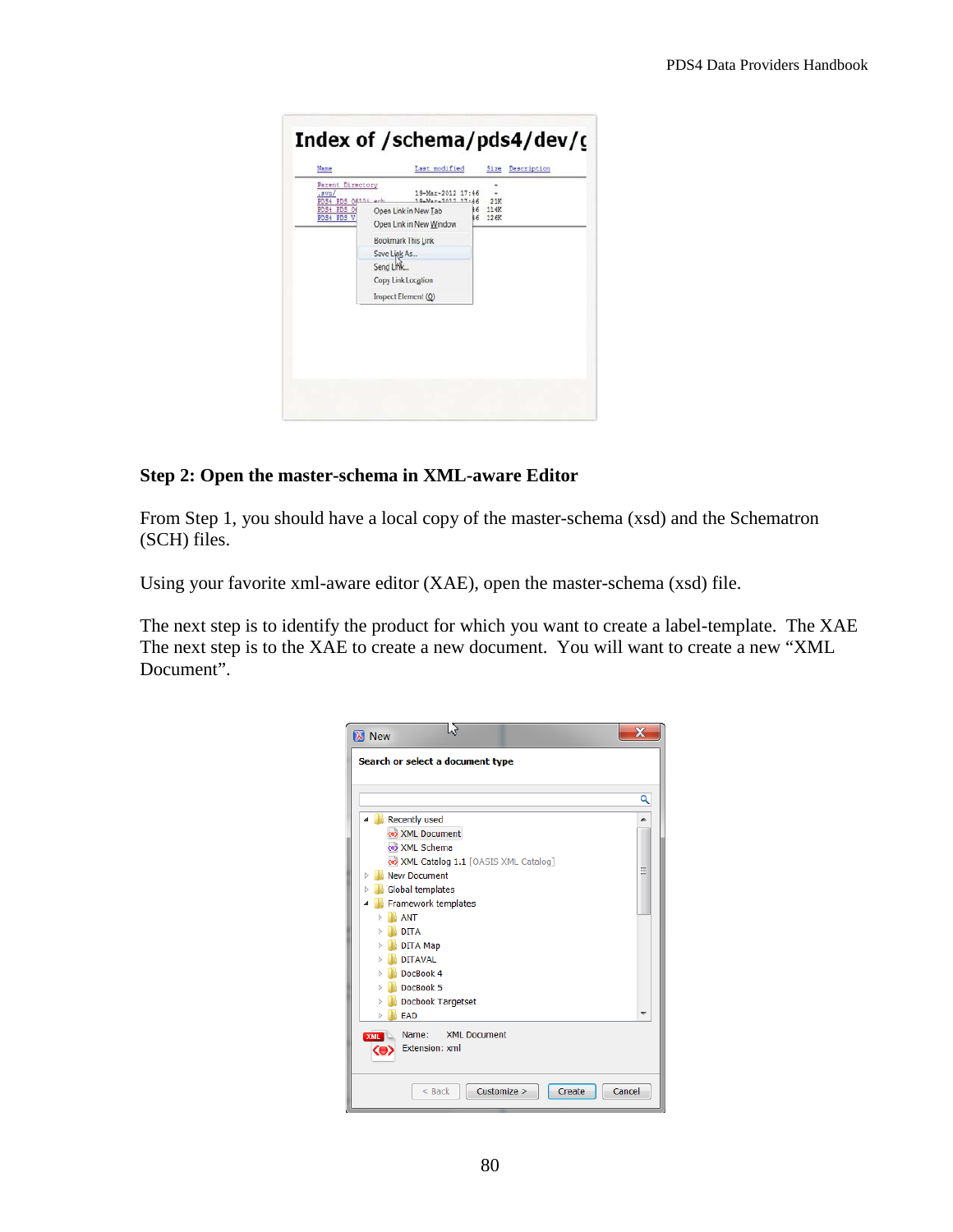### Step 2: Open the master-schema in XML-aware Editor

From Step 1, you should have a local copy of the master-schema (xsd) and the Schematron (SCH) files.

Using your favorite xml-aware editor (XAE), open the master-schema (xsd) file.

The next step is to identify the product for which you want to create a label-template. The XAE The next step is to the XAE to create a new document. You will want to create a new “XML Document”.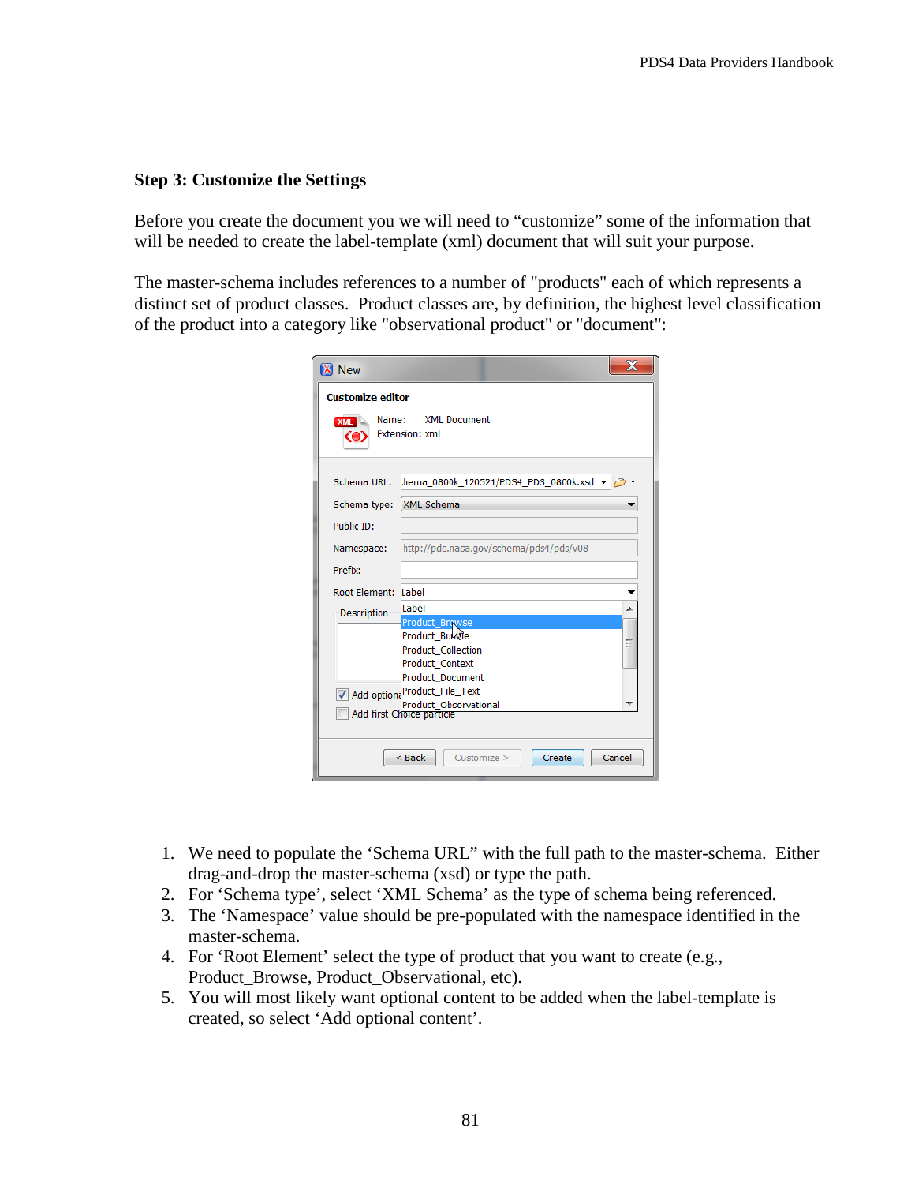**Step 3: Customize the Settings**

Before you create the document you we will need to "customize" some of the information that will be needed to create the label-template (xml) document that will suit your purpose.

The master-schema includes references to a number of "products" each of which represents a distinct set of product classes. Product classes are, by definition, the highest level classification of the product into a category like "observational product" or "document":

1. We need to populate the 'Schema URL" with the full path to the master-schema. Either drag-and-drop the master-schema (xsd) or type the path.
2. For 'Schema type', select 'XML Schema' as the type of schema being referenced.
3. The 'Namespace' value should be pre-populated with the namespace identified in the master-schema.
4. For 'Root Element' select the type of product that you want to create (e.g., Product_Browse, Product_Observational, etc).
5. You will most likely want optional content to be added when the label-template is created, so select 'Add optional content'.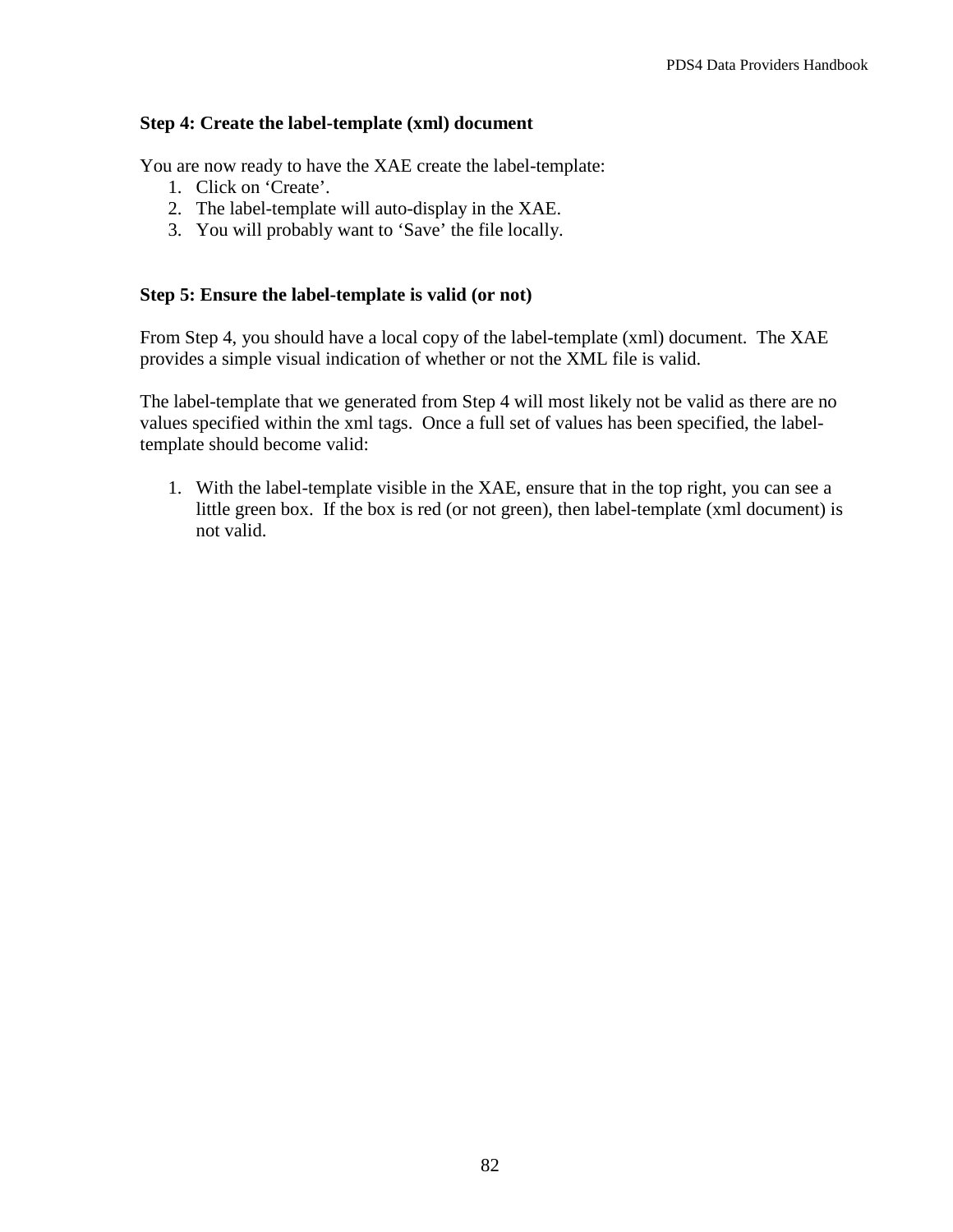### Step 4: Create the label-template (xml) document

You are now ready to have the XAE create the label-template:

1. Click on ‘Create’.
2. The label-template will auto-display in the XAE.
3. You will probably want to ‘Save’ the file locally.

### Step 5: Ensure the label-template is valid (or not)

From Step 4, you should have a local copy of the label-template (xml) document. The XAE provides a simple visual indication of whether or not the XML file is valid.

The label-template that we generated from Step 4 will most likely not be valid as there are no values specified within the xml tags. Once a full set of values has been specified, the label-template should become valid:

1. With the label-template visible in the XAE, ensure that in the top right, you can see a little green box. If the box is red (or not green), then label-template (xml document) is not valid.